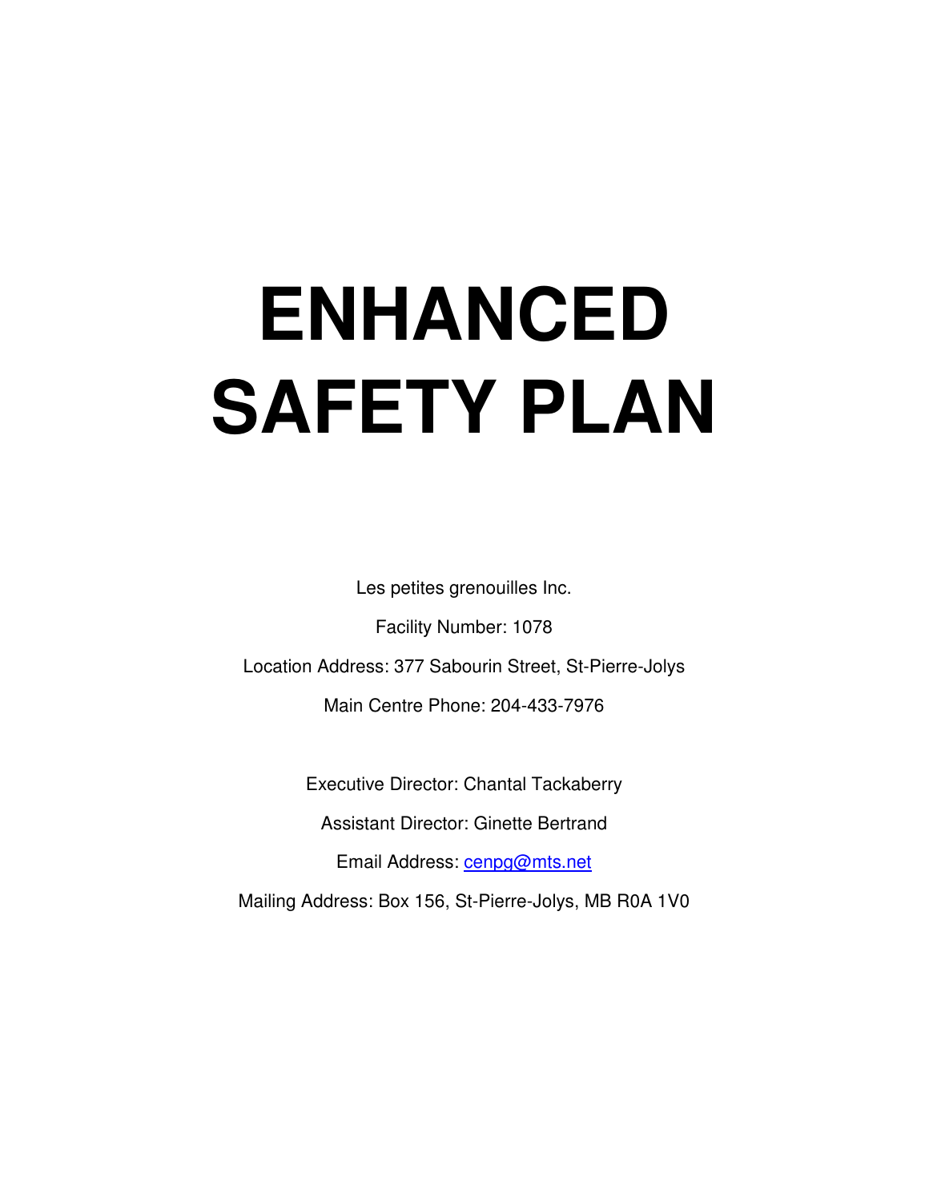# ENHANCED SAFETY PLAN

Les petites grenouilles Inc.

Facility Number: 1078

Location Address: 377 Sabourin Street, St-Pierre-Jolys

Main Centre Phone: 204-433-7976

Executive Director: Chantal Tackaberry

Assistant Director: Ginette Bertrand

Email Address: cenpg@mts.net

Mailing Address: Box 156, St-Pierre-Jolys, MB R0A 1V0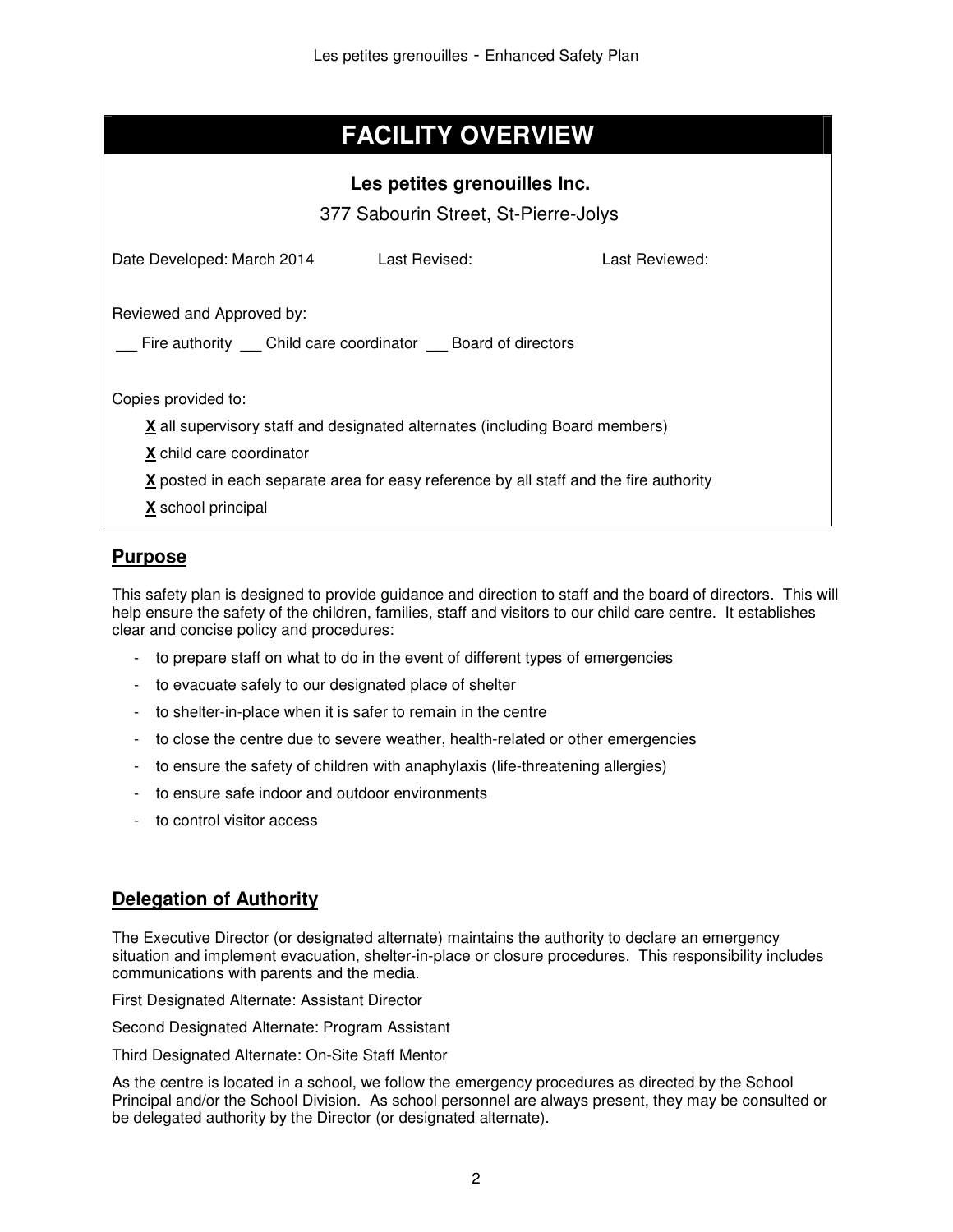# FACILITY OVERVIEW

**Les petites grenouilles Inc.**

377 Sabourin Street, St-Pierre-Jolys

Date Developed: March 2014 Last Revised: Last Reviewed:

Reviewed and Approved by:

\_\_ Fire authority \_\_ Child care coordinator \_\_ Board of directors

Copies provided to:

- **X** all supervisory staff and designated alternates (including Board members)
- **X** child care coordinator
- **X** posted in each separate area for easy reference by all staff and the fire authority
- **X** school principal

## Purpose

This safety plan is designed to provide guidance and direction to staff and the board of directors. This will help ensure the safety of the children, families, staff and visitors to our child care centre. It establishes clear and concise policy and procedures:

- to prepare staff on what to do in the event of different types of emergencies
- to evacuate safely to our designated place of shelter
- to shelter-in-place when it is safer to remain in the centre
- to close the centre due to severe weather, health-related or other emergencies
- to ensure the safety of children with anaphylaxis (life-threatening allergies)
- to ensure safe indoor and outdoor environments
- to control visitor access

## Delegation of Authority

The Executive Director (or designated alternate) maintains the authority to declare an emergency situation and implement evacuation, shelter-in-place or closure procedures. This responsibility includes communications with parents and the media.

First Designated Alternate: Assistant Director

Second Designated Alternate: Program Assistant

Third Designated Alternate: On-Site Staff Mentor

As the centre is located in a school, we follow the emergency procedures as directed by the School Principal and/or the School Division. As school personnel are always present, they may be consulted or be delegated authority by the Director (or designated alternate).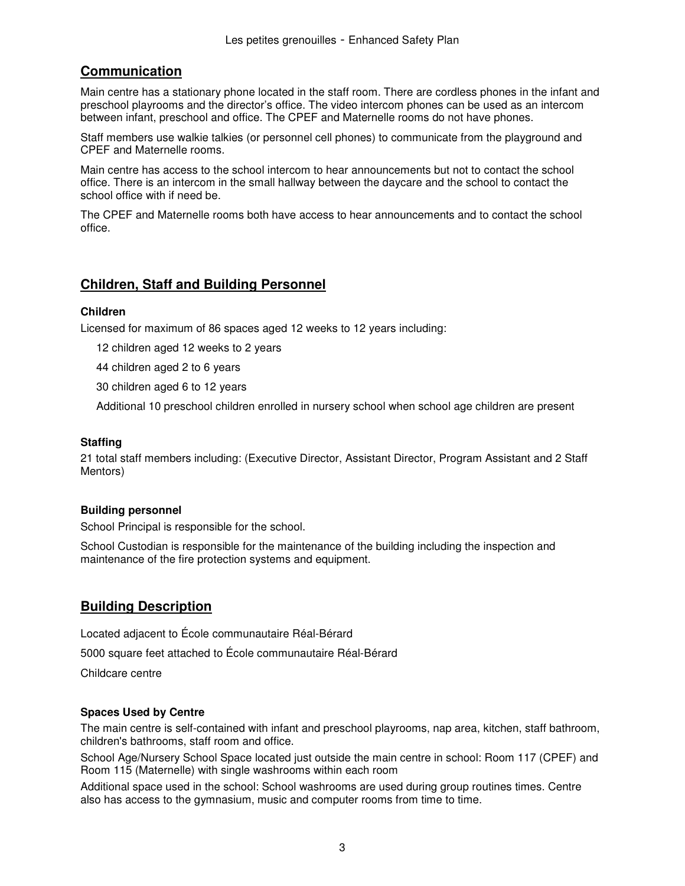## Communication

Main centre has a stationary phone located in the staff room. There are cordless phones in the infant and preschool playrooms and the director's office. The video intercom phones can be used as an intercom between infant, preschool and office. The CPEF and Maternelle rooms do not have phones.

Staff members use walkie talkies (or personnel cell phones) to communicate from the playground and CPEF and Maternelle rooms.

Main centre has access to the school intercom to hear announcements but not to contact the school office. There is an intercom in the small hallway between the daycare and the school to contact the school office with if need be.

The CPEF and Maternelle rooms both have access to hear announcements and to contact the school office.

## Children, Staff and Building Personnel

### Children

Licensed for maximum of 86 spaces aged 12 weeks to 12 years including:

- 12 children aged 12 weeks to 2 years
- 44 children aged 2 to 6 years
- 30 children aged 6 to 12 years
- Additional 10 preschool children enrolled in nursery school when school age children are present

### Staffing

21 total staff members including: (Executive Director, Assistant Director, Program Assistant and 2 Staff Mentors)

### Building personnel

School Principal is responsible for the school.

School Custodian is responsible for the maintenance of the building including the inspection and maintenance of the fire protection systems and equipment.

## Building Description

Located adjacent to École communautaire Réal-Bérard

5000 square feet attached to École communautaire Réal-Bérard

Childcare centre

### Spaces Used by Centre

The main centre is self-contained with infant and preschool playrooms, nap area, kitchen, staff bathroom, children's bathrooms, staff room and office.

School Age/Nursery School Space located just outside the main centre in school: Room 117 (CPEF) and Room 115 (Maternelle) with single washrooms within each room

Additional space used in the school: School washrooms are used during group routines times. Centre also has access to the gymnasium, music and computer rooms from time to time.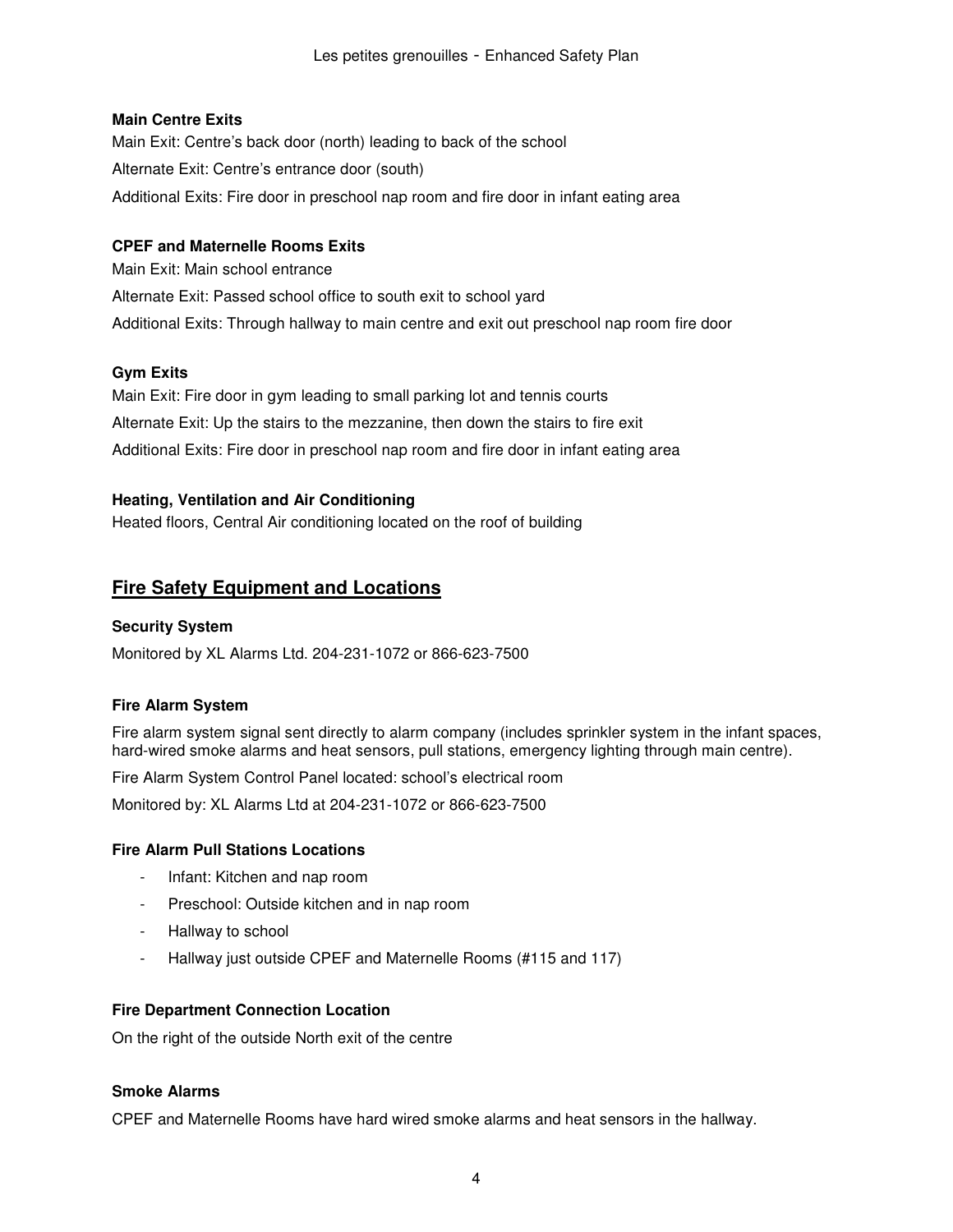**Main Centre Exits**

Main Exit: Centre's back door (north) leading to back of the school

Alternate Exit: Centre's entrance door (south)

Additional Exits: Fire door in preschool nap room and fire door in infant eating area

**CPEF and Maternelle Rooms Exits**

Main Exit: Main school entrance

Alternate Exit: Passed school office to south exit to school yard

Additional Exits: Through hallway to main centre and exit out preschool nap room fire door

**Gym Exits**

Main Exit: Fire door in gym leading to small parking lot and tennis courts

Alternate Exit: Up the stairs to the mezzanine, then down the stairs to fire exit

Additional Exits: Fire door in preschool nap room and fire door in infant eating area

**Heating, Ventilation and Air Conditioning**

Heated floors, Central Air conditioning located on the roof of building

## Fire Safety Equipment and Locations

**Security System**

Monitored by XL Alarms Ltd. 204-231-1072 or 866-623-7500

**Fire Alarm System**

Fire alarm system signal sent directly to alarm company (includes sprinkler system in the infant spaces, hard-wired smoke alarms and heat sensors, pull stations, emergency lighting through main centre).

Fire Alarm System Control Panel located: school's electrical room

Monitored by: XL Alarms Ltd at 204-231-1072 or 866-623-7500

**Fire Alarm Pull Stations Locations**

- Infant: Kitchen and nap room
- Preschool: Outside kitchen and in nap room
- Hallway to school
- Hallway just outside CPEF and Maternelle Rooms (#115 and 117)

**Fire Department Connection Location**

On the right of the outside North exit of the centre

**Smoke Alarms**

CPEF and Maternelle Rooms have hard wired smoke alarms and heat sensors in the hallway.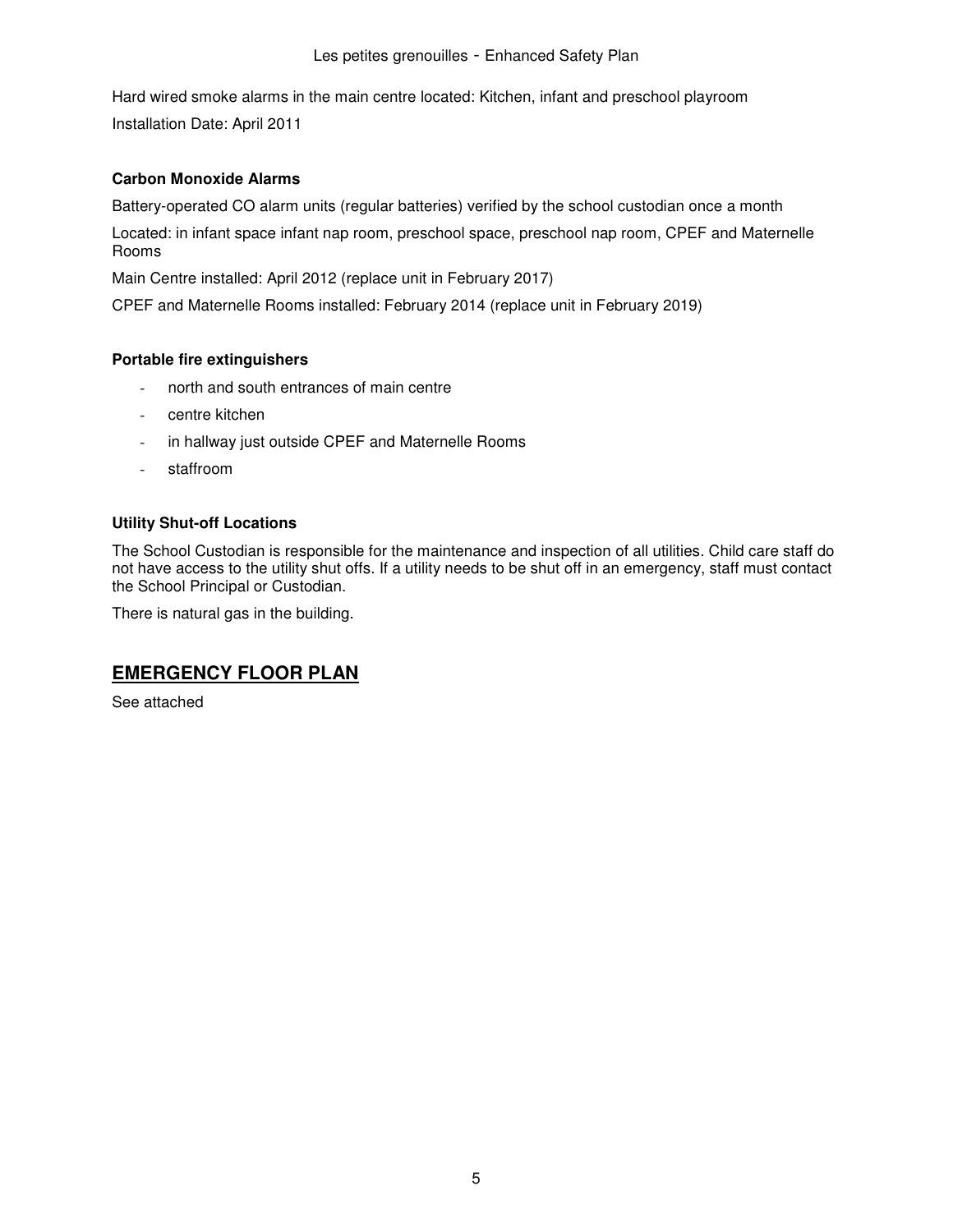Hard wired smoke alarms in the main centre located: Kitchen, infant and preschool playroom

Installation Date: April 2011

**Carbon Monoxide Alarms**

Battery-operated CO alarm units (regular batteries) verified by the school custodian once a month

Located: in infant space infant nap room, preschool space, preschool nap room, CPEF and Maternelle Rooms

Main Centre installed: April 2012 (replace unit in February 2017)

CPEF and Maternelle Rooms installed: February 2014 (replace unit in February 2019)

**Portable fire extinguishers**

- north and south entrances of main centre
- centre kitchen
- in hallway just outside CPEF and Maternelle Rooms
- staffroom

**Utility Shut-off Locations**

The School Custodian is responsible for the maintenance and inspection of all utilities. Child care staff do not have access to the utility shut offs. If a utility needs to be shut off in an emergency, staff must contact the School Principal or Custodian.

There is natural gas in the building.

## EMERGENCY FLOOR PLAN

See attached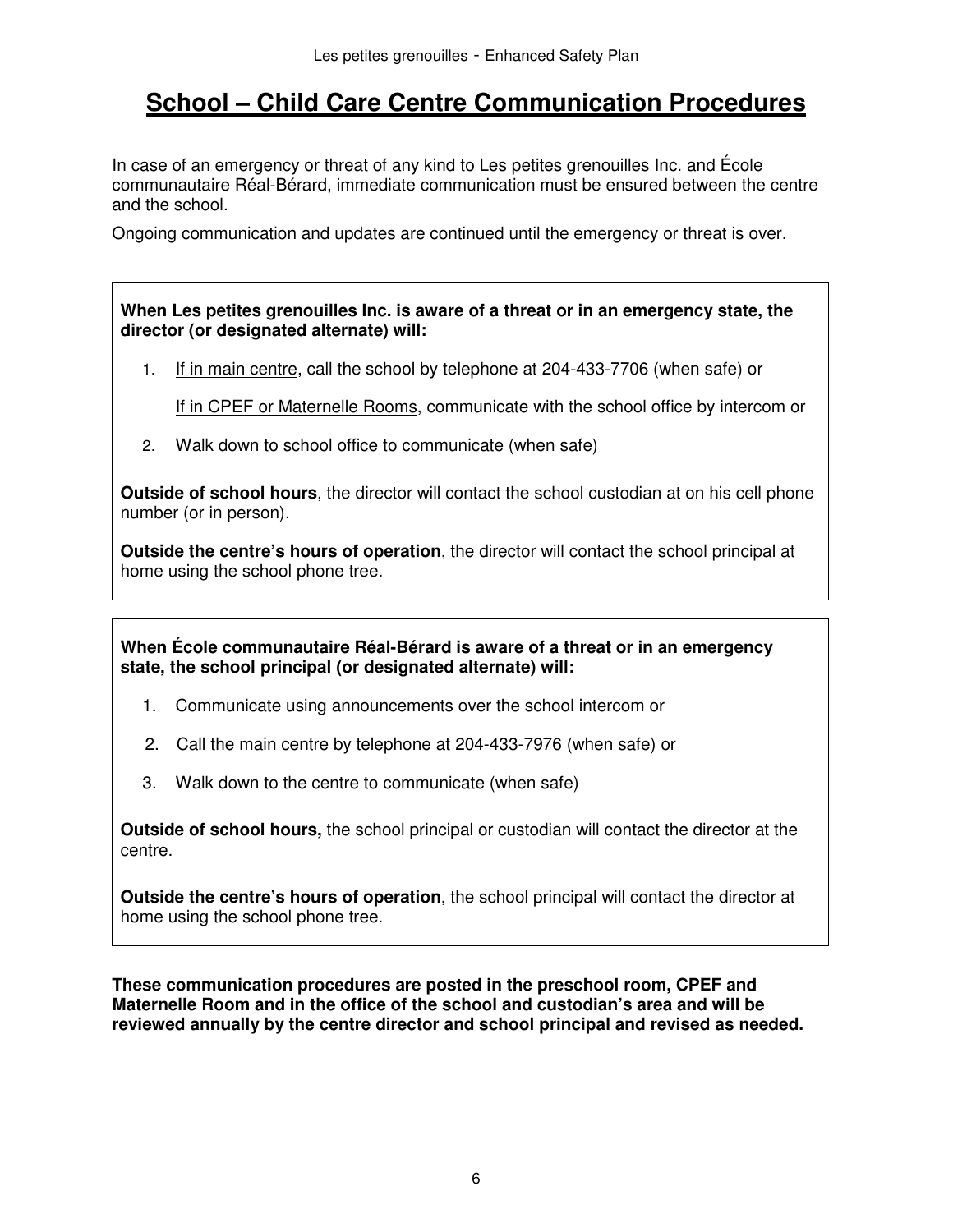# School – Child Care Centre Communication Procedures

In case of an emergency or threat of any kind to Les petites grenouilles Inc. and École communautaire Réal-Bérard, immediate communication must be ensured between the centre and the school.

Ongoing communication and updates are continued until the emergency or threat is over.

**When Les petites grenouilles Inc. is aware of a threat or in an emergency state, the director (or designated alternate) will:**

1. If in main centre, call the school by telephone at 204-433-7706 (when safe) or

   If in CPEF or Maternelle Rooms, communicate with the school office by intercom or

2. Walk down to school office to communicate (when safe)

**Outside of school hours**, the director will contact the school custodian at on his cell phone number (or in person).

**Outside the centre's hours of operation**, the director will contact the school principal at home using the school phone tree.

**When École communautaire Réal-Bérard is aware of a threat or in an emergency state, the school principal (or designated alternate) will:**

1. Communicate using announcements over the school intercom or
2. Call the main centre by telephone at 204-433-7976 (when safe) or
3. Walk down to the centre to communicate (when safe)

**Outside of school hours,** the school principal or custodian will contact the director at the centre.

**Outside the centre's hours of operation**, the school principal will contact the director at home using the school phone tree.

**These communication procedures are posted in the preschool room, CPEF and Maternelle Room and in the office of the school and custodian's area and will be reviewed annually by the centre director and school principal and revised as needed.**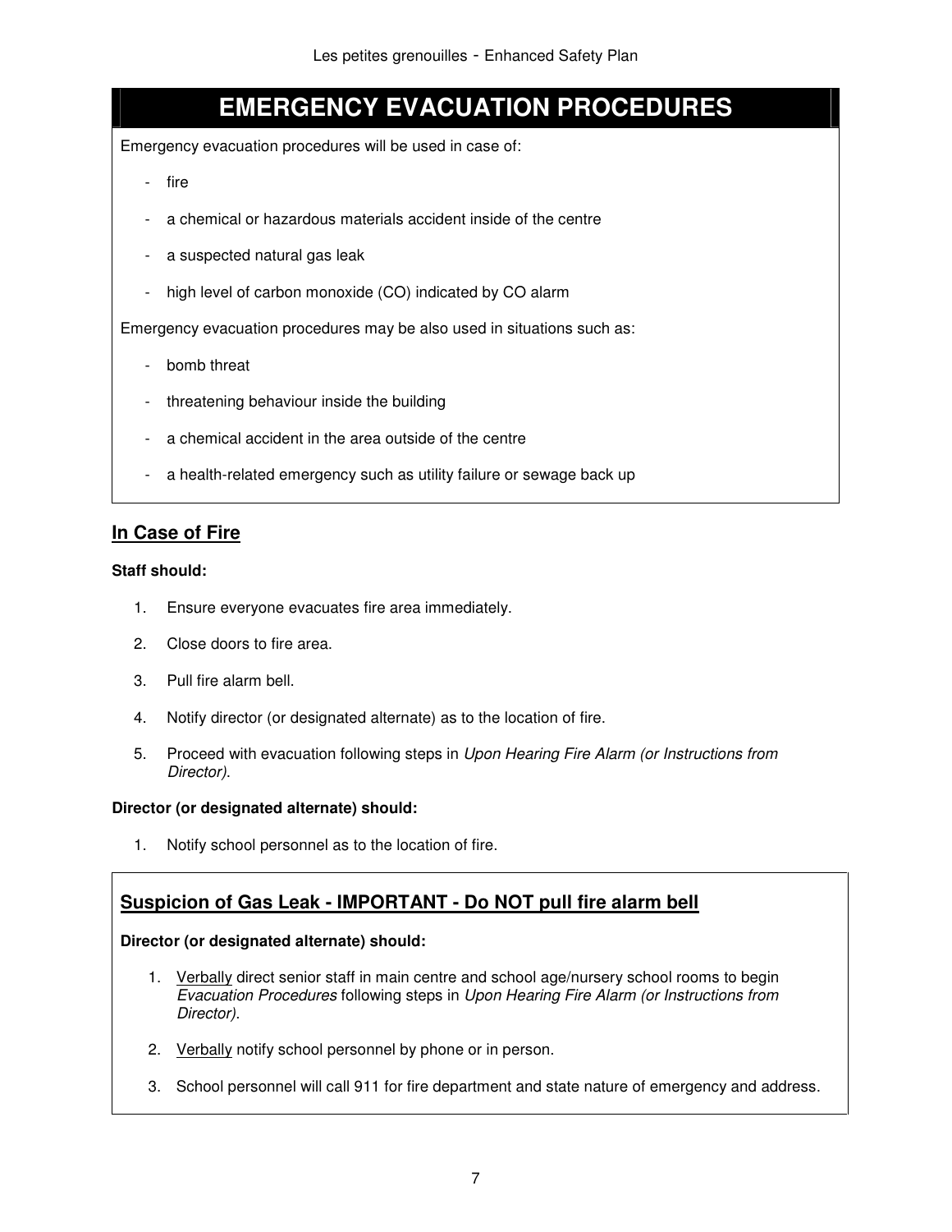# EMERGENCY EVACUATION PROCEDURES

Emergency evacuation procedures will be used in case of:

- fire
- a chemical or hazardous materials accident inside of the centre
- a suspected natural gas leak
- high level of carbon monoxide (CO) indicated by CO alarm

Emergency evacuation procedures may be also used in situations such as:

- bomb threat
- threatening behaviour inside the building
- a chemical accident in the area outside of the centre
- a health-related emergency such as utility failure or sewage back up

## In Case of Fire

**Staff should:**

1. Ensure everyone evacuates fire area immediately.
2. Close doors to fire area.
3. Pull fire alarm bell.
4. Notify director (or designated alternate) as to the location of fire.
5. Proceed with evacuation following steps in *Upon Hearing Fire Alarm (or Instructions from Director).*

**Director (or designated alternate) should:**

1. Notify school personnel as to the location of fire.

## Suspicion of Gas Leak - IMPORTANT - Do NOT pull fire alarm bell

**Director (or designated alternate) should:**

1. Verbally direct senior staff in main centre and school age/nursery school rooms to begin *Evacuation Procedures* following steps in *Upon Hearing Fire Alarm (or Instructions from Director).*
2. Verbally notify school personnel by phone or in person.
3. School personnel will call 911 for fire department and state nature of emergency and address.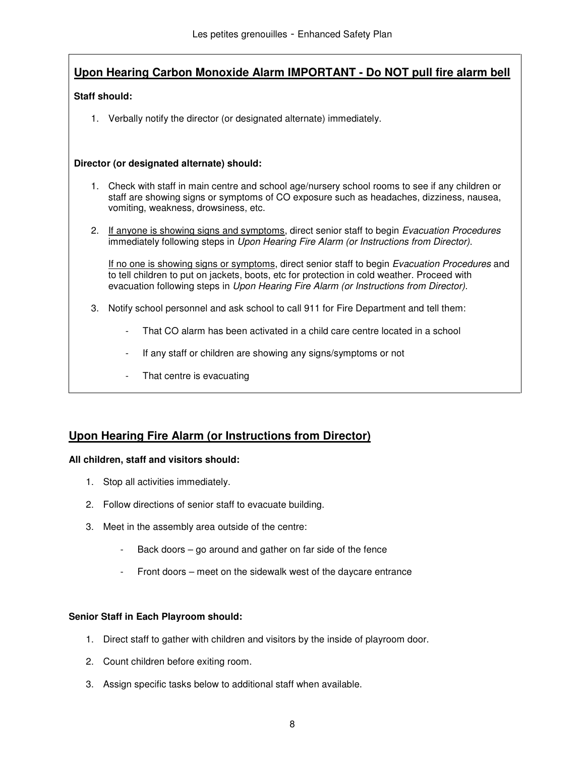## Upon Hearing Carbon Monoxide Alarm IMPORTANT - Do NOT pull fire alarm bell

**Staff should:**

1. Verbally notify the director (or designated alternate) immediately.

**Director (or designated alternate) should:**

1. Check with staff in main centre and school age/nursery school rooms to see if any children or staff are showing signs or symptoms of CO exposure such as headaches, dizziness, nausea, vomiting, weakness, drowsiness, etc.

2. If anyone is showing signs and symptoms, direct senior staff to begin *Evacuation Procedures* immediately following steps in *Upon Hearing Fire Alarm (or Instructions from Director).*

   If no one is showing signs or symptoms, direct senior staff to begin *Evacuation Procedures* and to tell children to put on jackets, boots, etc for protection in cold weather. Proceed with evacuation following steps in *Upon Hearing Fire Alarm (or Instructions from Director).*

3. Notify school personnel and ask school to call 911 for Fire Department and tell them:

   - That CO alarm has been activated in a child care centre located in a school
   - If any staff or children are showing any signs/symptoms or not
   - That centre is evacuating

## Upon Hearing Fire Alarm (or Instructions from Director)

**All children, staff and visitors should:**

1. Stop all activities immediately.
2. Follow directions of senior staff to evacuate building.
3. Meet in the assembly area outside of the centre:
   - Back doors – go around and gather on far side of the fence
   - Front doors – meet on the sidewalk west of the daycare entrance

**Senior Staff in Each Playroom should:**

1. Direct staff to gather with children and visitors by the inside of playroom door.
2. Count children before exiting room.
3. Assign specific tasks below to additional staff when available.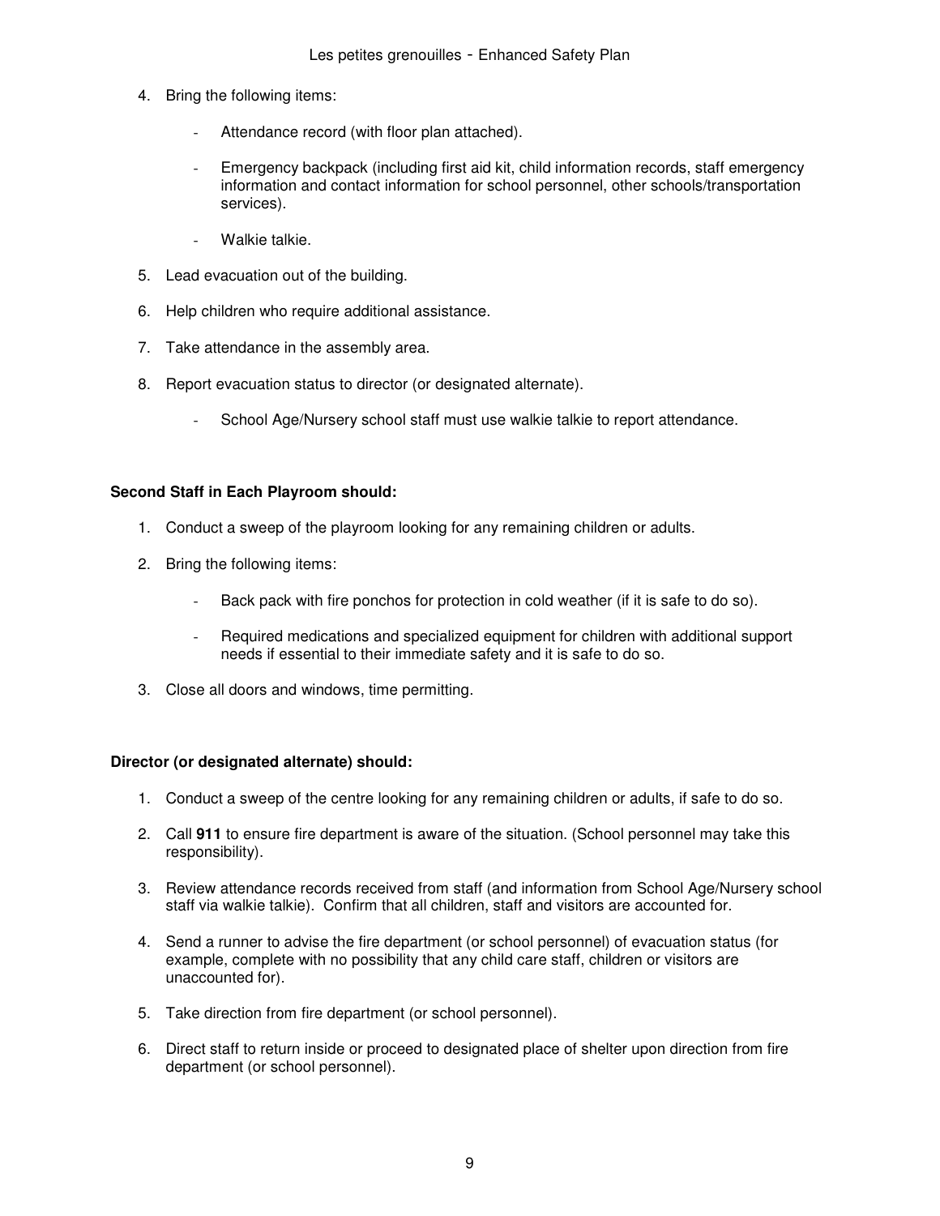4. Bring the following items:

   - Attendance record (with floor plan attached).

   - Emergency backpack (including first aid kit, child information records, staff emergency information and contact information for school personnel, other schools/transportation services).

   - Walkie talkie.

5. Lead evacuation out of the building.

6. Help children who require additional assistance.

7. Take attendance in the assembly area.

8. Report evacuation status to director (or designated alternate).

   - School Age/Nursery school staff must use walkie talkie to report attendance.

**Second Staff in Each Playroom should:**

1. Conduct a sweep of the playroom looking for any remaining children or adults.

2. Bring the following items:

   - Back pack with fire ponchos for protection in cold weather (if it is safe to do so).

   - Required medications and specialized equipment for children with additional support needs if essential to their immediate safety and it is safe to do so.

3. Close all doors and windows, time permitting.

**Director (or designated alternate) should:**

1. Conduct a sweep of the centre looking for any remaining children or adults, if safe to do so.

2. Call **911** to ensure fire department is aware of the situation. (School personnel may take this responsibility).

3. Review attendance records received from staff (and information from School Age/Nursery school staff via walkie talkie). Confirm that all children, staff and visitors are accounted for.

4. Send a runner to advise the fire department (or school personnel) of evacuation status (for example, complete with no possibility that any child care staff, children or visitors are unaccounted for).

5. Take direction from fire department (or school personnel).

6. Direct staff to return inside or proceed to designated place of shelter upon direction from fire department (or school personnel).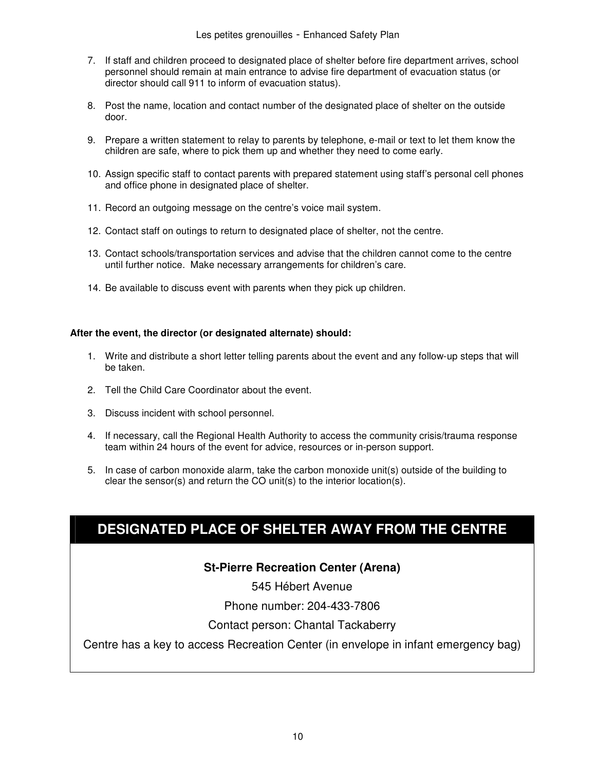7. If staff and children proceed to designated place of shelter before fire department arrives, school personnel should remain at main entrance to advise fire department of evacuation status (or director should call 911 to inform of evacuation status).

8. Post the name, location and contact number of the designated place of shelter on the outside door.

9. Prepare a written statement to relay to parents by telephone, e-mail or text to let them know the children are safe, where to pick them up and whether they need to come early.

10. Assign specific staff to contact parents with prepared statement using staff's personal cell phones and office phone in designated place of shelter.

11. Record an outgoing message on the centre's voice mail system.

12. Contact staff on outings to return to designated place of shelter, not the centre.

13. Contact schools/transportation services and advise that the children cannot come to the centre until further notice. Make necessary arrangements for children's care.

14. Be available to discuss event with parents when they pick up children.

**After the event, the director (or designated alternate) should:**

1. Write and distribute a short letter telling parents about the event and any follow-up steps that will be taken.

2. Tell the Child Care Coordinator about the event.

3. Discuss incident with school personnel.

4. If necessary, call the Regional Health Authority to access the community crisis/trauma response team within 24 hours of the event for advice, resources or in-person support.

5. In case of carbon monoxide alarm, take the carbon monoxide unit(s) outside of the building to clear the sensor(s) and return the CO unit(s) to the interior location(s).

## DESIGNATED PLACE OF SHELTER AWAY FROM THE CENTRE

**St-Pierre Recreation Center (Arena)**

545 Hébert Avenue

Phone number: 204-433-7806

Contact person: Chantal Tackaberry

Centre has a key to access Recreation Center (in envelope in infant emergency bag)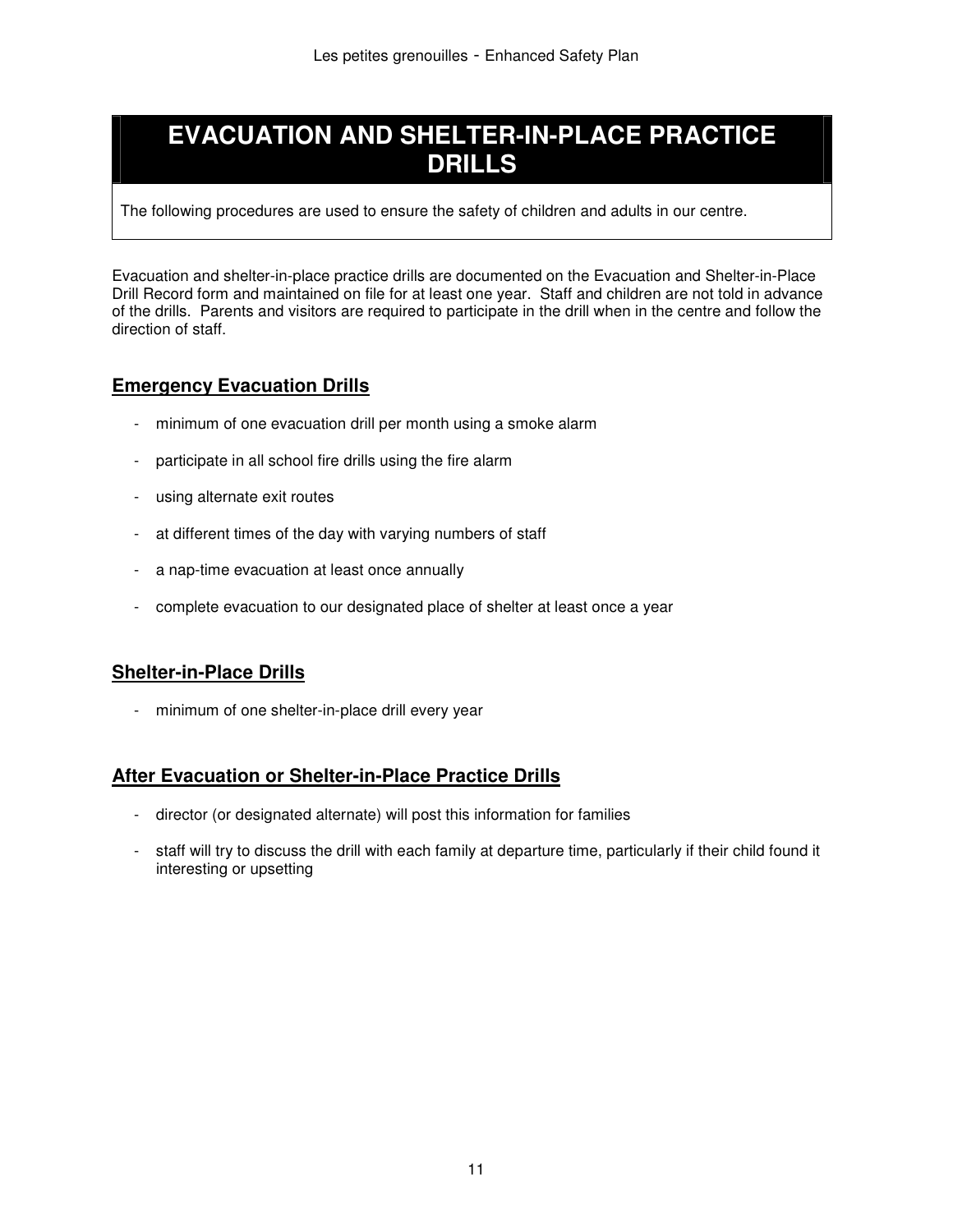# EVACUATION AND SHELTER-IN-PLACE PRACTICE DRILLS

The following procedures are used to ensure the safety of children and adults in our centre.

Evacuation and shelter-in-place practice drills are documented on the Evacuation and Shelter-in-Place Drill Record form and maintained on file for at least one year. Staff and children are not told in advance of the drills. Parents and visitors are required to participate in the drill when in the centre and follow the direction of staff.

## Emergency Evacuation Drills

- minimum of one evacuation drill per month using a smoke alarm
- participate in all school fire drills using the fire alarm
- using alternate exit routes
- at different times of the day with varying numbers of staff
- a nap-time evacuation at least once annually
- complete evacuation to our designated place of shelter at least once a year

## Shelter-in-Place Drills

- minimum of one shelter-in-place drill every year

## After Evacuation or Shelter-in-Place Practice Drills

- director (or designated alternate) will post this information for families
- staff will try to discuss the drill with each family at departure time, particularly if their child found it interesting or upsetting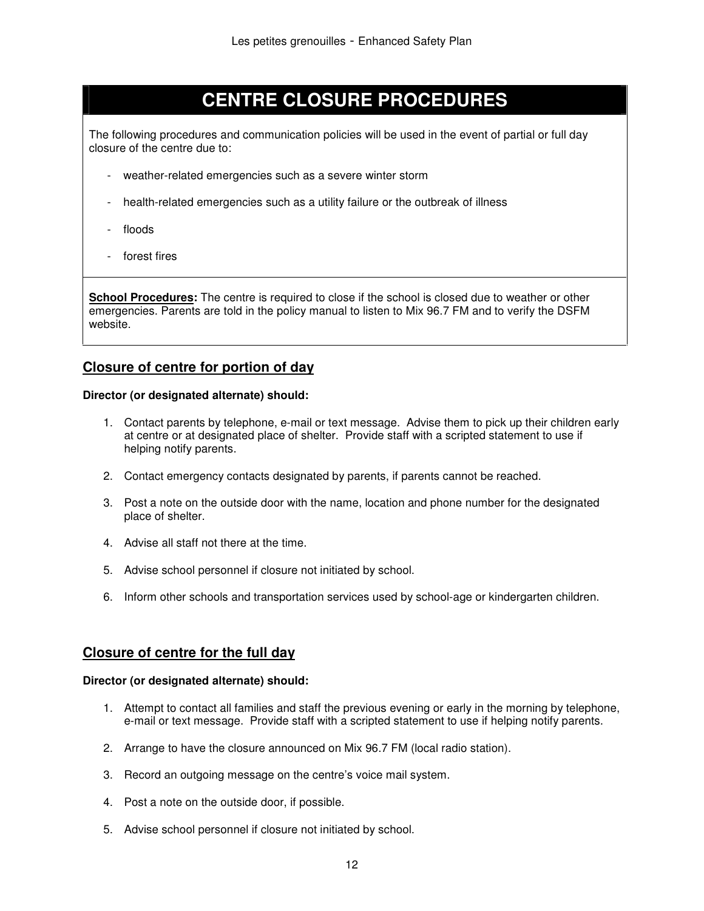# CENTRE CLOSURE PROCEDURES

The following procedures and communication policies will be used in the event of partial or full day closure of the centre due to:

- weather-related emergencies such as a severe winter storm
- health-related emergencies such as a utility failure or the outbreak of illness
- floods
- forest fires

**School Procedures:** The centre is required to close if the school is closed due to weather or other emergencies. Parents are told in the policy manual to listen to Mix 96.7 FM and to verify the DSFM website.

## Closure of centre for portion of day

**Director (or designated alternate) should:**

1. Contact parents by telephone, e-mail or text message. Advise them to pick up their children early at centre or at designated place of shelter. Provide staff with a scripted statement to use if helping notify parents.
2. Contact emergency contacts designated by parents, if parents cannot be reached.
3. Post a note on the outside door with the name, location and phone number for the designated place of shelter.
4. Advise all staff not there at the time.
5. Advise school personnel if closure not initiated by school.
6. Inform other schools and transportation services used by school-age or kindergarten children.

## Closure of centre for the full day

**Director (or designated alternate) should:**

1. Attempt to contact all families and staff the previous evening or early in the morning by telephone, e-mail or text message. Provide staff with a scripted statement to use if helping notify parents.
2. Arrange to have the closure announced on Mix 96.7 FM (local radio station).
3. Record an outgoing message on the centre's voice mail system.
4. Post a note on the outside door, if possible.
5. Advise school personnel if closure not initiated by school.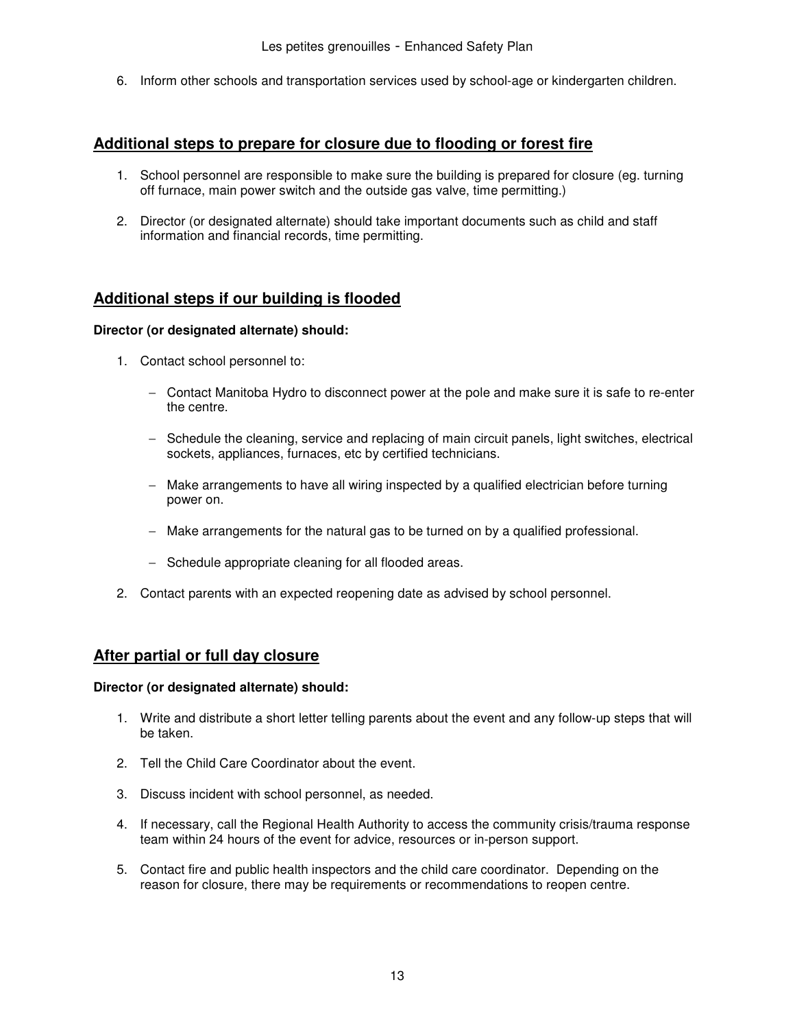6. Inform other schools and transportation services used by school-age or kindergarten children.

## Additional steps to prepare for closure due to flooding or forest fire

1. School personnel are responsible to make sure the building is prepared for closure (eg. turning off furnace, main power switch and the outside gas valve, time permitting.)
2. Director (or designated alternate) should take important documents such as child and staff information and financial records, time permitting.

## Additional steps if our building is flooded

**Director (or designated alternate) should:**

1. Contact school personnel to:
   - Contact Manitoba Hydro to disconnect power at the pole and make sure it is safe to re-enter the centre.
   - Schedule the cleaning, service and replacing of main circuit panels, light switches, electrical sockets, appliances, furnaces, etc by certified technicians.
   - Make arrangements to have all wiring inspected by a qualified electrician before turning power on.
   - Make arrangements for the natural gas to be turned on by a qualified professional.
   - Schedule appropriate cleaning for all flooded areas.
2. Contact parents with an expected reopening date as advised by school personnel.

## After partial or full day closure

**Director (or designated alternate) should:**

1. Write and distribute a short letter telling parents about the event and any follow-up steps that will be taken.
2. Tell the Child Care Coordinator about the event.
3. Discuss incident with school personnel, as needed.
4. If necessary, call the Regional Health Authority to access the community crisis/trauma response team within 24 hours of the event for advice, resources or in-person support.
5. Contact fire and public health inspectors and the child care coordinator. Depending on the reason for closure, there may be requirements or recommendations to reopen centre.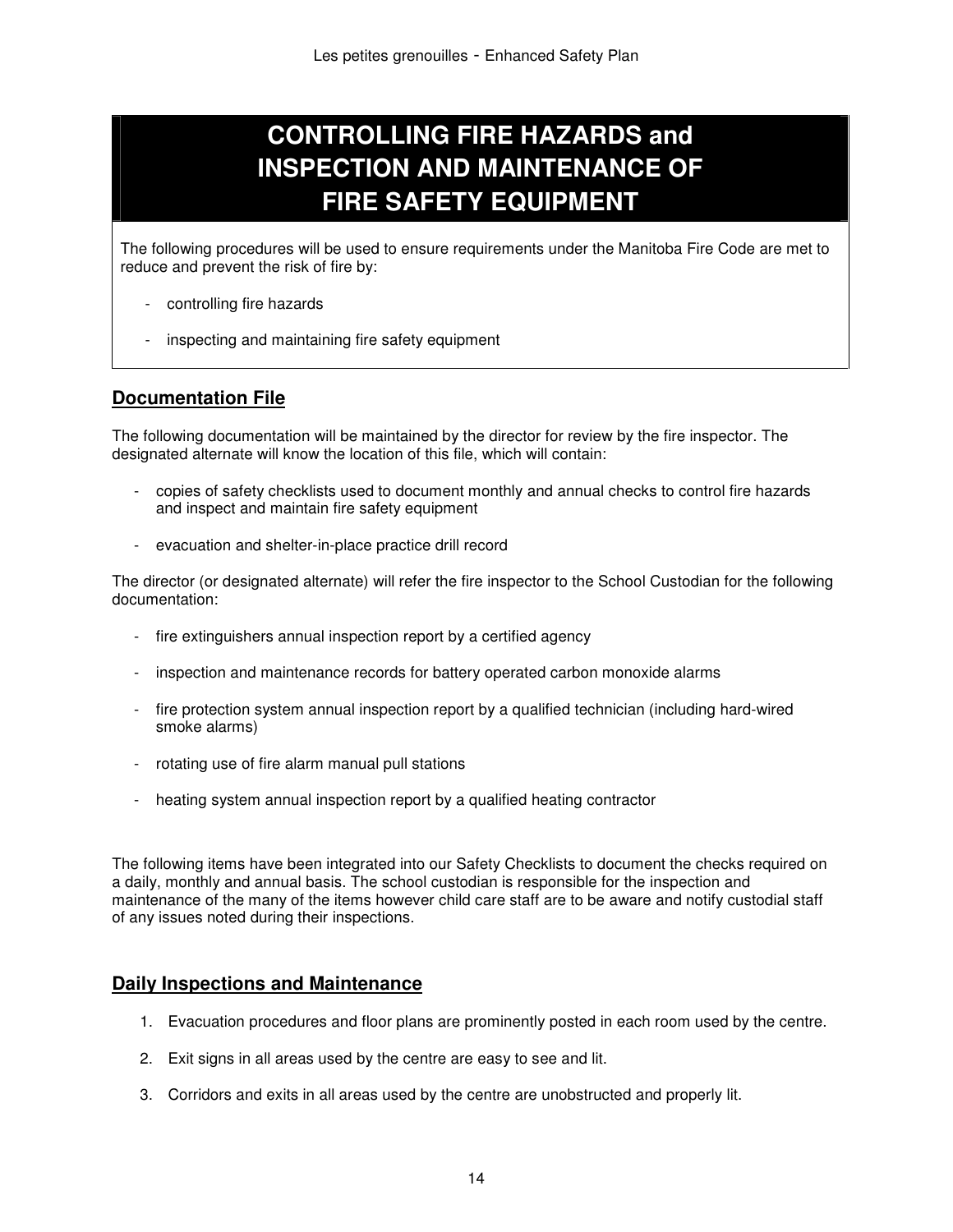# CONTROLLING FIRE HAZARDS and INSPECTION AND MAINTENANCE OF FIRE SAFETY EQUIPMENT

The following procedures will be used to ensure requirements under the Manitoba Fire Code are met to reduce and prevent the risk of fire by:

- controlling fire hazards
- inspecting and maintaining fire safety equipment

## Documentation File

The following documentation will be maintained by the director for review by the fire inspector. The designated alternate will know the location of this file, which will contain:

- copies of safety checklists used to document monthly and annual checks to control fire hazards and inspect and maintain fire safety equipment
- evacuation and shelter-in-place practice drill record

The director (or designated alternate) will refer the fire inspector to the School Custodian for the following documentation:

- fire extinguishers annual inspection report by a certified agency
- inspection and maintenance records for battery operated carbon monoxide alarms
- fire protection system annual inspection report by a qualified technician (including hard-wired smoke alarms)
- rotating use of fire alarm manual pull stations
- heating system annual inspection report by a qualified heating contractor

The following items have been integrated into our Safety Checklists to document the checks required on a daily, monthly and annual basis. The school custodian is responsible for the inspection and maintenance of the many of the items however child care staff are to be aware and notify custodial staff of any issues noted during their inspections.

## Daily Inspections and Maintenance

1. Evacuation procedures and floor plans are prominently posted in each room used by the centre.
2. Exit signs in all areas used by the centre are easy to see and lit.
3. Corridors and exits in all areas used by the centre are unobstructed and properly lit.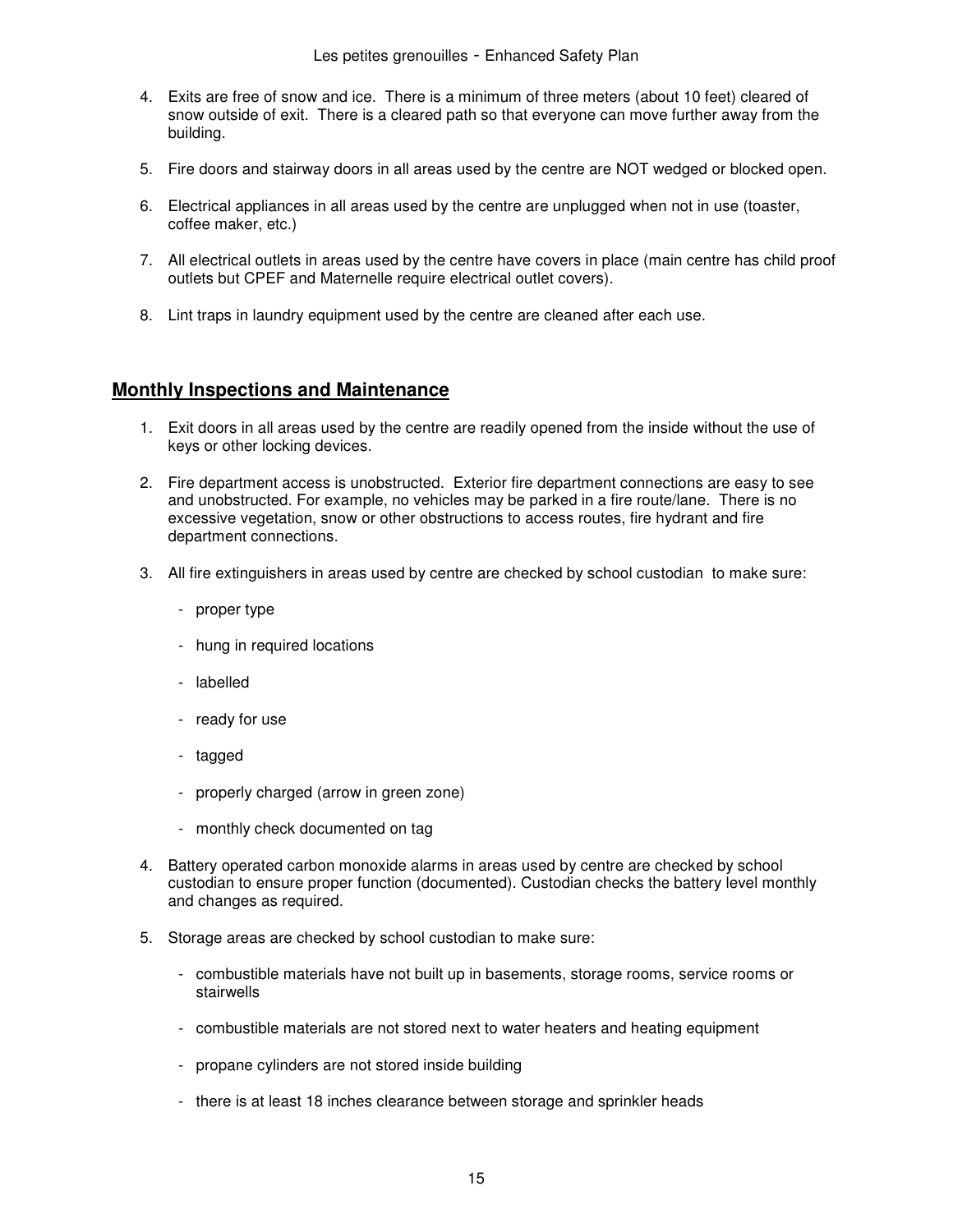4. Exits are free of snow and ice. There is a minimum of three meters (about 10 feet) cleared of snow outside of exit. There is a cleared path so that everyone can move further away from the building.

5. Fire doors and stairway doors in all areas used by the centre are NOT wedged or blocked open.

6. Electrical appliances in all areas used by the centre are unplugged when not in use (toaster, coffee maker, etc.)

7. All electrical outlets in areas used by the centre have covers in place (main centre has child proof outlets but CPEF and Maternelle require electrical outlet covers).

8. Lint traps in laundry equipment used by the centre are cleaned after each use.

## Monthly Inspections and Maintenance

1. Exit doors in all areas used by the centre are readily opened from the inside without the use of keys or other locking devices.

2. Fire department access is unobstructed. Exterior fire department connections are easy to see and unobstructed. For example, no vehicles may be parked in a fire route/lane. There is no excessive vegetation, snow or other obstructions to access routes, fire hydrant and fire department connections.

3. All fire extinguishers in areas used by centre are checked by school custodian to make sure:

   - proper type
   - hung in required locations
   - labelled
   - ready for use
   - tagged
   - properly charged (arrow in green zone)
   - monthly check documented on tag

4. Battery operated carbon monoxide alarms in areas used by centre are checked by school custodian to ensure proper function (documented). Custodian checks the battery level monthly and changes as required.

5. Storage areas are checked by school custodian to make sure:

   - combustible materials have not built up in basements, storage rooms, service rooms or stairwells
   - combustible materials are not stored next to water heaters and heating equipment
   - propane cylinders are not stored inside building
   - there is at least 18 inches clearance between storage and sprinkler heads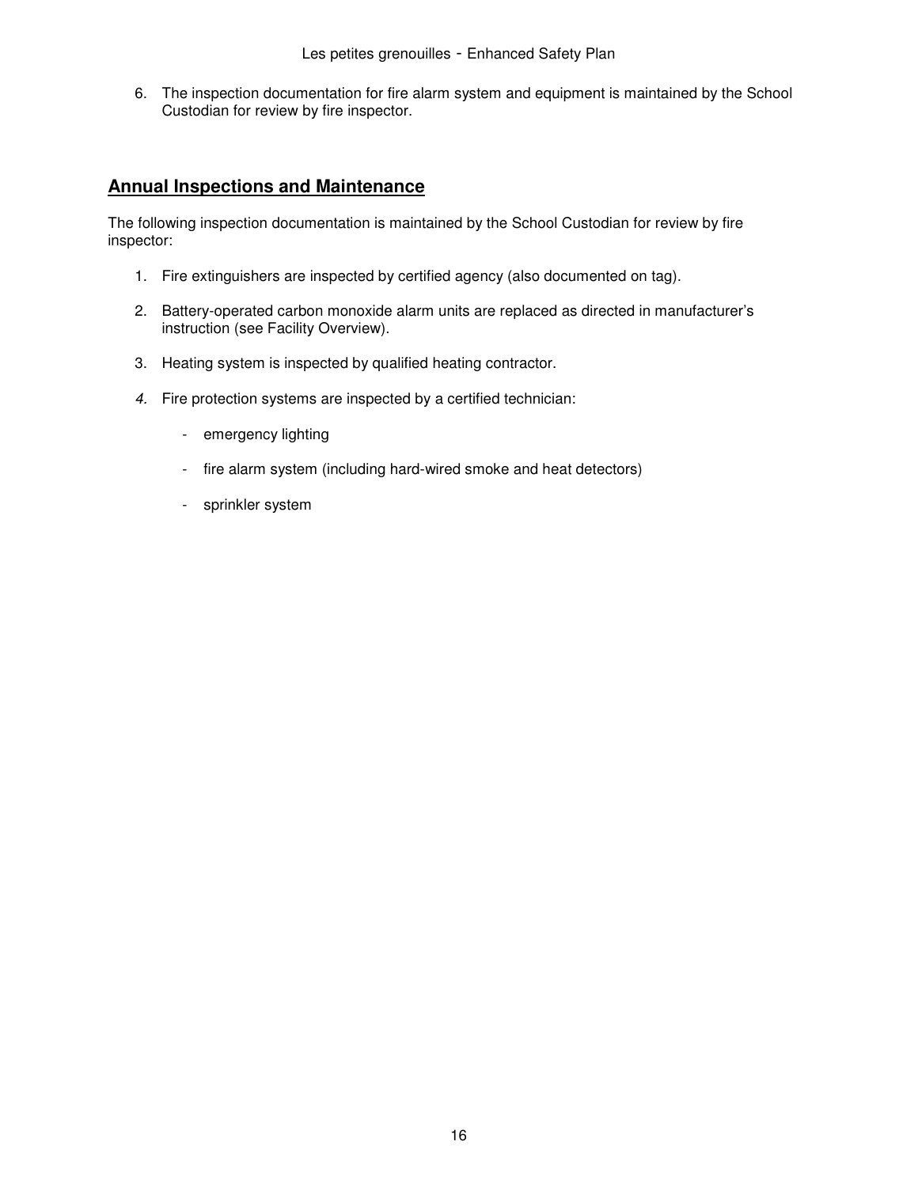6. The inspection documentation for fire alarm system and equipment is maintained by the School Custodian for review by fire inspector.

## Annual Inspections and Maintenance

The following inspection documentation is maintained by the School Custodian for review by fire inspector:

1. Fire extinguishers are inspected by certified agency (also documented on tag).

2. Battery-operated carbon monoxide alarm units are replaced as directed in manufacturer's instruction (see Facility Overview).

3. Heating system is inspected by qualified heating contractor.

4. Fire protection systems are inspected by a certified technician:

   - emergency lighting

   - fire alarm system (including hard-wired smoke and heat detectors)

   - sprinkler system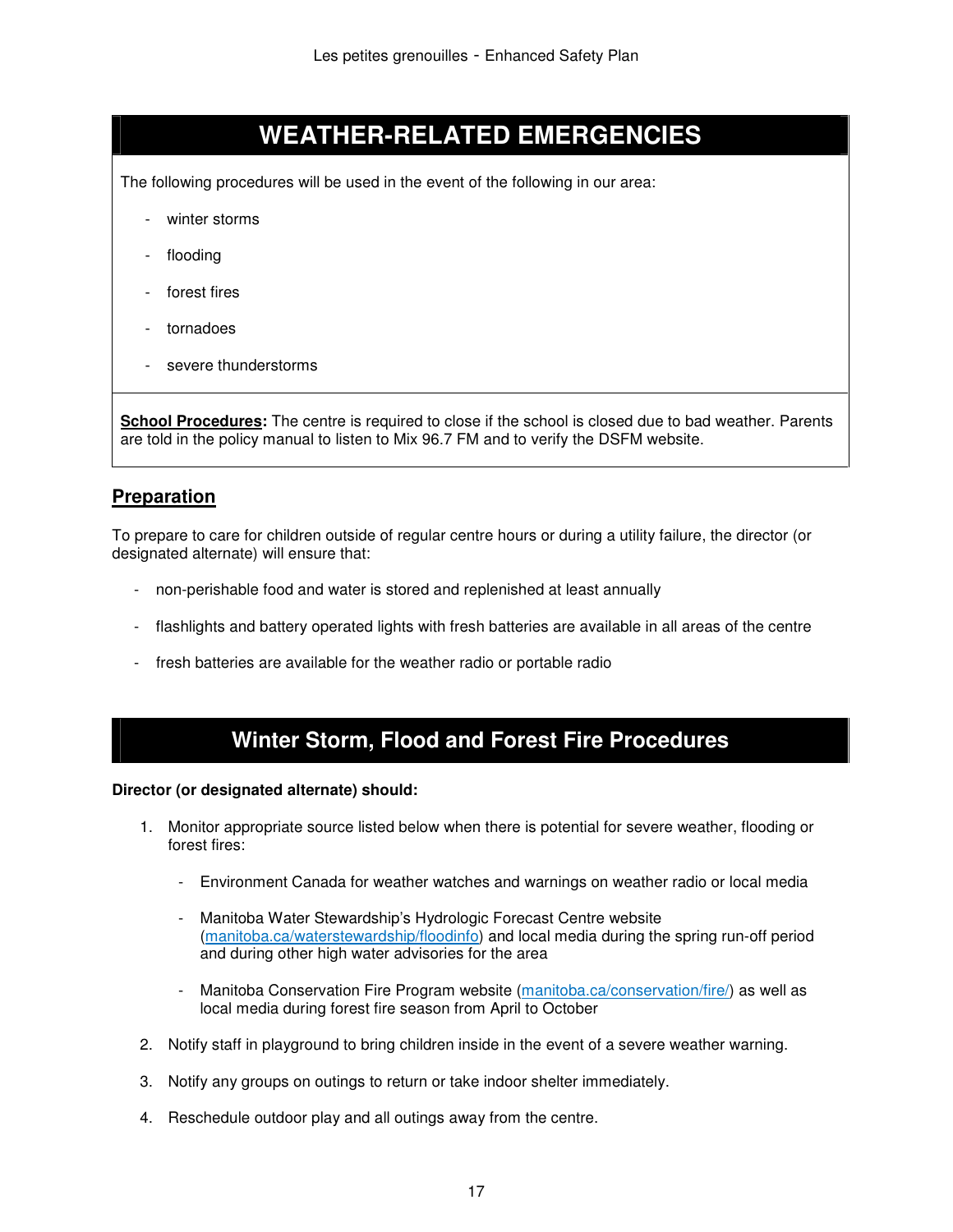# WEATHER-RELATED EMERGENCIES

The following procedures will be used in the event of the following in our area:

- winter storms
- flooding
- forest fires
- tornadoes
- severe thunderstorms

**School Procedures:** The centre is required to close if the school is closed due to bad weather. Parents are told in the policy manual to listen to Mix 96.7 FM and to verify the DSFM website.

## Preparation

To prepare to care for children outside of regular centre hours or during a utility failure, the director (or designated alternate) will ensure that:

- non-perishable food and water is stored and replenished at least annually
- flashlights and battery operated lights with fresh batteries are available in all areas of the centre
- fresh batteries are available for the weather radio or portable radio

# Winter Storm, Flood and Forest Fire Procedures

**Director (or designated alternate) should:**

1. Monitor appropriate source listed below when there is potential for severe weather, flooding or forest fires:
   - Environment Canada for weather watches and warnings on weather radio or local media
   - Manitoba Water Stewardship's Hydrologic Forecast Centre website (manitoba.ca/waterstewardship/floodinfo) and local media during the spring run-off period and during other high water advisories for the area
   - Manitoba Conservation Fire Program website (manitoba.ca/conservation/fire/) as well as local media during forest fire season from April to October
2. Notify staff in playground to bring children inside in the event of a severe weather warning.
3. Notify any groups on outings to return or take indoor shelter immediately.
4. Reschedule outdoor play and all outings away from the centre.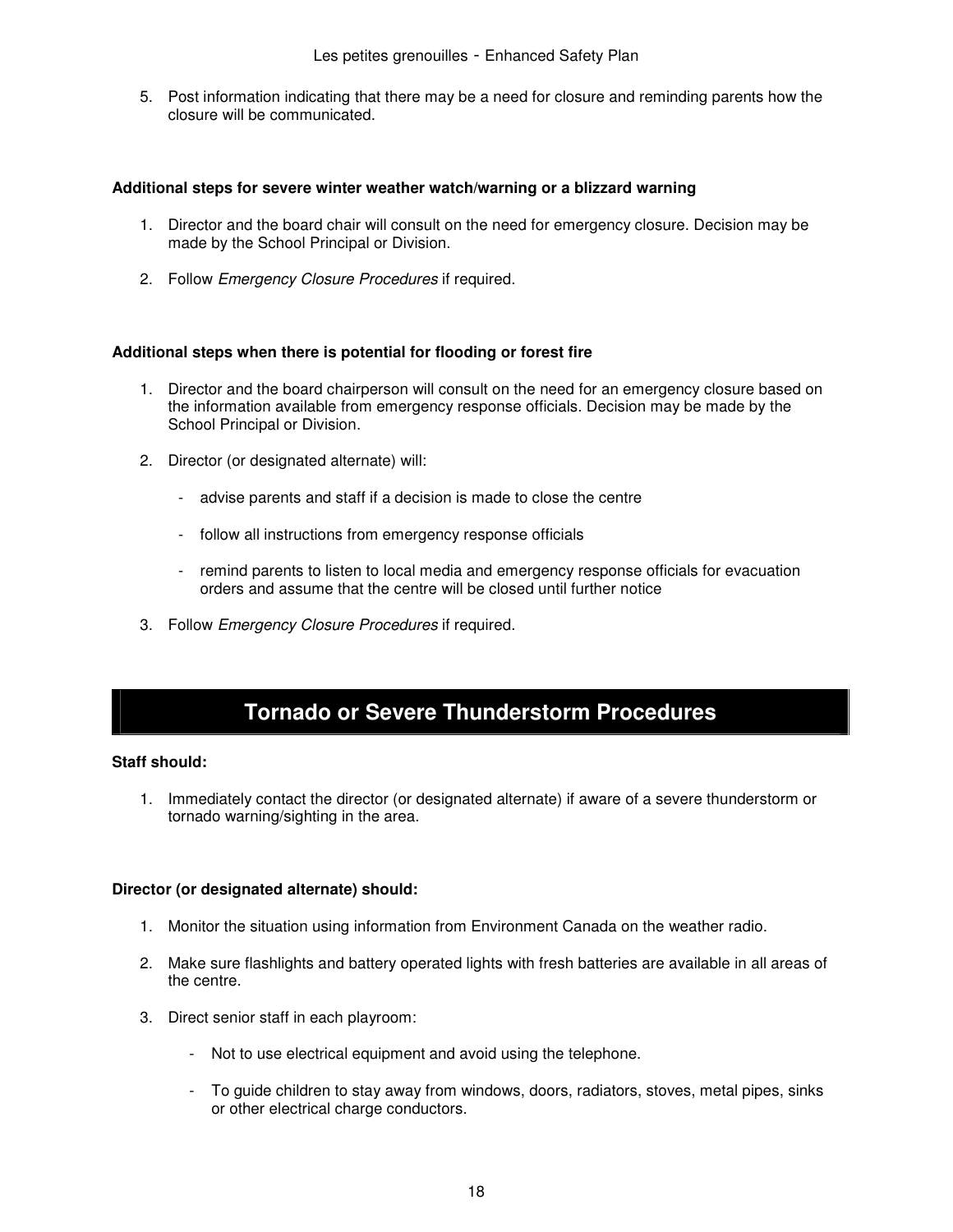5. Post information indicating that there may be a need for closure and reminding parents how the closure will be communicated.

**Additional steps for severe winter weather watch/warning or a blizzard warning**

1. Director and the board chair will consult on the need for emergency closure. Decision may be made by the School Principal or Division.

2. Follow *Emergency Closure Procedures* if required.

**Additional steps when there is potential for flooding or forest fire**

1. Director and the board chairperson will consult on the need for an emergency closure based on the information available from emergency response officials. Decision may be made by the School Principal or Division.

2. Director (or designated alternate) will:

   - advise parents and staff if a decision is made to close the centre

   - follow all instructions from emergency response officials

   - remind parents to listen to local media and emergency response officials for evacuation orders and assume that the centre will be closed until further notice

3. Follow *Emergency Closure Procedures* if required.

## Tornado or Severe Thunderstorm Procedures

**Staff should:**

1. Immediately contact the director (or designated alternate) if aware of a severe thunderstorm or tornado warning/sighting in the area.

**Director (or designated alternate) should:**

1. Monitor the situation using information from Environment Canada on the weather radio.

2. Make sure flashlights and battery operated lights with fresh batteries are available in all areas of the centre.

3. Direct senior staff in each playroom:

   - Not to use electrical equipment and avoid using the telephone.

   - To guide children to stay away from windows, doors, radiators, stoves, metal pipes, sinks or other electrical charge conductors.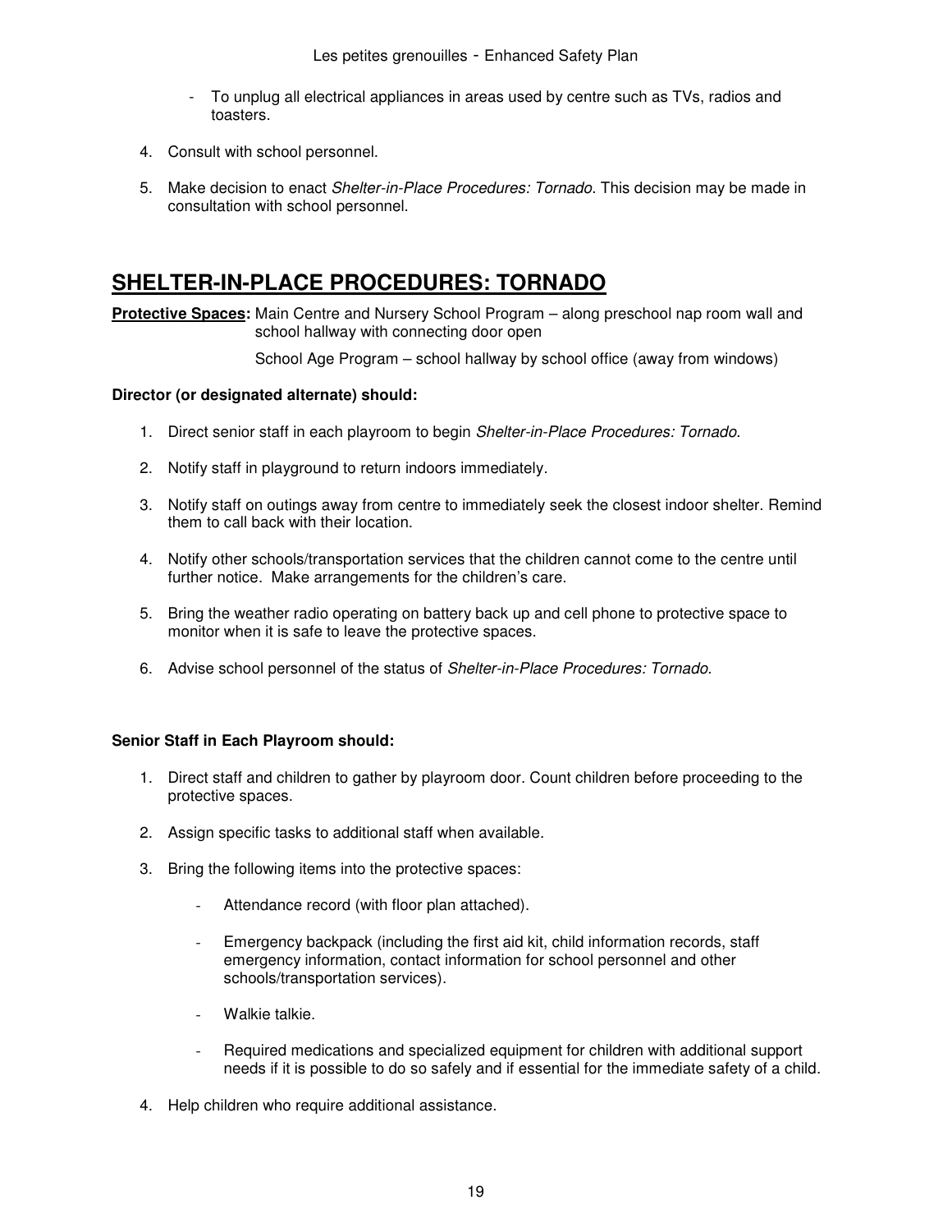- To unplug all electrical appliances in areas used by centre such as TVs, radios and toasters.

4. Consult with school personnel.

5. Make decision to enact *Shelter-in-Place Procedures: Tornado*. This decision may be made in consultation with school personnel.

## SHELTER-IN-PLACE PROCEDURES: TORNADO

**Protective Spaces:** Main Centre and Nursery School Program – along preschool nap room wall and school hallway with connecting door open

School Age Program – school hallway by school office (away from windows)

**Director (or designated alternate) should:**

1. Direct senior staff in each playroom to begin *Shelter-in-Place Procedures: Tornado*.

2. Notify staff in playground to return indoors immediately.

3. Notify staff on outings away from centre to immediately seek the closest indoor shelter. Remind them to call back with their location.

4. Notify other schools/transportation services that the children cannot come to the centre until further notice. Make arrangements for the children's care.

5. Bring the weather radio operating on battery back up and cell phone to protective space to monitor when it is safe to leave the protective spaces.

6. Advise school personnel of the status of *Shelter-in-Place Procedures: Tornado*.

**Senior Staff in Each Playroom should:**

1. Direct staff and children to gather by playroom door. Count children before proceeding to the protective spaces.

2. Assign specific tasks to additional staff when available.

3. Bring the following items into the protective spaces:

   - Attendance record (with floor plan attached).

   - Emergency backpack (including the first aid kit, child information records, staff emergency information, contact information for school personnel and other schools/transportation services).

   - Walkie talkie.

   - Required medications and specialized equipment for children with additional support needs if it is possible to do so safely and if essential for the immediate safety of a child.

4. Help children who require additional assistance.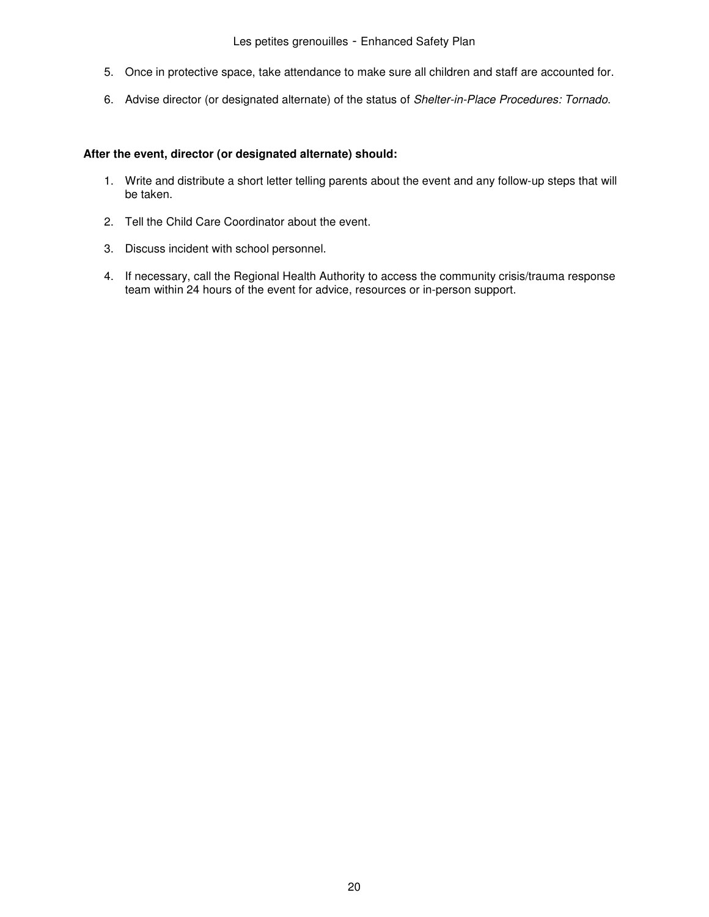5. Once in protective space, take attendance to make sure all children and staff are accounted for.

6. Advise director (or designated alternate) of the status of *Shelter-in-Place Procedures: Tornado.*

**After the event, director (or designated alternate) should:**

1. Write and distribute a short letter telling parents about the event and any follow-up steps that will be taken.

2. Tell the Child Care Coordinator about the event.

3. Discuss incident with school personnel.

4. If necessary, call the Regional Health Authority to access the community crisis/trauma response team within 24 hours of the event for advice, resources or in-person support.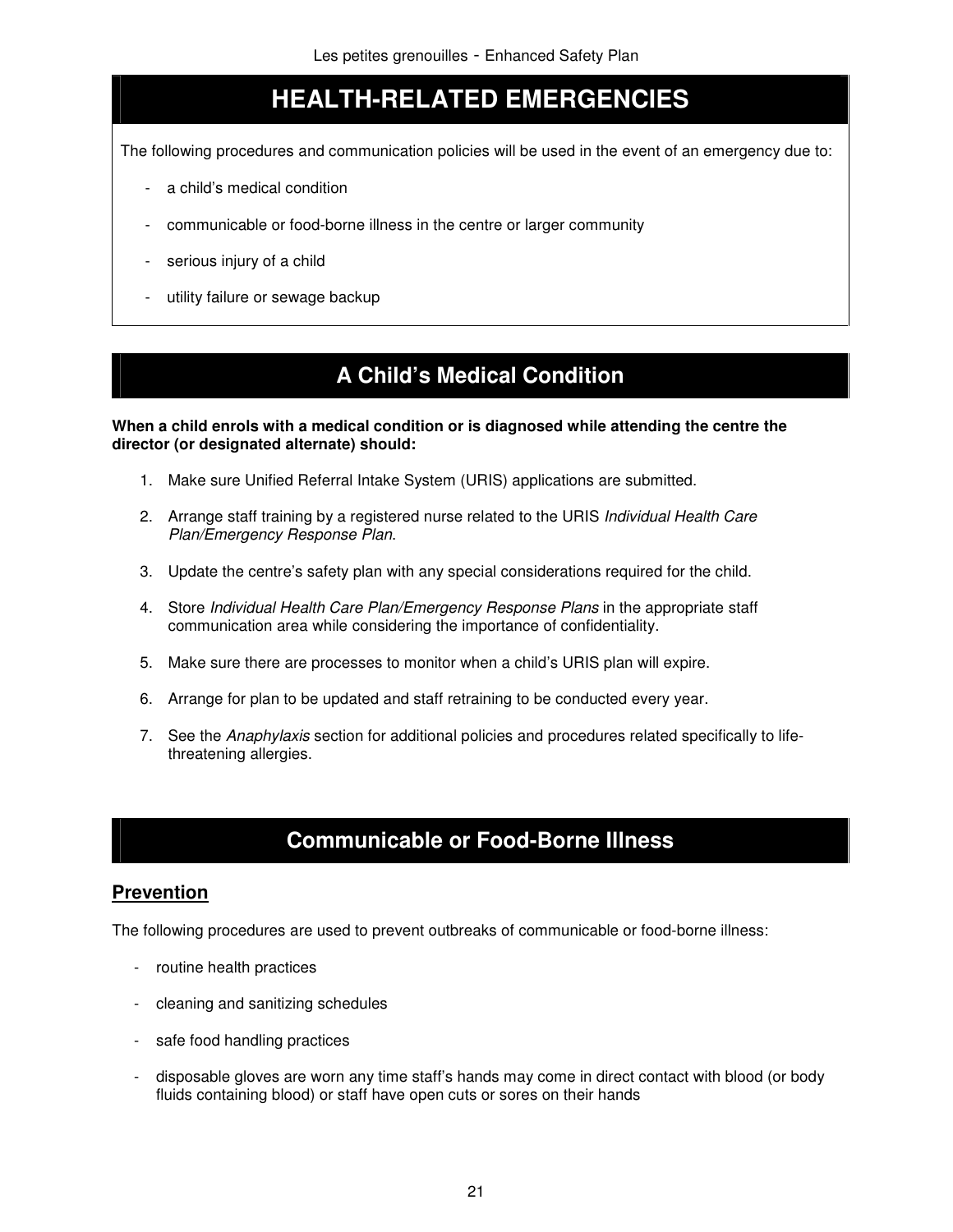# HEALTH-RELATED EMERGENCIES

The following procedures and communication policies will be used in the event of an emergency due to:

- a child's medical condition
- communicable or food-borne illness in the centre or larger community
- serious injury of a child
- utility failure or sewage backup

## A Child's Medical Condition

**When a child enrols with a medical condition or is diagnosed while attending the centre the director (or designated alternate) should:**

1. Make sure Unified Referral Intake System (URIS) applications are submitted.
2. Arrange staff training by a registered nurse related to the URIS *Individual Health Care Plan/Emergency Response Plan*.
3. Update the centre's safety plan with any special considerations required for the child.
4. Store *Individual Health Care Plan/Emergency Response Plans* in the appropriate staff communication area while considering the importance of confidentiality.
5. Make sure there are processes to monitor when a child's URIS plan will expire.
6. Arrange for plan to be updated and staff retraining to be conducted every year.
7. See the *Anaphylaxis* section for additional policies and procedures related specifically to life-threatening allergies.

## Communicable or Food-Borne Illness

### Prevention

The following procedures are used to prevent outbreaks of communicable or food-borne illness:

- routine health practices
- cleaning and sanitizing schedules
- safe food handling practices
- disposable gloves are worn any time staff's hands may come in direct contact with blood (or body fluids containing blood) or staff have open cuts or sores on their hands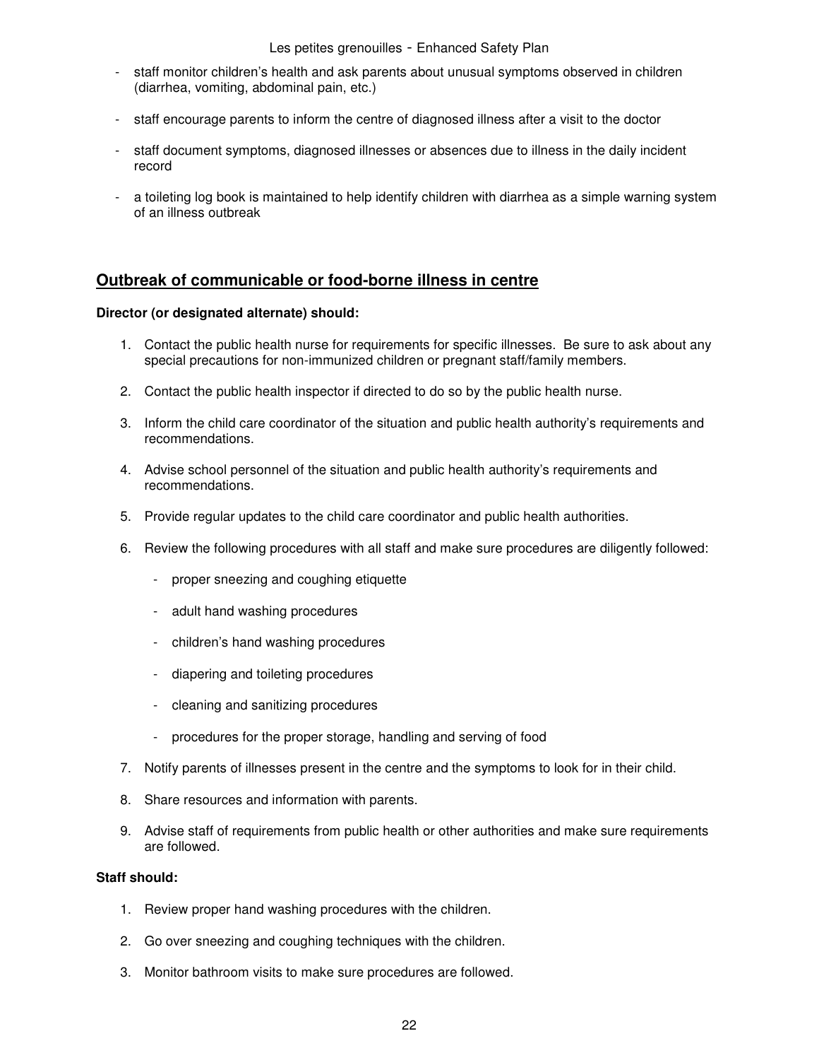- staff monitor children's health and ask parents about unusual symptoms observed in children (diarrhea, vomiting, abdominal pain, etc.)

- staff encourage parents to inform the centre of diagnosed illness after a visit to the doctor

- staff document symptoms, diagnosed illnesses or absences due to illness in the daily incident record

- a toileting log book is maintained to help identify children with diarrhea as a simple warning system of an illness outbreak

## Outbreak of communicable or food-borne illness in centre

**Director (or designated alternate) should:**

1. Contact the public health nurse for requirements for specific illnesses. Be sure to ask about any special precautions for non-immunized children or pregnant staff/family members.

2. Contact the public health inspector if directed to do so by the public health nurse.

3. Inform the child care coordinator of the situation and public health authority's requirements and recommendations.

4. Advise school personnel of the situation and public health authority's requirements and recommendations.

5. Provide regular updates to the child care coordinator and public health authorities.

6. Review the following procedures with all staff and make sure procedures are diligently followed:

   - proper sneezing and coughing etiquette

   - adult hand washing procedures

   - children's hand washing procedures

   - diapering and toileting procedures

   - cleaning and sanitizing procedures

   - procedures for the proper storage, handling and serving of food

7. Notify parents of illnesses present in the centre and the symptoms to look for in their child.

8. Share resources and information with parents.

9. Advise staff of requirements from public health or other authorities and make sure requirements are followed.

**Staff should:**

1. Review proper hand washing procedures with the children.

2. Go over sneezing and coughing techniques with the children.

3. Monitor bathroom visits to make sure procedures are followed.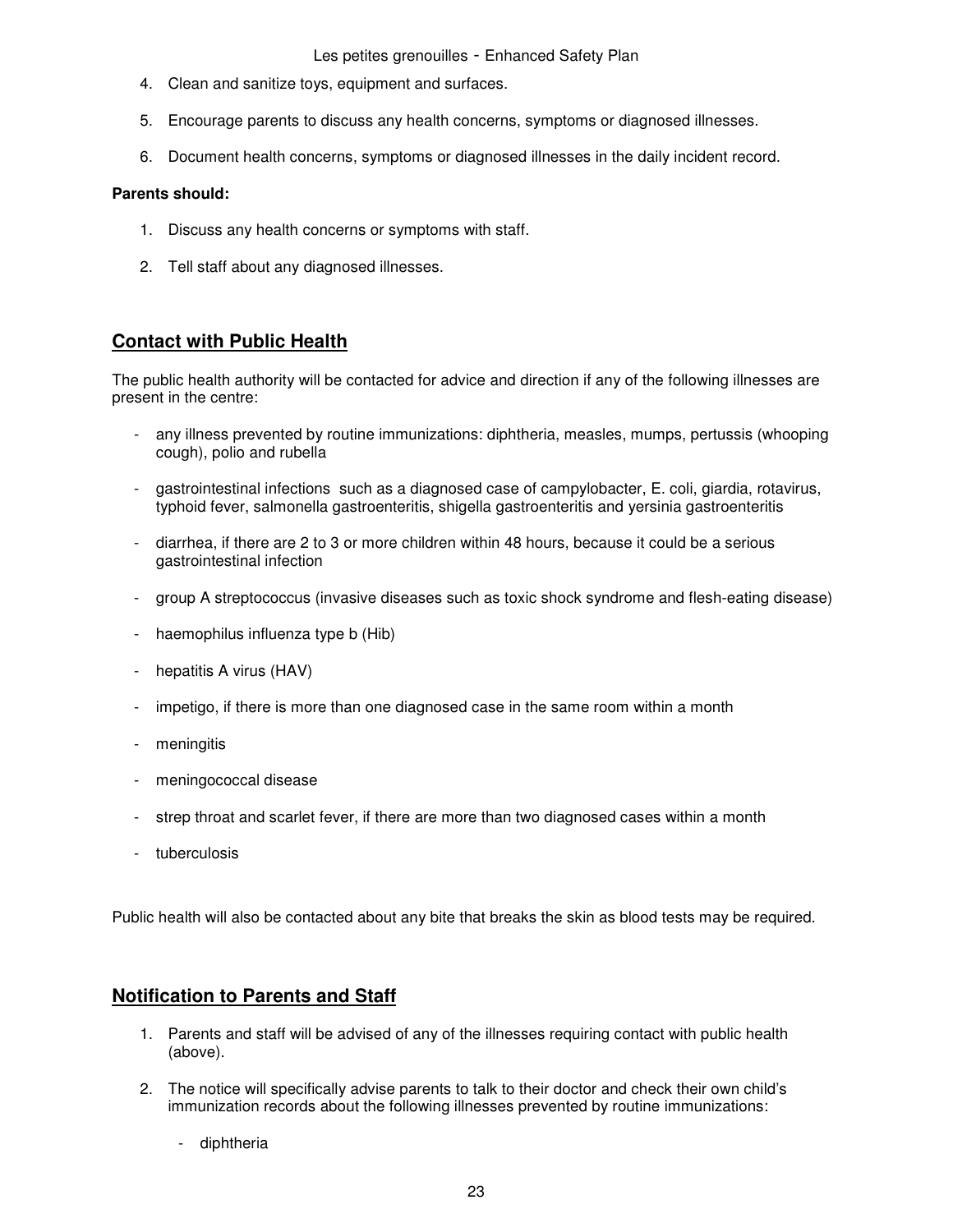4. Clean and sanitize toys, equipment and surfaces.

5. Encourage parents to discuss any health concerns, symptoms or diagnosed illnesses.

6. Document health concerns, symptoms or diagnosed illnesses in the daily incident record.

**Parents should:**

1. Discuss any health concerns or symptoms with staff.

2. Tell staff about any diagnosed illnesses.

## Contact with Public Health

The public health authority will be contacted for advice and direction if any of the following illnesses are present in the centre:

- any illness prevented by routine immunizations: diphtheria, measles, mumps, pertussis (whooping cough), polio and rubella
- gastrointestinal infections such as a diagnosed case of campylobacter, E. coli, giardia, rotavirus, typhoid fever, salmonella gastroenteritis, shigella gastroenteritis and yersinia gastroenteritis
- diarrhea, if there are 2 to 3 or more children within 48 hours, because it could be a serious gastrointestinal infection
- group A streptococcus (invasive diseases such as toxic shock syndrome and flesh-eating disease)
- haemophilus influenza type b (Hib)
- hepatitis A virus (HAV)
- impetigo, if there is more than one diagnosed case in the same room within a month
- meningitis
- meningococcal disease
- strep throat and scarlet fever, if there are more than two diagnosed cases within a month
- tuberculosis

Public health will also be contacted about any bite that breaks the skin as blood tests may be required.

## Notification to Parents and Staff

1. Parents and staff will be advised of any of the illnesses requiring contact with public health (above).

2. The notice will specifically advise parents to talk to their doctor and check their own child's immunization records about the following illnesses prevented by routine immunizations:

   - diphtheria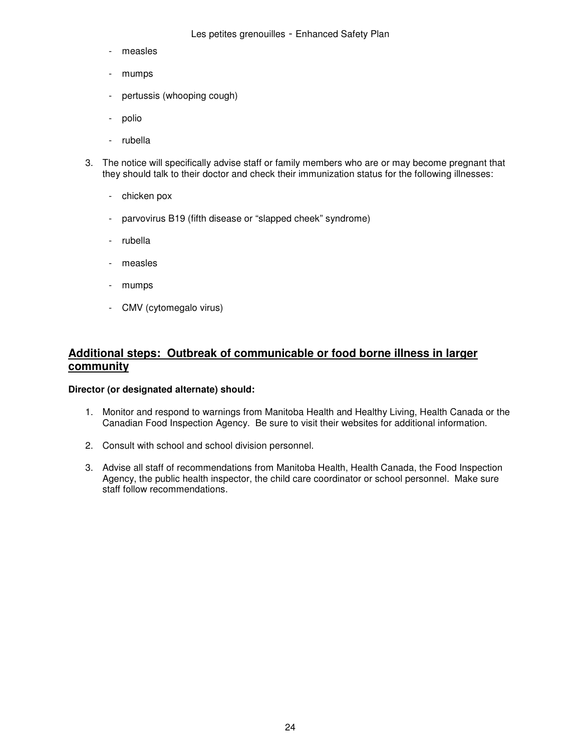- measles
- mumps
- pertussis (whooping cough)
- polio
- rubella

3. The notice will specifically advise staff or family members who are or may become pregnant that they should talk to their doctor and check their immunization status for the following illnesses:

   - chicken pox
   - parvovirus B19 (fifth disease or "slapped cheek" syndrome)
   - rubella
   - measles
   - mumps
   - CMV (cytomegalo virus)

## Additional steps: Outbreak of communicable or food borne illness in larger community

**Director (or designated alternate) should:**

1. Monitor and respond to warnings from Manitoba Health and Healthy Living, Health Canada or the Canadian Food Inspection Agency. Be sure to visit their websites for additional information.
2. Consult with school and school division personnel.
3. Advise all staff of recommendations from Manitoba Health, Health Canada, the Food Inspection Agency, the public health inspector, the child care coordinator or school personnel. Make sure staff follow recommendations.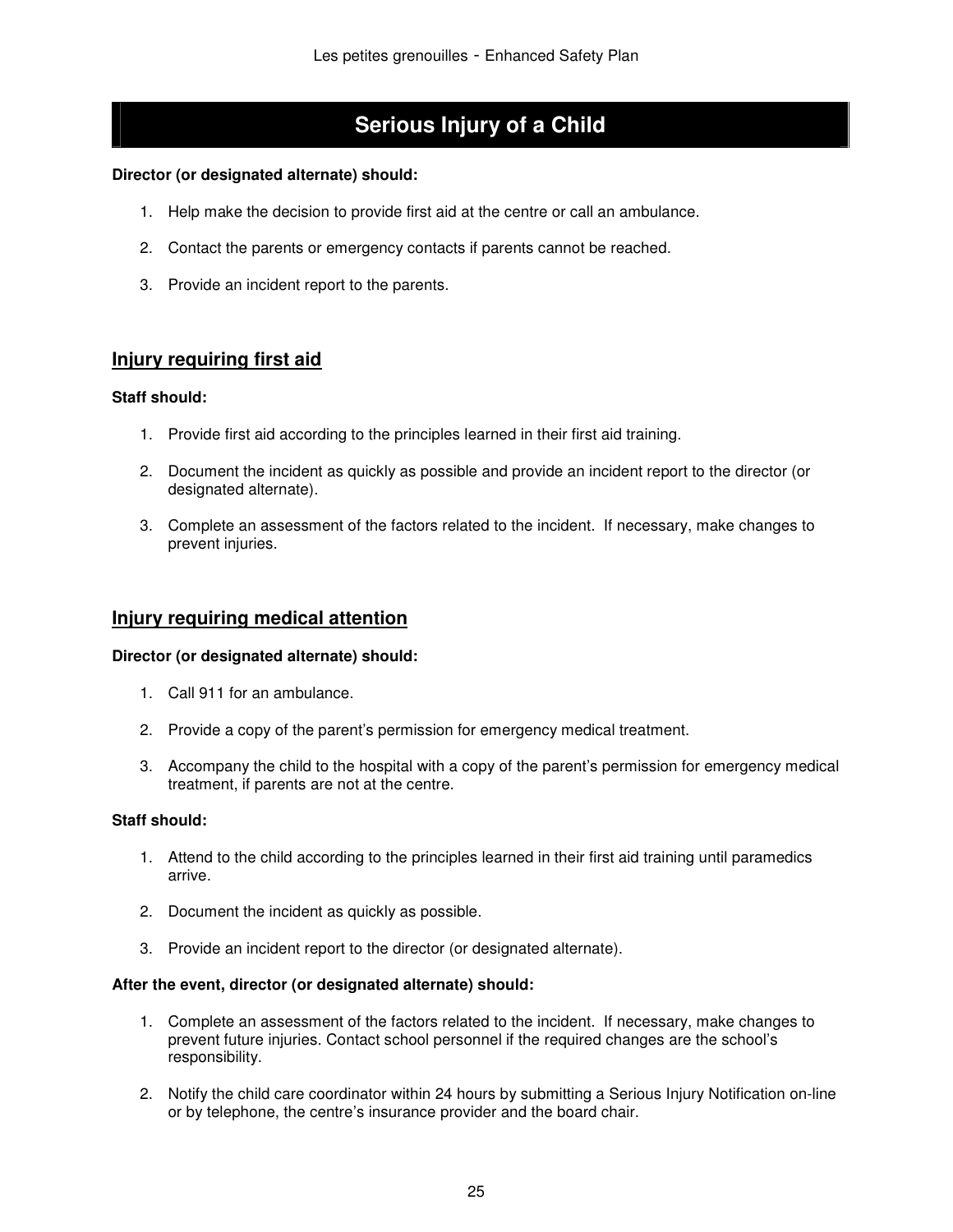# Serious Injury of a Child

**Director (or designated alternate) should:**

1. Help make the decision to provide first aid at the centre or call an ambulance.
2. Contact the parents or emergency contacts if parents cannot be reached.
3. Provide an incident report to the parents.

## Injury requiring first aid

**Staff should:**

1. Provide first aid according to the principles learned in their first aid training.
2. Document the incident as quickly as possible and provide an incident report to the director (or designated alternate).
3. Complete an assessment of the factors related to the incident. If necessary, make changes to prevent injuries.

## Injury requiring medical attention

**Director (or designated alternate) should:**

1. Call 911 for an ambulance.
2. Provide a copy of the parent's permission for emergency medical treatment.
3. Accompany the child to the hospital with a copy of the parent's permission for emergency medical treatment, if parents are not at the centre.

**Staff should:**

1. Attend to the child according to the principles learned in their first aid training until paramedics arrive.
2. Document the incident as quickly as possible.
3. Provide an incident report to the director (or designated alternate).

**After the event, director (or designated alternate) should:**

1. Complete an assessment of the factors related to the incident. If necessary, make changes to prevent future injuries. Contact school personnel if the required changes are the school's responsibility.
2. Notify the child care coordinator within 24 hours by submitting a Serious Injury Notification on-line or by telephone, the centre's insurance provider and the board chair.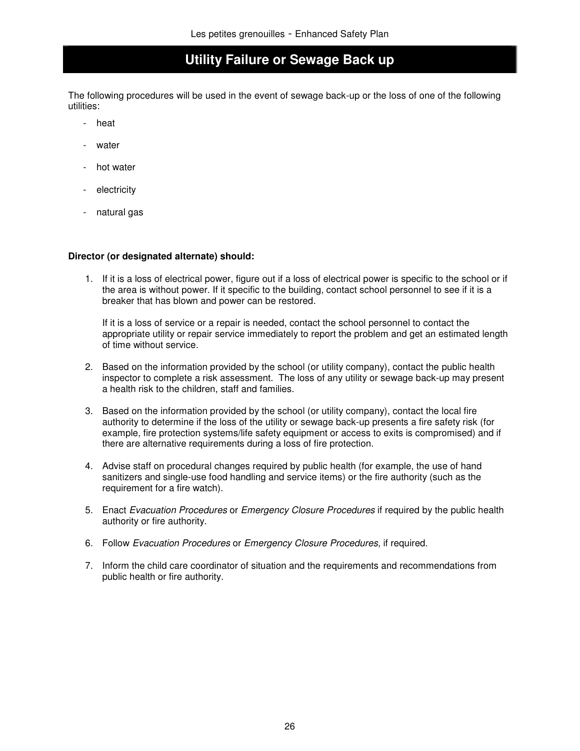# Utility Failure or Sewage Back up

The following procedures will be used in the event of sewage back-up or the loss of one of the following utilities:

- heat
- water
- hot water
- electricity
- natural gas

**Director (or designated alternate) should:**

1. If it is a loss of electrical power, figure out if a loss of electrical power is specific to the school or if the area is without power. If it specific to the building, contact school personnel to see if it is a breaker that has blown and power can be restored.

   If it is a loss of service or a repair is needed, contact the school personnel to contact the appropriate utility or repair service immediately to report the problem and get an estimated length of time without service.

2. Based on the information provided by the school (or utility company), contact the public health inspector to complete a risk assessment. The loss of any utility or sewage back-up may present a health risk to the children, staff and families.

3. Based on the information provided by the school (or utility company), contact the local fire authority to determine if the loss of the utility or sewage back-up presents a fire safety risk (for example, fire protection systems/life safety equipment or access to exits is compromised) and if there are alternative requirements during a loss of fire protection.

4. Advise staff on procedural changes required by public health (for example, the use of hand sanitizers and single-use food handling and service items) or the fire authority (such as the requirement for a fire watch).

5. Enact *Evacuation Procedures* or *Emergency Closure Procedures* if required by the public health authority or fire authority.

6. Follow *Evacuation Procedures* or *Emergency Closure Procedures*, if required.

7. Inform the child care coordinator of situation and the requirements and recommendations from public health or fire authority.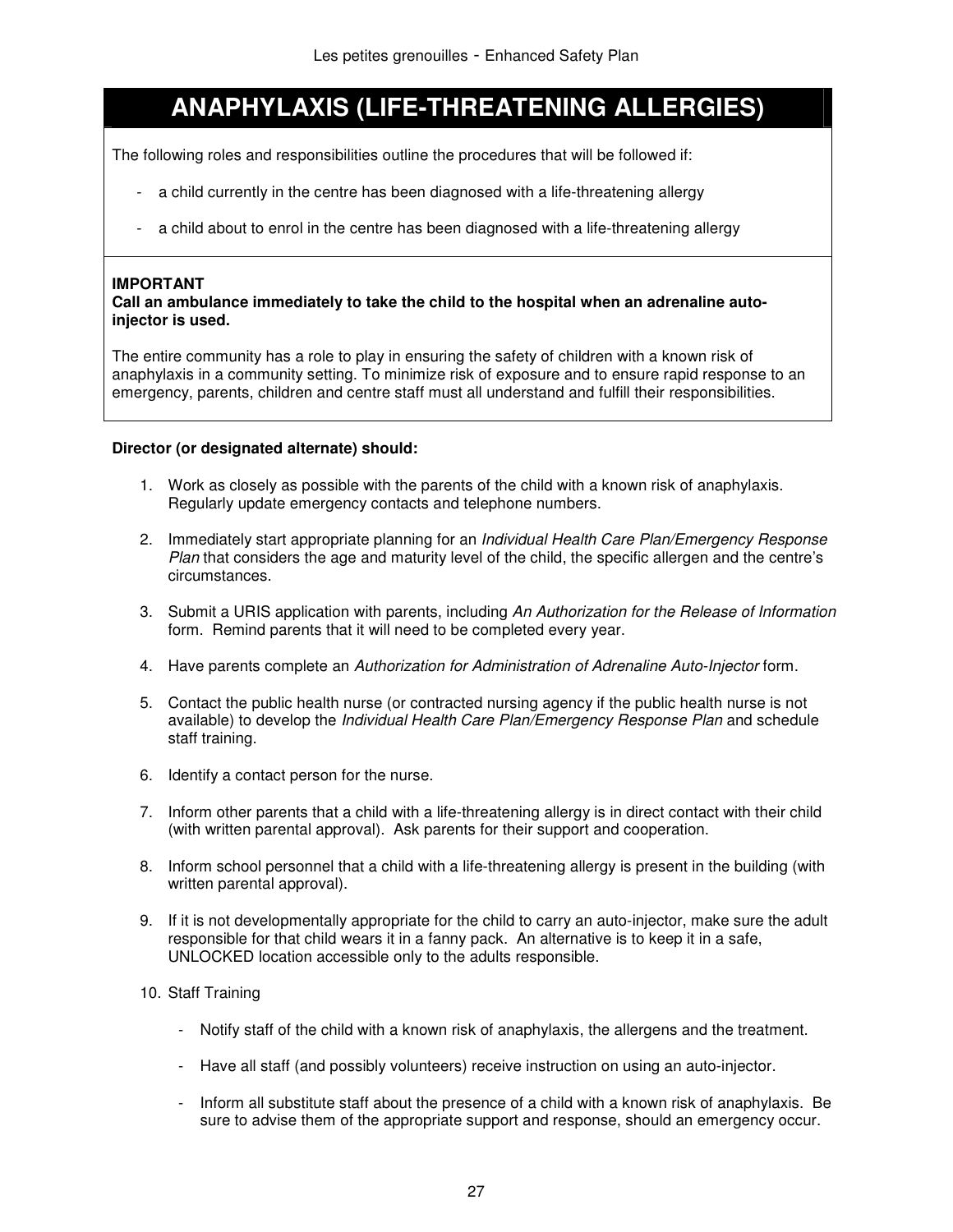# ANAPHYLAXIS (LIFE-THREATENING ALLERGIES)

The following roles and responsibilities outline the procedures that will be followed if:

- a child currently in the centre has been diagnosed with a life-threatening allergy
- a child about to enrol in the centre has been diagnosed with a life-threatening allergy

**IMPORTANT**
**Call an ambulance immediately to take the child to the hospital when an adrenaline auto-injector is used.**

The entire community has a role to play in ensuring the safety of children with a known risk of anaphylaxis in a community setting. To minimize risk of exposure and to ensure rapid response to an emergency, parents, children and centre staff must all understand and fulfill their responsibilities.

**Director (or designated alternate) should:**

1. Work as closely as possible with the parents of the child with a known risk of anaphylaxis. Regularly update emergency contacts and telephone numbers.
2. Immediately start appropriate planning for an *Individual Health Care Plan/Emergency Response Plan* that considers the age and maturity level of the child, the specific allergen and the centre's circumstances.
3. Submit a URIS application with parents, including *An Authorization for the Release of Information* form. Remind parents that it will need to be completed every year.
4. Have parents complete an *Authorization for Administration of Adrenaline Auto-Injector* form.
5. Contact the public health nurse (or contracted nursing agency if the public health nurse is not available) to develop the *Individual Health Care Plan/Emergency Response Plan* and schedule staff training.
6. Identify a contact person for the nurse.
7. Inform other parents that a child with a life-threatening allergy is in direct contact with their child (with written parental approval). Ask parents for their support and cooperation.
8. Inform school personnel that a child with a life-threatening allergy is present in the building (with written parental approval).
9. If it is not developmentally appropriate for the child to carry an auto-injector, make sure the adult responsible for that child wears it in a fanny pack. An alternative is to keep it in a safe, UNLOCKED location accessible only to the adults responsible.
10. Staff Training
    - Notify staff of the child with a known risk of anaphylaxis, the allergens and the treatment.
    - Have all staff (and possibly volunteers) receive instruction on using an auto-injector.
    - Inform all substitute staff about the presence of a child with a known risk of anaphylaxis. Be sure to advise them of the appropriate support and response, should an emergency occur.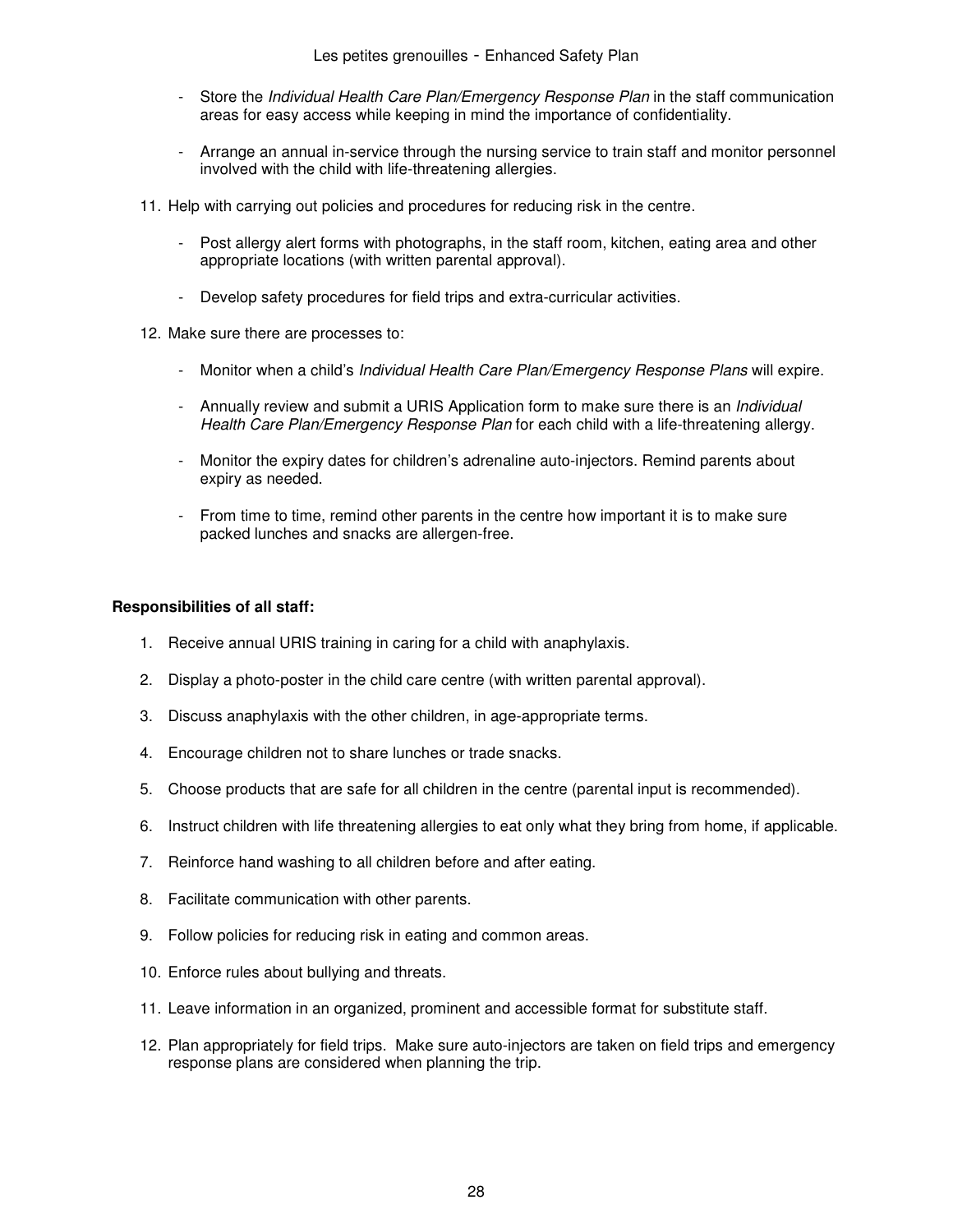- Store the *Individual Health Care Plan/Emergency Response Plan* in the staff communication areas for easy access while keeping in mind the importance of confidentiality.

- Arrange an annual in-service through the nursing service to train staff and monitor personnel involved with the child with life-threatening allergies.

11. Help with carrying out policies and procedures for reducing risk in the centre.

    - Post allergy alert forms with photographs, in the staff room, kitchen, eating area and other appropriate locations (with written parental approval).

    - Develop safety procedures for field trips and extra-curricular activities.

12. Make sure there are processes to:

    - Monitor when a child's *Individual Health Care Plan/Emergency Response Plans* will expire.

    - Annually review and submit a URIS Application form to make sure there is an *Individual Health Care Plan/Emergency Response Plan* for each child with a life-threatening allergy.

    - Monitor the expiry dates for children's adrenaline auto-injectors. Remind parents about expiry as needed.

    - From time to time, remind other parents in the centre how important it is to make sure packed lunches and snacks are allergen-free.

**Responsibilities of all staff:**

1. Receive annual URIS training in caring for a child with anaphylaxis.
2. Display a photo-poster in the child care centre (with written parental approval).
3. Discuss anaphylaxis with the other children, in age-appropriate terms.
4. Encourage children not to share lunches or trade snacks.
5. Choose products that are safe for all children in the centre (parental input is recommended).
6. Instruct children with life threatening allergies to eat only what they bring from home, if applicable.
7. Reinforce hand washing to all children before and after eating.
8. Facilitate communication with other parents.
9. Follow policies for reducing risk in eating and common areas.
10. Enforce rules about bullying and threats.
11. Leave information in an organized, prominent and accessible format for substitute staff.
12. Plan appropriately for field trips. Make sure auto-injectors are taken on field trips and emergency response plans are considered when planning the trip.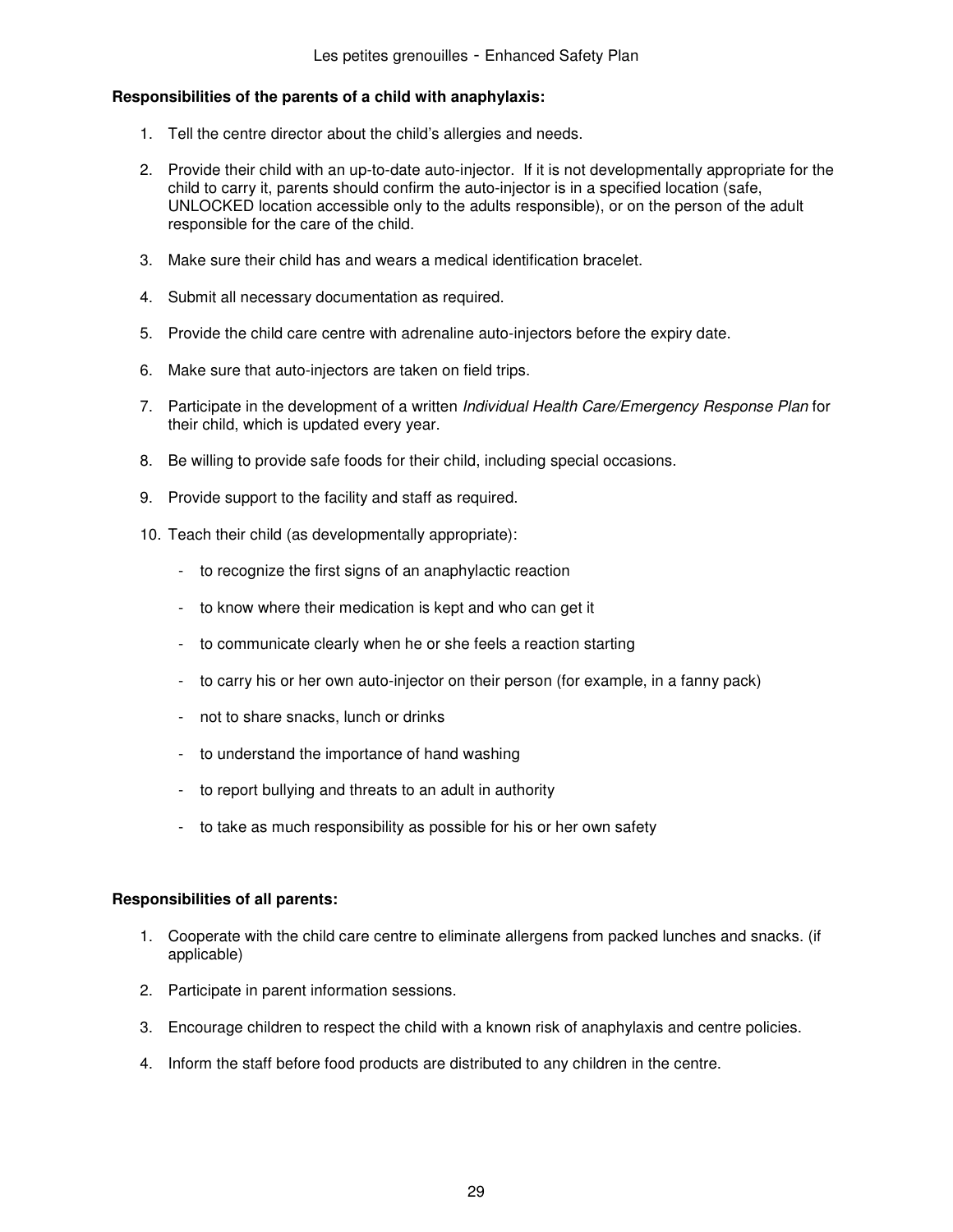**Responsibilities of the parents of a child with anaphylaxis:**

1. Tell the centre director about the child's allergies and needs.

2. Provide their child with an up-to-date auto-injector. If it is not developmentally appropriate for the child to carry it, parents should confirm the auto-injector is in a specified location (safe, UNLOCKED location accessible only to the adults responsible), or on the person of the adult responsible for the care of the child.

3. Make sure their child has and wears a medical identification bracelet.

4. Submit all necessary documentation as required.

5. Provide the child care centre with adrenaline auto-injectors before the expiry date.

6. Make sure that auto-injectors are taken on field trips.

7. Participate in the development of a written *Individual Health Care/Emergency Response Plan* for their child, which is updated every year.

8. Be willing to provide safe foods for their child, including special occasions.

9. Provide support to the facility and staff as required.

10. Teach their child (as developmentally appropriate):

    - to recognize the first signs of an anaphylactic reaction
    - to know where their medication is kept and who can get it
    - to communicate clearly when he or she feels a reaction starting
    - to carry his or her own auto-injector on their person (for example, in a fanny pack)
    - not to share snacks, lunch or drinks
    - to understand the importance of hand washing
    - to report bullying and threats to an adult in authority
    - to take as much responsibility as possible for his or her own safety

**Responsibilities of all parents:**

1. Cooperate with the child care centre to eliminate allergens from packed lunches and snacks. (if applicable)

2. Participate in parent information sessions.

3. Encourage children to respect the child with a known risk of anaphylaxis and centre policies.

4. Inform the staff before food products are distributed to any children in the centre.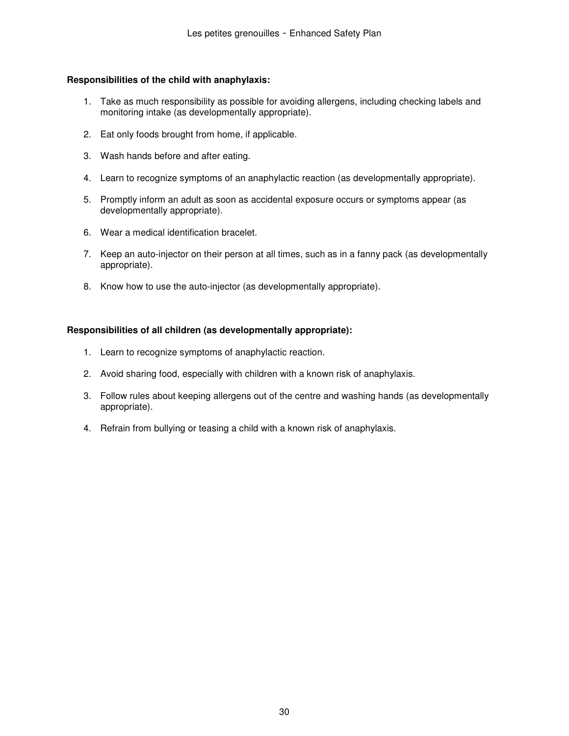**Responsibilities of the child with anaphylaxis:**

1. Take as much responsibility as possible for avoiding allergens, including checking labels and monitoring intake (as developmentally appropriate).

2. Eat only foods brought from home, if applicable.

3. Wash hands before and after eating.

4. Learn to recognize symptoms of an anaphylactic reaction (as developmentally appropriate).

5. Promptly inform an adult as soon as accidental exposure occurs or symptoms appear (as developmentally appropriate).

6. Wear a medical identification bracelet.

7. Keep an auto-injector on their person at all times, such as in a fanny pack (as developmentally appropriate).

8. Know how to use the auto-injector (as developmentally appropriate).

**Responsibilities of all children (as developmentally appropriate):**

1. Learn to recognize symptoms of anaphylactic reaction.

2. Avoid sharing food, especially with children with a known risk of anaphylaxis.

3. Follow rules about keeping allergens out of the centre and washing hands (as developmentally appropriate).

4. Refrain from bullying or teasing a child with a known risk of anaphylaxis.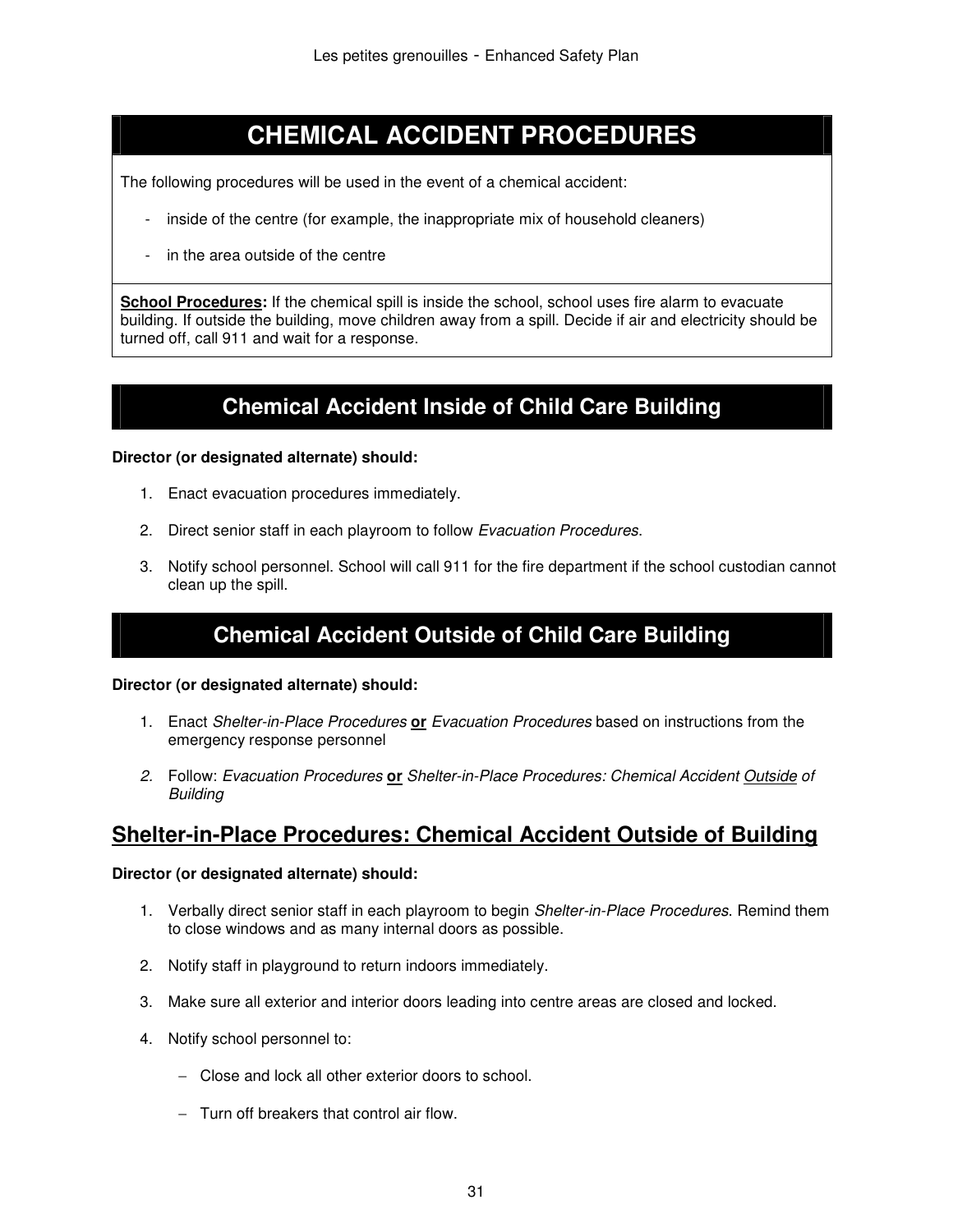# CHEMICAL ACCIDENT PROCEDURES

The following procedures will be used in the event of a chemical accident:

- inside of the centre (for example, the inappropriate mix of household cleaners)
- in the area outside of the centre

**School Procedures:** If the chemical spill is inside the school, school uses fire alarm to evacuate building. If outside the building, move children away from a spill. Decide if air and electricity should be turned off, call 911 and wait for a response.

## Chemical Accident Inside of Child Care Building

**Director (or designated alternate) should:**

1. Enact evacuation procedures immediately.
2. Direct senior staff in each playroom to follow *Evacuation Procedures*.
3. Notify school personnel. School will call 911 for the fire department if the school custodian cannot clean up the spill.

## Chemical Accident Outside of Child Care Building

**Director (or designated alternate) should:**

1. Enact *Shelter-in-Place Procedures* **or** *Evacuation Procedures* based on instructions from the emergency response personnel
2. Follow: *Evacuation Procedures* **or** *Shelter-in-Place Procedures: Chemical Accident Outside of Building*

## Shelter-in-Place Procedures: Chemical Accident Outside of Building

**Director (or designated alternate) should:**

1. Verbally direct senior staff in each playroom to begin *Shelter-in-Place Procedures*. Remind them to close windows and as many internal doors as possible.
2. Notify staff in playground to return indoors immediately.
3. Make sure all exterior and interior doors leading into centre areas are closed and locked.
4. Notify school personnel to:
   - Close and lock all other exterior doors to school.
   - Turn off breakers that control air flow.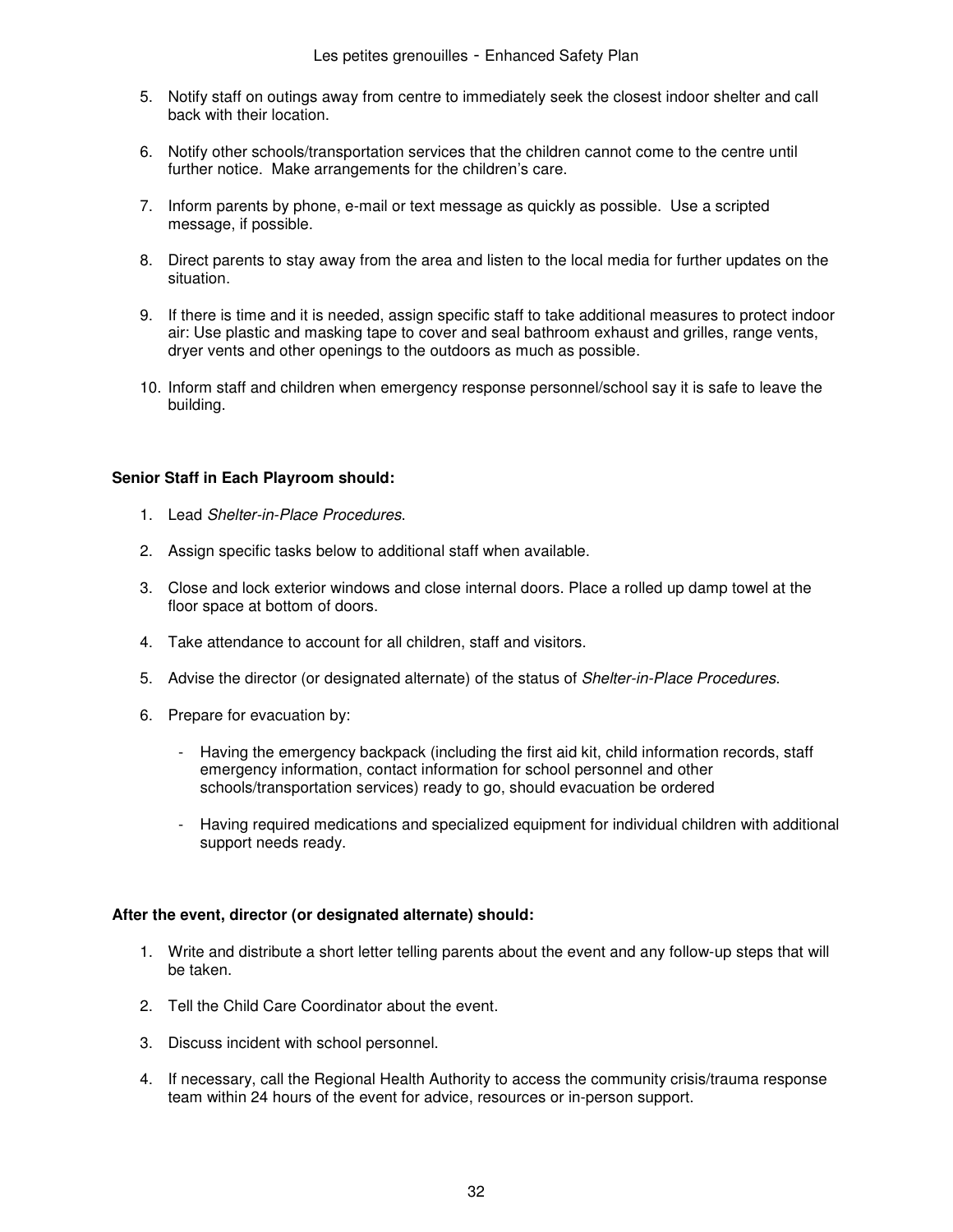5. Notify staff on outings away from centre to immediately seek the closest indoor shelter and call back with their location.

6. Notify other schools/transportation services that the children cannot come to the centre until further notice. Make arrangements for the children's care.

7. Inform parents by phone, e-mail or text message as quickly as possible. Use a scripted message, if possible.

8. Direct parents to stay away from the area and listen to the local media for further updates on the situation.

9. If there is time and it is needed, assign specific staff to take additional measures to protect indoor air: Use plastic and masking tape to cover and seal bathroom exhaust and grilles, range vents, dryer vents and other openings to the outdoors as much as possible.

10. Inform staff and children when emergency response personnel/school say it is safe to leave the building.

**Senior Staff in Each Playroom should:**

1. Lead *Shelter-in-Place Procedures*.

2. Assign specific tasks below to additional staff when available.

3. Close and lock exterior windows and close internal doors. Place a rolled up damp towel at the floor space at bottom of doors.

4. Take attendance to account for all children, staff and visitors.

5. Advise the director (or designated alternate) of the status of *Shelter-in-Place Procedures*.

6. Prepare for evacuation by:

   - Having the emergency backpack (including the first aid kit, child information records, staff emergency information, contact information for school personnel and other schools/transportation services) ready to go, should evacuation be ordered

   - Having required medications and specialized equipment for individual children with additional support needs ready.

**After the event, director (or designated alternate) should:**

1. Write and distribute a short letter telling parents about the event and any follow-up steps that will be taken.

2. Tell the Child Care Coordinator about the event.

3. Discuss incident with school personnel.

4. If necessary, call the Regional Health Authority to access the community crisis/trauma response team within 24 hours of the event for advice, resources or in-person support.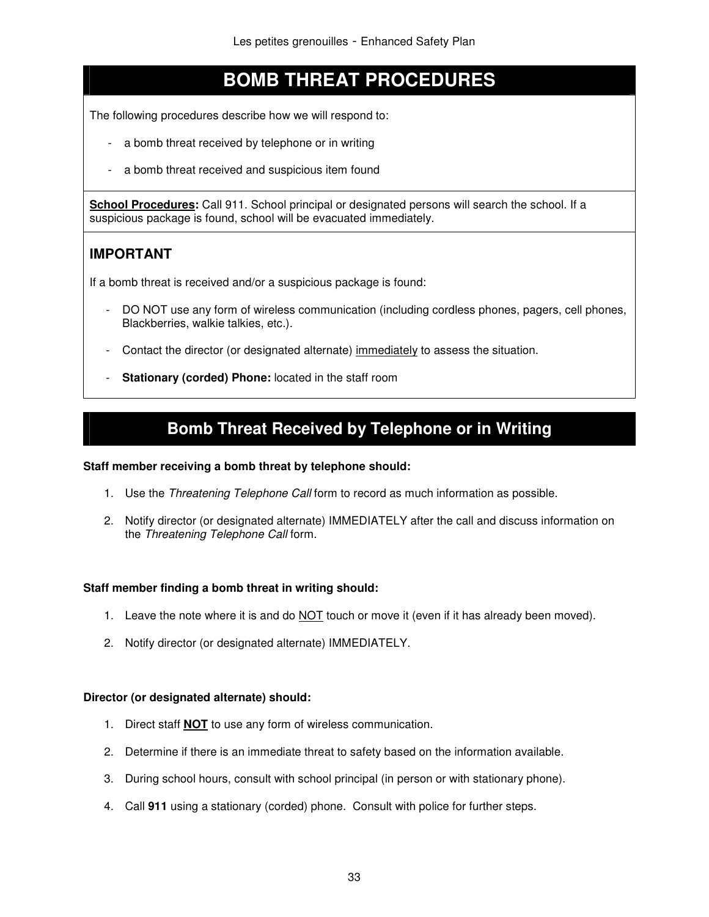# BOMB THREAT PROCEDURES

The following procedures describe how we will respond to:

- a bomb threat received by telephone or in writing
- a bomb threat received and suspicious item found

**School Procedures:** Call 911. School principal or designated persons will search the school. If a suspicious package is found, school will be evacuated immediately.

### IMPORTANT

If a bomb threat is received and/or a suspicious package is found:

- DO NOT use any form of wireless communication (including cordless phones, pagers, cell phones, Blackberries, walkie talkies, etc.).
- Contact the director (or designated alternate) immediately to assess the situation.
- **Stationary (corded) Phone:** located in the staff room

## Bomb Threat Received by Telephone or in Writing

**Staff member receiving a bomb threat by telephone should:**

1. Use the *Threatening Telephone Call* form to record as much information as possible.
2. Notify director (or designated alternate) IMMEDIATELY after the call and discuss information on the *Threatening Telephone Call* form.

**Staff member finding a bomb threat in writing should:**

1. Leave the note where it is and do NOT touch or move it (even if it has already been moved).
2. Notify director (or designated alternate) IMMEDIATELY.

**Director (or designated alternate) should:**

1. Direct staff **NOT** to use any form of wireless communication.
2. Determine if there is an immediate threat to safety based on the information available.
3. During school hours, consult with school principal (in person or with stationary phone).
4. Call **911** using a stationary (corded) phone. Consult with police for further steps.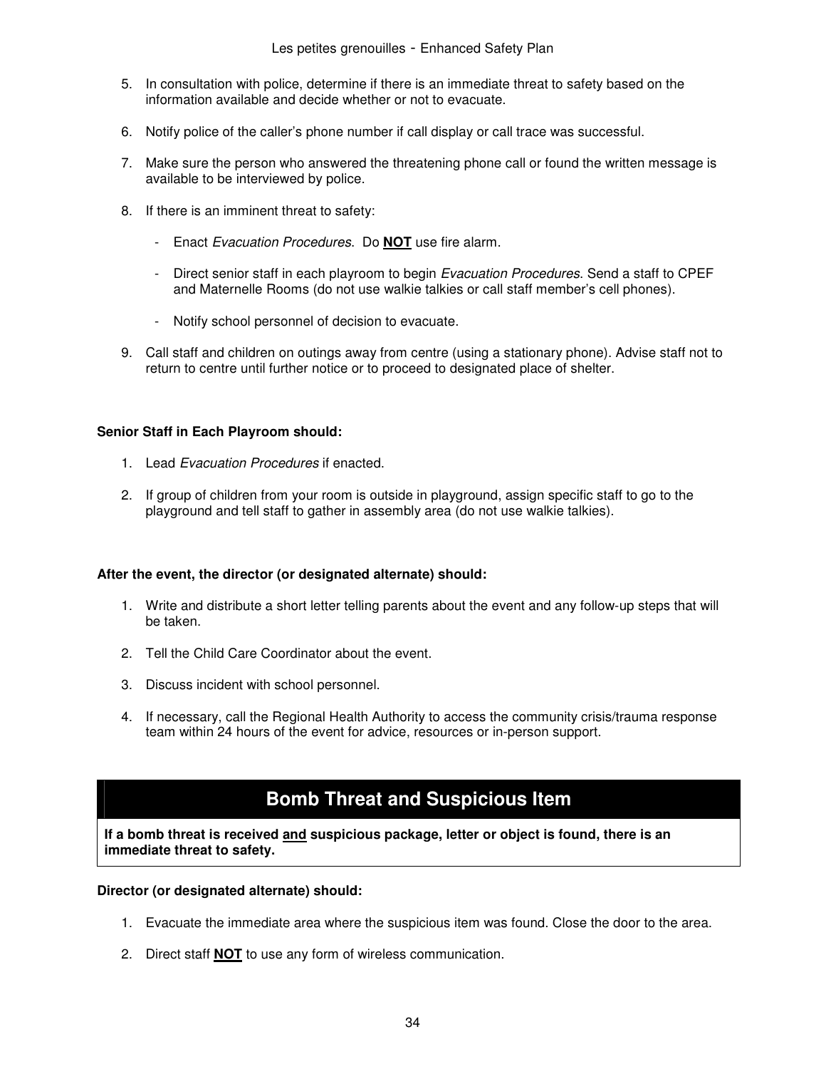5. In consultation with police, determine if there is an immediate threat to safety based on the information available and decide whether or not to evacuate.

6. Notify police of the caller's phone number if call display or call trace was successful.

7. Make sure the person who answered the threatening phone call or found the written message is available to be interviewed by police.

8. If there is an imminent threat to safety:

   - Enact *Evacuation Procedures*. Do **NOT** use fire alarm.

   - Direct senior staff in each playroom to begin *Evacuation Procedures*. Send a staff to CPEF and Maternelle Rooms (do not use walkie talkies or call staff member's cell phones).

   - Notify school personnel of decision to evacuate.

9. Call staff and children on outings away from centre (using a stationary phone). Advise staff not to return to centre until further notice or to proceed to designated place of shelter.

**Senior Staff in Each Playroom should:**

1. Lead *Evacuation Procedures* if enacted.

2. If group of children from your room is outside in playground, assign specific staff to go to the playground and tell staff to gather in assembly area (do not use walkie talkies).

**After the event, the director (or designated alternate) should:**

1. Write and distribute a short letter telling parents about the event and any follow-up steps that will be taken.

2. Tell the Child Care Coordinator about the event.

3. Discuss incident with school personnel.

4. If necessary, call the Regional Health Authority to access the community crisis/trauma response team within 24 hours of the event for advice, resources or in-person support.

## Bomb Threat and Suspicious Item

**If a bomb threat is received and suspicious package, letter or object is found, there is an immediate threat to safety.**

**Director (or designated alternate) should:**

1. Evacuate the immediate area where the suspicious item was found. Close the door to the area.

2. Direct staff **NOT** to use any form of wireless communication.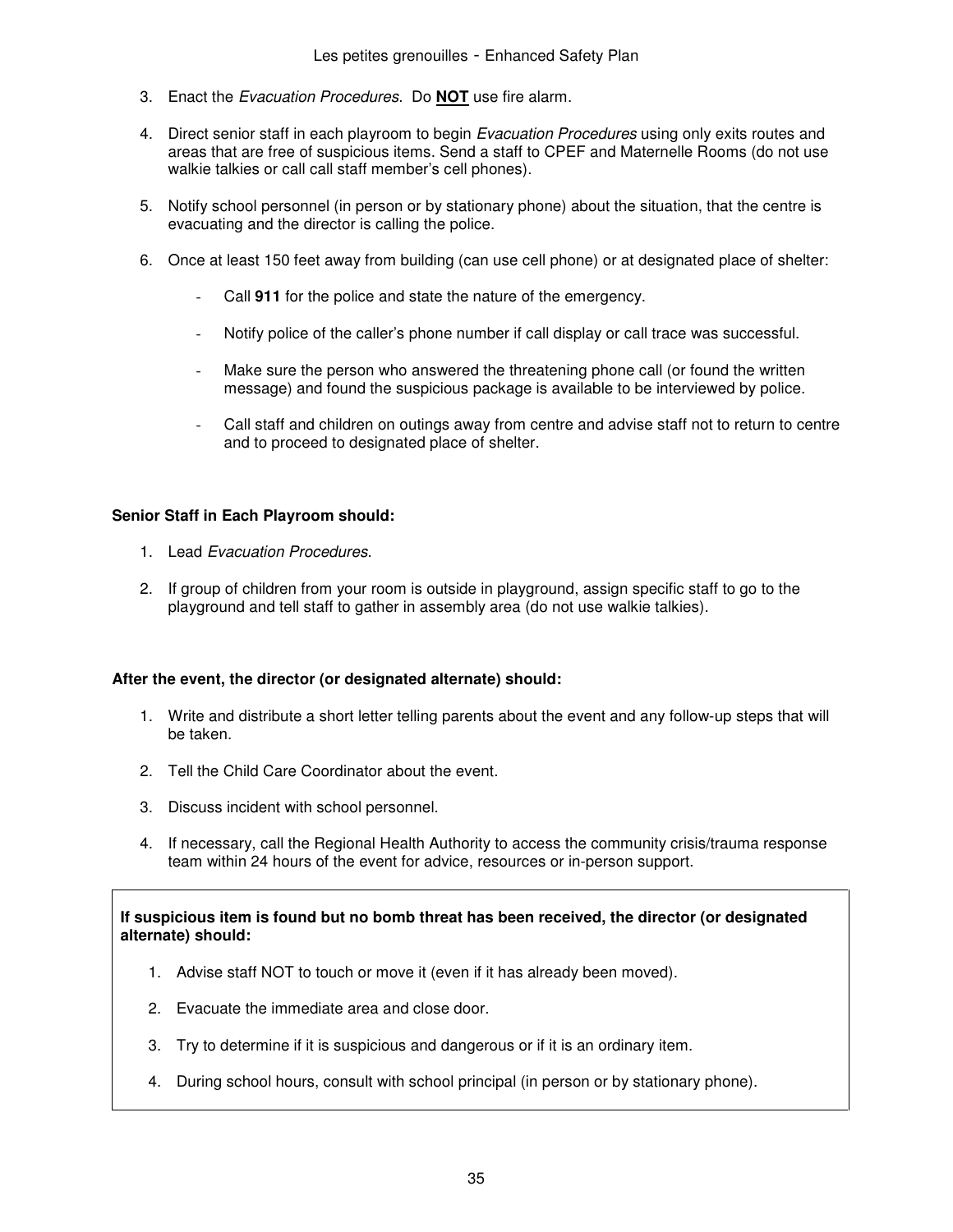3. Enact the *Evacuation Procedures*. Do **NOT** use fire alarm.

4. Direct senior staff in each playroom to begin *Evacuation Procedures* using only exits routes and areas that are free of suspicious items. Send a staff to CPEF and Maternelle Rooms (do not use walkie talkies or call call staff member's cell phones).

5. Notify school personnel (in person or by stationary phone) about the situation, that the centre is evacuating and the director is calling the police.

6. Once at least 150 feet away from building (can use cell phone) or at designated place of shelter:

   - Call **911** for the police and state the nature of the emergency.

   - Notify police of the caller's phone number if call display or call trace was successful.

   - Make sure the person who answered the threatening phone call (or found the written message) and found the suspicious package is available to be interviewed by police.

   - Call staff and children on outings away from centre and advise staff not to return to centre and to proceed to designated place of shelter.

**Senior Staff in Each Playroom should:**

1. Lead *Evacuation Procedures*.

2. If group of children from your room is outside in playground, assign specific staff to go to the playground and tell staff to gather in assembly area (do not use walkie talkies).

**After the event, the director (or designated alternate) should:**

1. Write and distribute a short letter telling parents about the event and any follow-up steps that will be taken.

2. Tell the Child Care Coordinator about the event.

3. Discuss incident with school personnel.

4. If necessary, call the Regional Health Authority to access the community crisis/trauma response team within 24 hours of the event for advice, resources or in-person support.

**If suspicious item is found but no bomb threat has been received, the director (or designated alternate) should:**

1. Advise staff NOT to touch or move it (even if it has already been moved).

2. Evacuate the immediate area and close door.

3. Try to determine if it is suspicious and dangerous or if it is an ordinary item.

4. During school hours, consult with school principal (in person or by stationary phone).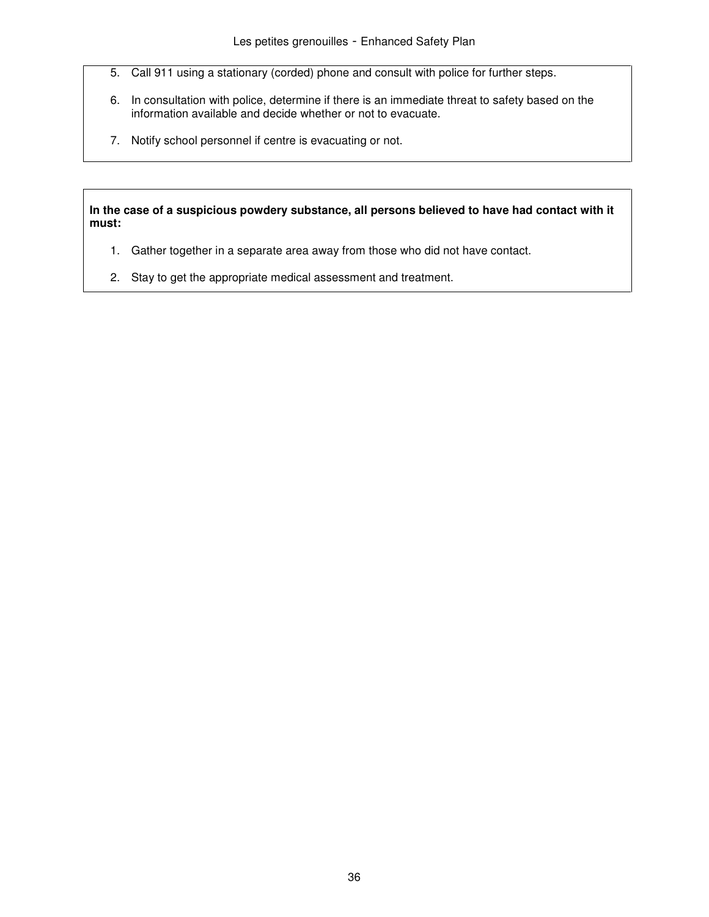5. Call 911 using a stationary (corded) phone and consult with police for further steps.
6. In consultation with police, determine if there is an immediate threat to safety based on the information available and decide whether or not to evacuate.
7. Notify school personnel if centre is evacuating or not.

**In the case of a suspicious powdery substance, all persons believed to have had contact with it must:**

1. Gather together in a separate area away from those who did not have contact.
2. Stay to get the appropriate medical assessment and treatment.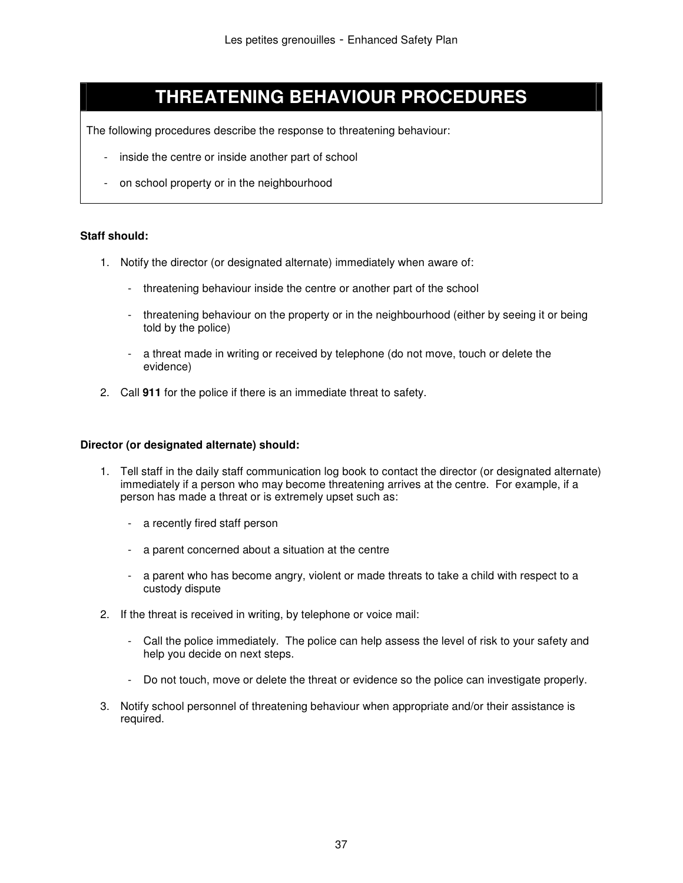# THREATENING BEHAVIOUR PROCEDURES

The following procedures describe the response to threatening behaviour:

- inside the centre or inside another part of school
- on school property or in the neighbourhood

**Staff should:**

1. Notify the director (or designated alternate) immediately when aware of:
   - threatening behaviour inside the centre or another part of the school
   - threatening behaviour on the property or in the neighbourhood (either by seeing it or being told by the police)
   - a threat made in writing or received by telephone (do not move, touch or delete the evidence)
2. Call **911** for the police if there is an immediate threat to safety.

**Director (or designated alternate) should:**

1. Tell staff in the daily staff communication log book to contact the director (or designated alternate) immediately if a person who may become threatening arrives at the centre. For example, if a person has made a threat or is extremely upset such as:
   - a recently fired staff person
   - a parent concerned about a situation at the centre
   - a parent who has become angry, violent or made threats to take a child with respect to a custody dispute
2. If the threat is received in writing, by telephone or voice mail:
   - Call the police immediately. The police can help assess the level of risk to your safety and help you decide on next steps.
   - Do not touch, move or delete the threat or evidence so the police can investigate properly.
3. Notify school personnel of threatening behaviour when appropriate and/or their assistance is required.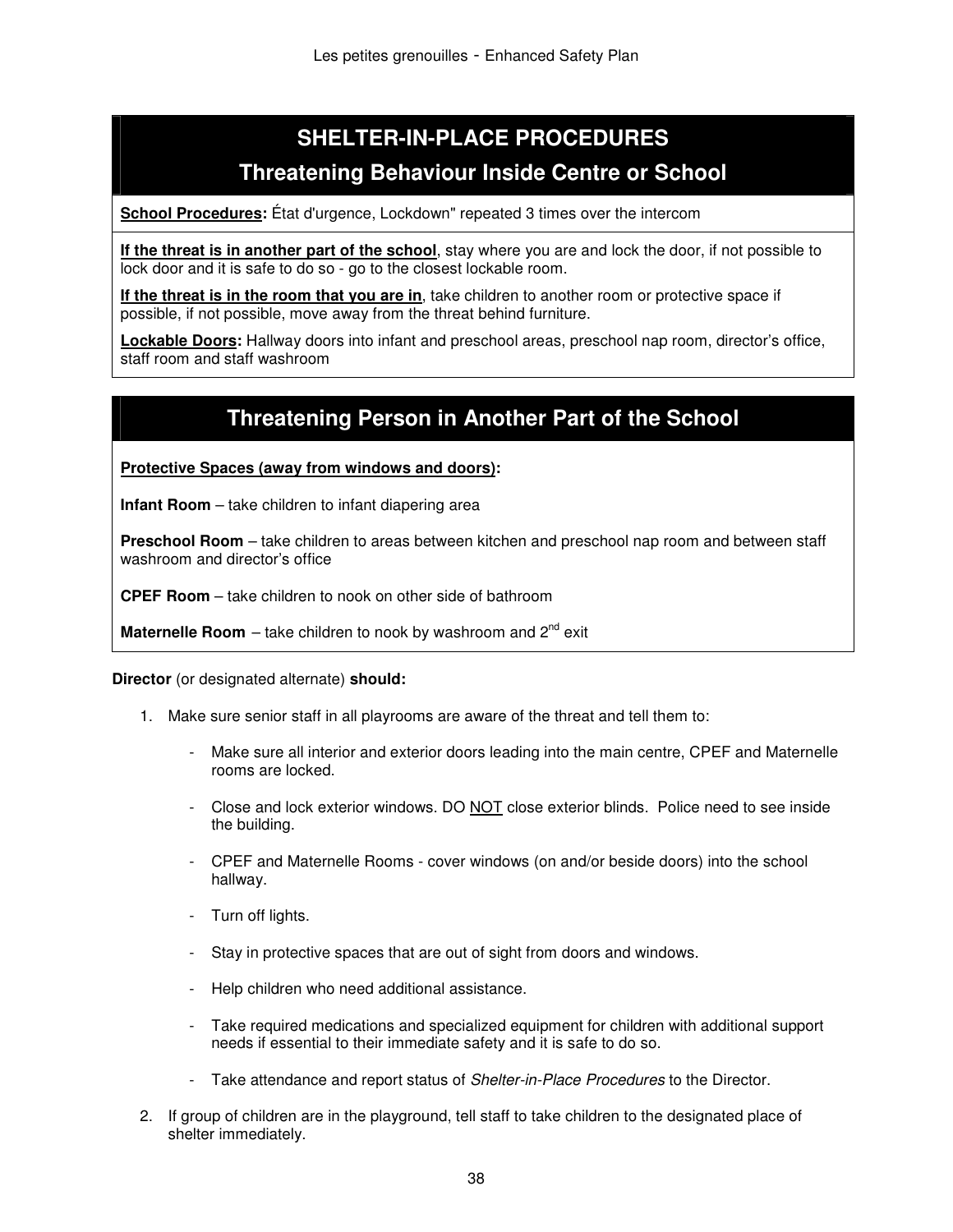# SHELTER-IN-PLACE PROCEDURES

## Threatening Behaviour Inside Centre or School

**School Procedures:** État d'urgence, Lockdown" repeated 3 times over the intercom

**If the threat is in another part of the school**, stay where you are and lock the door, if not possible to lock door and it is safe to do so - go to the closest lockable room.

**If the threat is in the room that you are in**, take children to another room or protective space if possible, if not possible, move away from the threat behind furniture.

**Lockable Doors:** Hallway doors into infant and preschool areas, preschool nap room, director's office, staff room and staff washroom

## Threatening Person in Another Part of the School

**Protective Spaces (away from windows and doors):**

**Infant Room** – take children to infant diapering area

**Preschool Room** – take children to areas between kitchen and preschool nap room and between staff washroom and director's office

**CPEF Room** – take children to nook on other side of bathroom

**Maternelle Room** – take children to nook by washroom and 2nd exit

**Director** (or designated alternate) **should:**

1. Make sure senior staff in all playrooms are aware of the threat and tell them to:
   - Make sure all interior and exterior doors leading into the main centre, CPEF and Maternelle rooms are locked.
   - Close and lock exterior windows. DO NOT close exterior blinds. Police need to see inside the building.
   - CPEF and Maternelle Rooms - cover windows (on and/or beside doors) into the school hallway.
   - Turn off lights.
   - Stay in protective spaces that are out of sight from doors and windows.
   - Help children who need additional assistance.
   - Take required medications and specialized equipment for children with additional support needs if essential to their immediate safety and it is safe to do so.
   - Take attendance and report status of *Shelter-in-Place Procedures* to the Director.
2. If group of children are in the playground, tell staff to take children to the designated place of shelter immediately.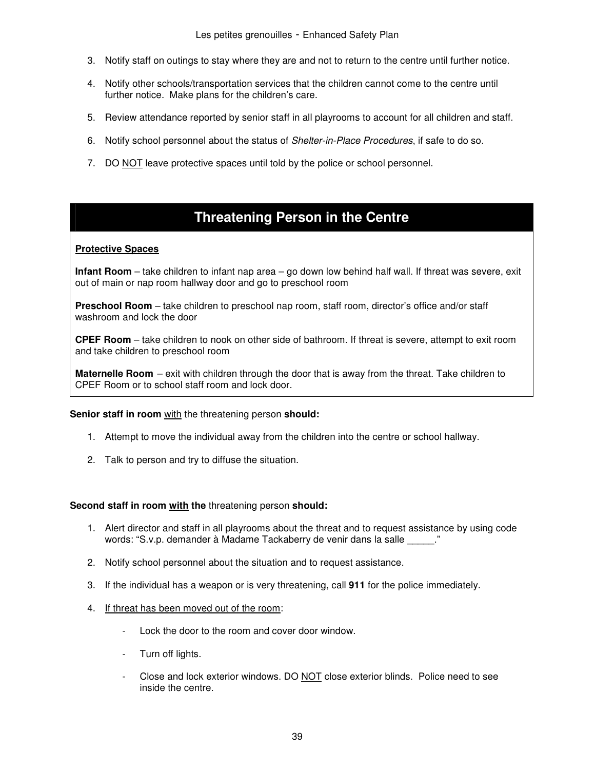3. Notify staff on outings to stay where they are and not to return to the centre until further notice.

4. Notify other schools/transportation services that the children cannot come to the centre until further notice. Make plans for the children's care.

5. Review attendance reported by senior staff in all playrooms to account for all children and staff.

6. Notify school personnel about the status of *Shelter-in-Place Procedures*, if safe to do so.

7. DO <u>NOT</u> leave protective spaces until told by the police or school personnel.

## Threatening Person in the Centre

**<u>Protective Spaces</u>**

**Infant Room** – take children to infant nap area – go down low behind half wall. If threat was severe, exit out of main or nap room hallway door and go to preschool room

**Preschool Room** – take children to preschool nap room, staff room, director's office and/or staff washroom and lock the door

**CPEF Room** – take children to nook on other side of bathroom. If threat is severe, attempt to exit room and take children to preschool room

**Maternelle Room** – exit with children through the door that is away from the threat. Take children to CPEF Room or to school staff room and lock door.

**Senior staff in room** <u>with</u> the threatening person **should:**

1. Attempt to move the individual away from the children into the centre or school hallway.

2. Talk to person and try to diffuse the situation.

**Second staff in room <u>with</u> the** threatening person **should:**

1. Alert director and staff in all playrooms about the threat and to request assistance by using code words: "S.v.p. demander à Madame Tackaberry de venir dans la salle _____."

2. Notify school personnel about the situation and to request assistance.

3. If the individual has a weapon or is very threatening, call **911** for the police immediately.

4. <u>If threat has been moved out of the room</u>:

   - Lock the door to the room and cover door window.

   - Turn off lights.

   - Close and lock exterior windows. DO <u>NOT</u> close exterior blinds. Police need to see inside the centre.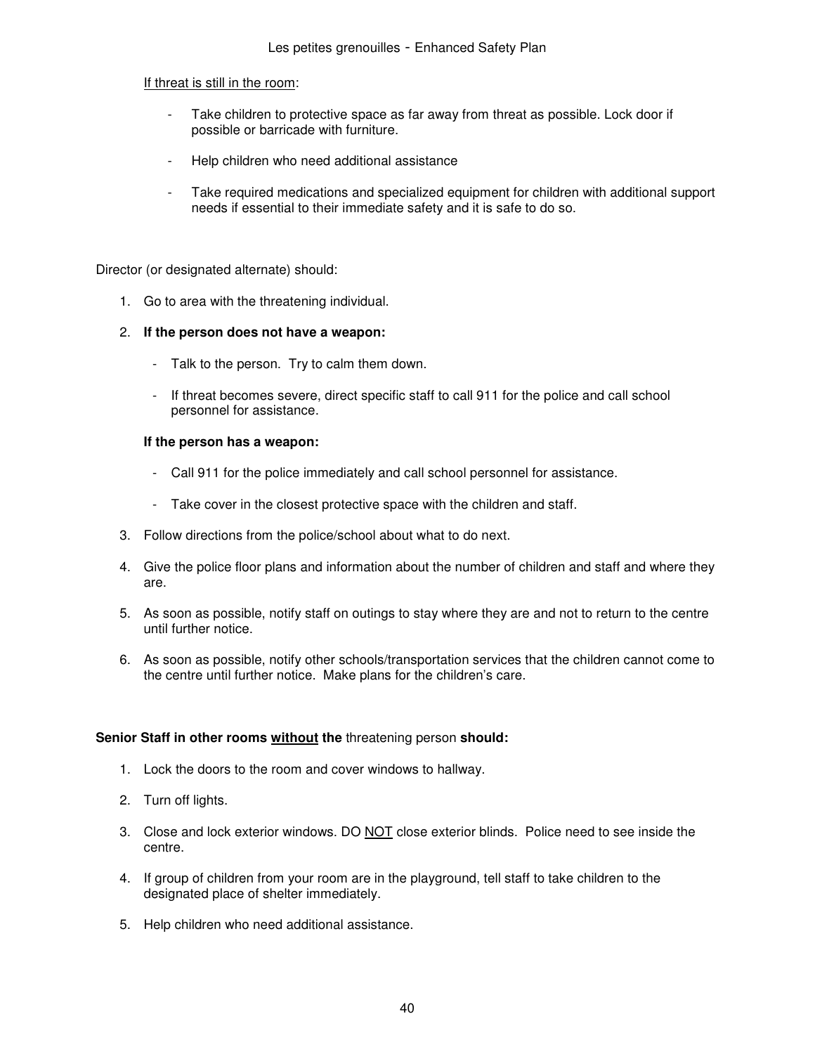If threat is still in the room:

- Take children to protective space as far away from threat as possible. Lock door if possible or barricade with furniture.
- Help children who need additional assistance
- Take required medications and specialized equipment for children with additional support needs if essential to their immediate safety and it is safe to do so.

Director (or designated alternate) should:

1. Go to area with the threatening individual.
2. **If the person does not have a weapon:**
   - Talk to the person. Try to calm them down.
   - If threat becomes severe, direct specific staff to call 911 for the police and call school personnel for assistance.

   **If the person has a weapon:**
   - Call 911 for the police immediately and call school personnel for assistance.
   - Take cover in the closest protective space with the children and staff.
3. Follow directions from the police/school about what to do next.
4. Give the police floor plans and information about the number of children and staff and where they are.
5. As soon as possible, notify staff on outings to stay where they are and not to return to the centre until further notice.
6. As soon as possible, notify other schools/transportation services that the children cannot come to the centre until further notice. Make plans for the children's care.

**Senior Staff in other rooms without the** threatening person **should:**

1. Lock the doors to the room and cover windows to hallway.
2. Turn off lights.
3. Close and lock exterior windows. DO NOT close exterior blinds. Police need to see inside the centre.
4. If group of children from your room are in the playground, tell staff to take children to the designated place of shelter immediately.
5. Help children who need additional assistance.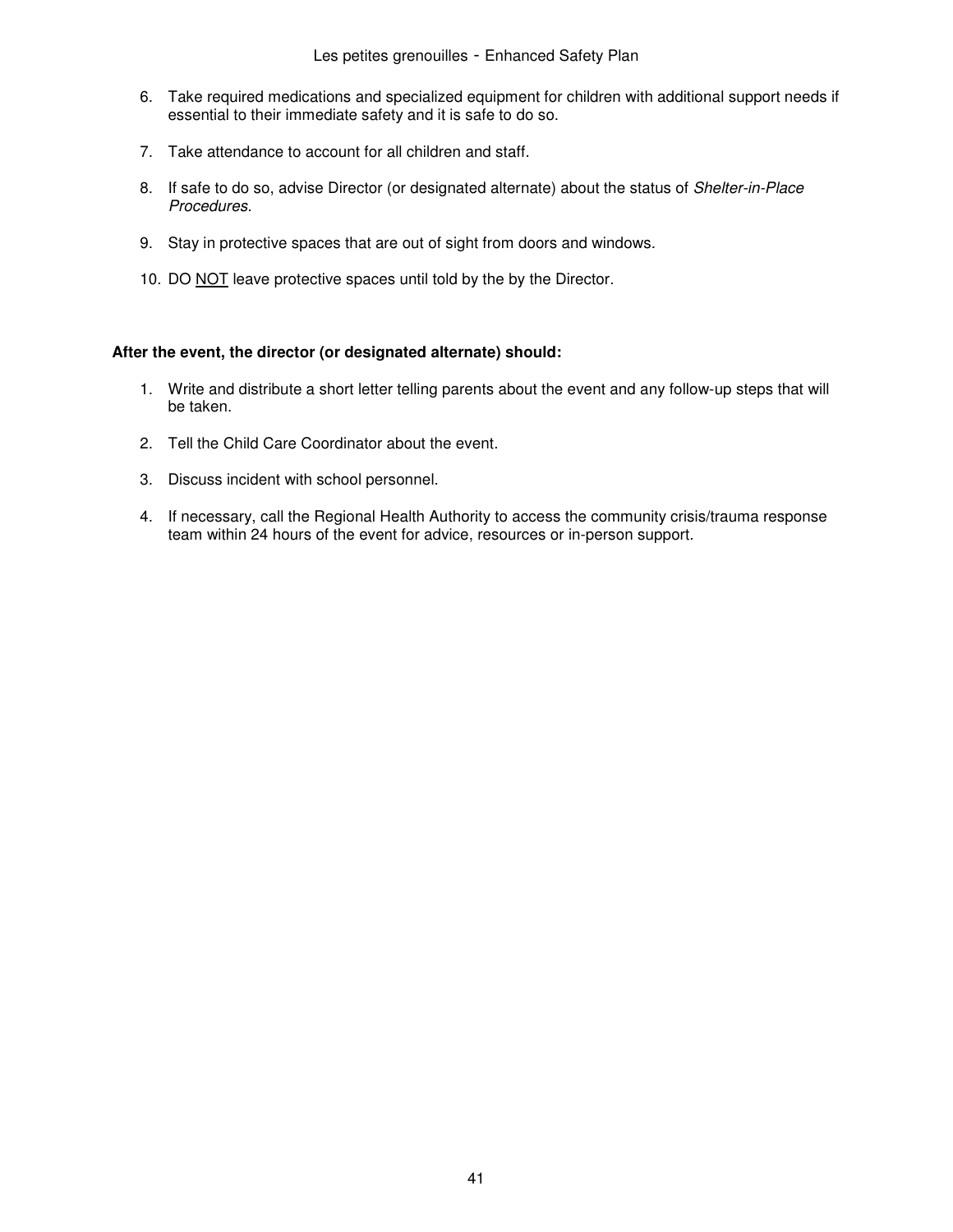6. Take required medications and specialized equipment for children with additional support needs if essential to their immediate safety and it is safe to do so.

7. Take attendance to account for all children and staff.

8. If safe to do so, advise Director (or designated alternate) about the status of *Shelter-in-Place Procedures.*

9. Stay in protective spaces that are out of sight from doors and windows.

10. DO <u>NOT</u> leave protective spaces until told by the by the Director.

**After the event, the director (or designated alternate) should:**

1. Write and distribute a short letter telling parents about the event and any follow-up steps that will be taken.

2. Tell the Child Care Coordinator about the event.

3. Discuss incident with school personnel.

4. If necessary, call the Regional Health Authority to access the community crisis/trauma response team within 24 hours of the event for advice, resources or in-person support.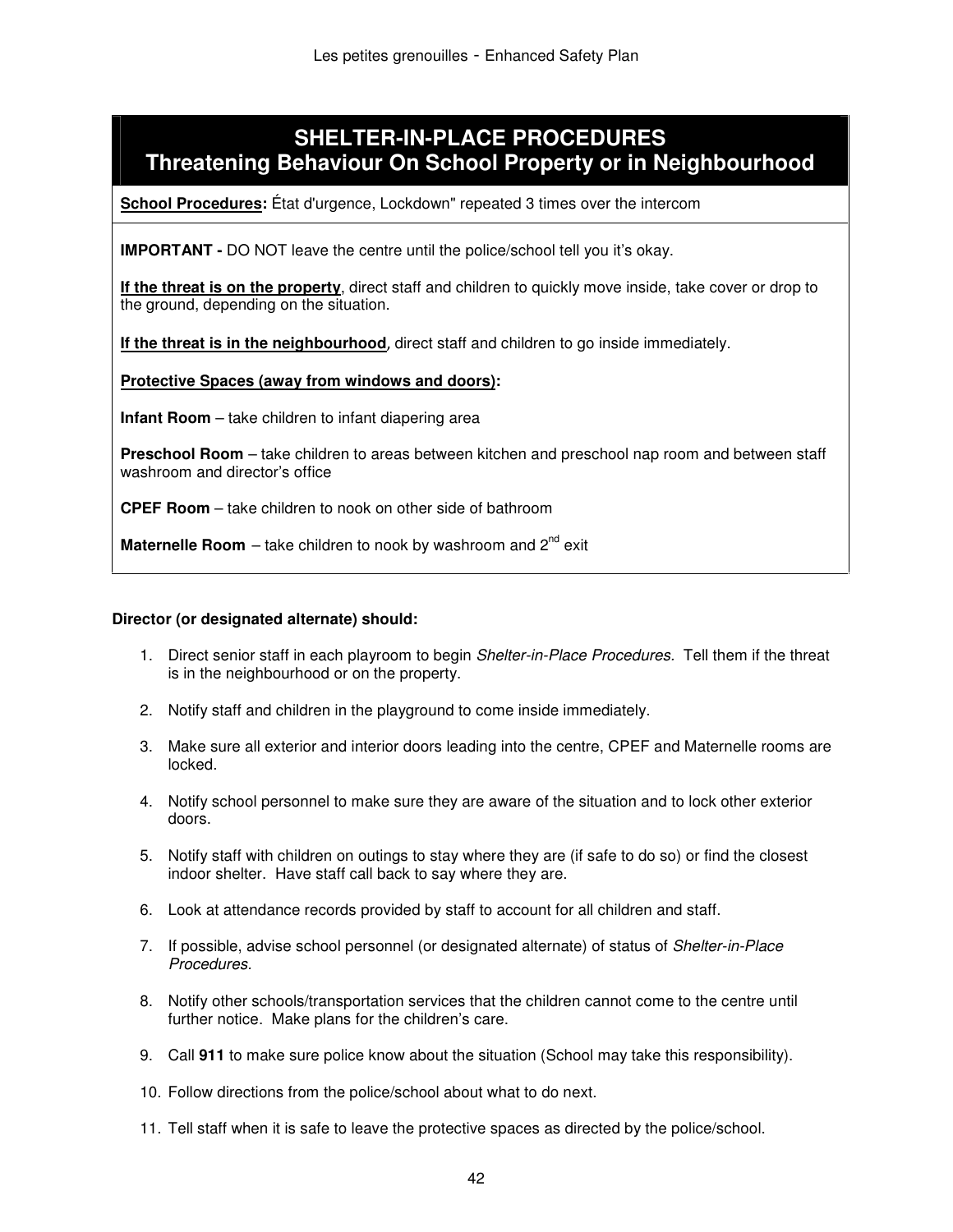## SHELTER-IN-PLACE PROCEDURES
## Threatening Behaviour On School Property or in Neighbourhood

**School Procedures:** État d'urgence, Lockdown" repeated 3 times over the intercom

**IMPORTANT -** DO NOT leave the centre until the police/school tell you it's okay.

**If the threat is on the property**, direct staff and children to quickly move inside, take cover or drop to the ground, depending on the situation.

**If the threat is in the neighbourhood**, direct staff and children to go inside immediately.

**Protective Spaces (away from windows and doors):**

**Infant Room** – take children to infant diapering area

**Preschool Room** – take children to areas between kitchen and preschool nap room and between staff washroom and director's office

**CPEF Room** – take children to nook on other side of bathroom

**Maternelle Room** – take children to nook by washroom and 2nd exit

**Director (or designated alternate) should:**

1. Direct senior staff in each playroom to begin *Shelter-in-Place Procedures*. Tell them if the threat is in the neighbourhood or on the property.
2. Notify staff and children in the playground to come inside immediately.
3. Make sure all exterior and interior doors leading into the centre, CPEF and Maternelle rooms are locked.
4. Notify school personnel to make sure they are aware of the situation and to lock other exterior doors.
5. Notify staff with children on outings to stay where they are (if safe to do so) or find the closest indoor shelter. Have staff call back to say where they are.
6. Look at attendance records provided by staff to account for all children and staff.
7. If possible, advise school personnel (or designated alternate) of status of *Shelter-in-Place Procedures.*
8. Notify other schools/transportation services that the children cannot come to the centre until further notice. Make plans for the children's care.
9. Call **911** to make sure police know about the situation (School may take this responsibility).
10. Follow directions from the police/school about what to do next.
11. Tell staff when it is safe to leave the protective spaces as directed by the police/school.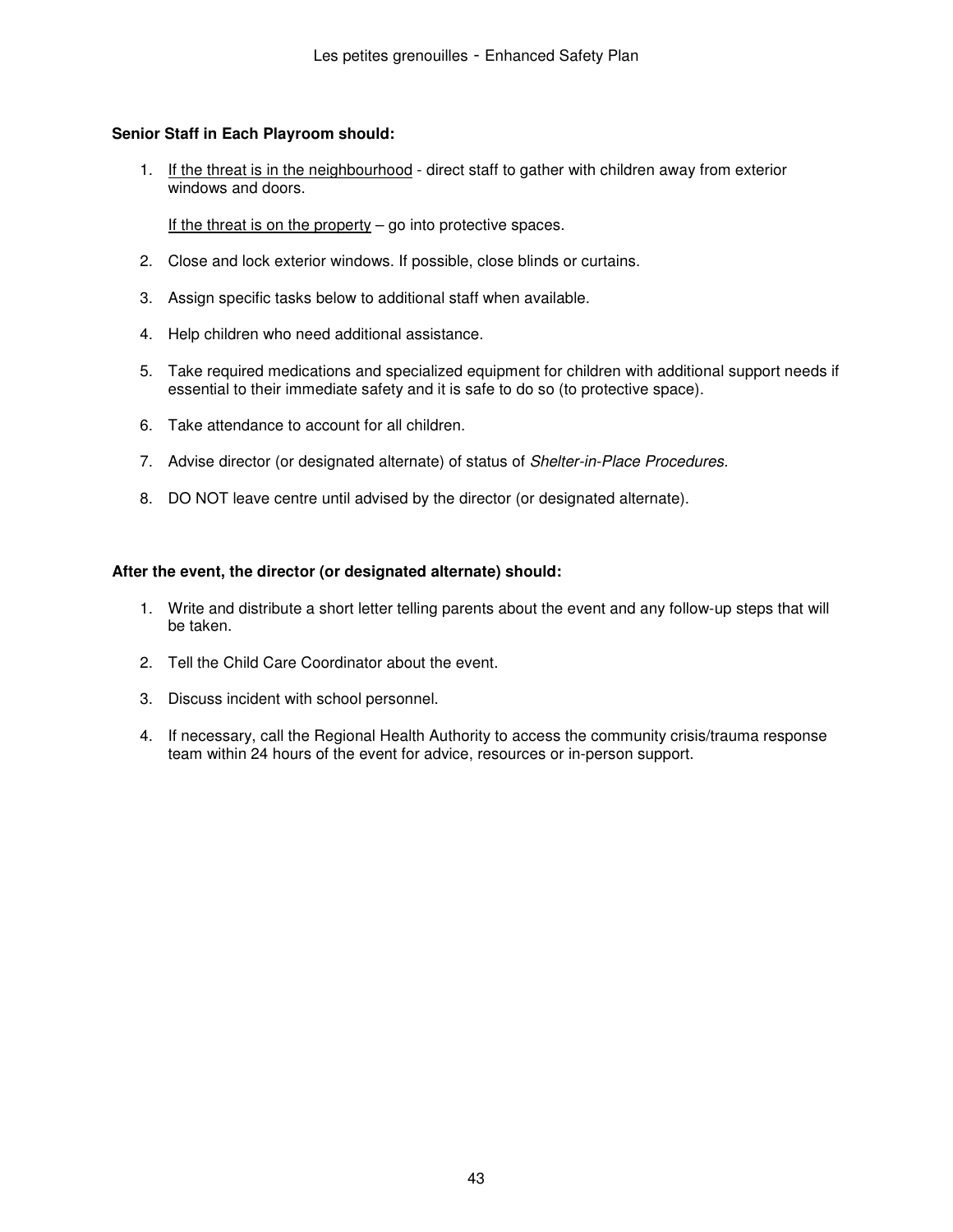**Senior Staff in Each Playroom should:**

1. If the threat is in the neighbourhood - direct staff to gather with children away from exterior windows and doors.

   If the threat is on the property – go into protective spaces.

2. Close and lock exterior windows. If possible, close blinds or curtains.

3. Assign specific tasks below to additional staff when available.

4. Help children who need additional assistance.

5. Take required medications and specialized equipment for children with additional support needs if essential to their immediate safety and it is safe to do so (to protective space).

6. Take attendance to account for all children.

7. Advise director (or designated alternate) of status of *Shelter-in-Place Procedures.*

8. DO NOT leave centre until advised by the director (or designated alternate).

**After the event, the director (or designated alternate) should:**

1. Write and distribute a short letter telling parents about the event and any follow-up steps that will be taken.

2. Tell the Child Care Coordinator about the event.

3. Discuss incident with school personnel.

4. If necessary, call the Regional Health Authority to access the community crisis/trauma response team within 24 hours of the event for advice, resources or in-person support.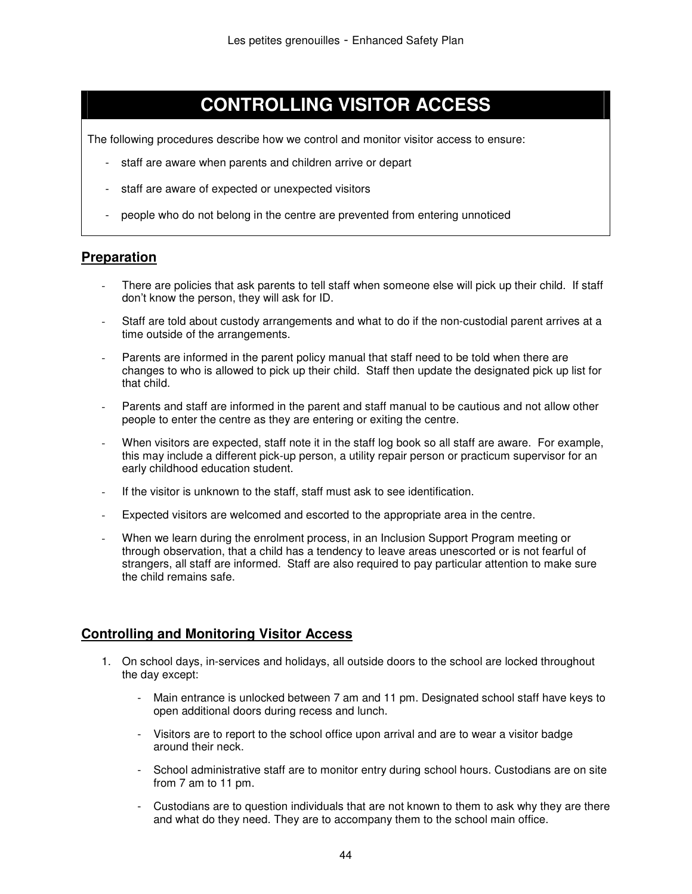# CONTROLLING VISITOR ACCESS

The following procedures describe how we control and monitor visitor access to ensure:

- staff are aware when parents and children arrive or depart
- staff are aware of expected or unexpected visitors
- people who do not belong in the centre are prevented from entering unnoticed

## Preparation

- There are policies that ask parents to tell staff when someone else will pick up their child. If staff don't know the person, they will ask for ID.
- Staff are told about custody arrangements and what to do if the non-custodial parent arrives at a time outside of the arrangements.
- Parents are informed in the parent policy manual that staff need to be told when there are changes to who is allowed to pick up their child. Staff then update the designated pick up list for that child.
- Parents and staff are informed in the parent and staff manual to be cautious and not allow other people to enter the centre as they are entering or exiting the centre.
- When visitors are expected, staff note it in the staff log book so all staff are aware. For example, this may include a different pick-up person, a utility repair person or practicum supervisor for an early childhood education student.
- If the visitor is unknown to the staff, staff must ask to see identification.
- Expected visitors are welcomed and escorted to the appropriate area in the centre.
- When we learn during the enrolment process, in an Inclusion Support Program meeting or through observation, that a child has a tendency to leave areas unescorted or is not fearful of strangers, all staff are informed. Staff are also required to pay particular attention to make sure the child remains safe.

## Controlling and Monitoring Visitor Access

1. On school days, in-services and holidays, all outside doors to the school are locked throughout the day except:
   - Main entrance is unlocked between 7 am and 11 pm. Designated school staff have keys to open additional doors during recess and lunch.
   - Visitors are to report to the school office upon arrival and are to wear a visitor badge around their neck.
   - School administrative staff are to monitor entry during school hours. Custodians are on site from 7 am to 11 pm.
   - Custodians are to question individuals that are not known to them to ask why they are there and what do they need. They are to accompany them to the school main office.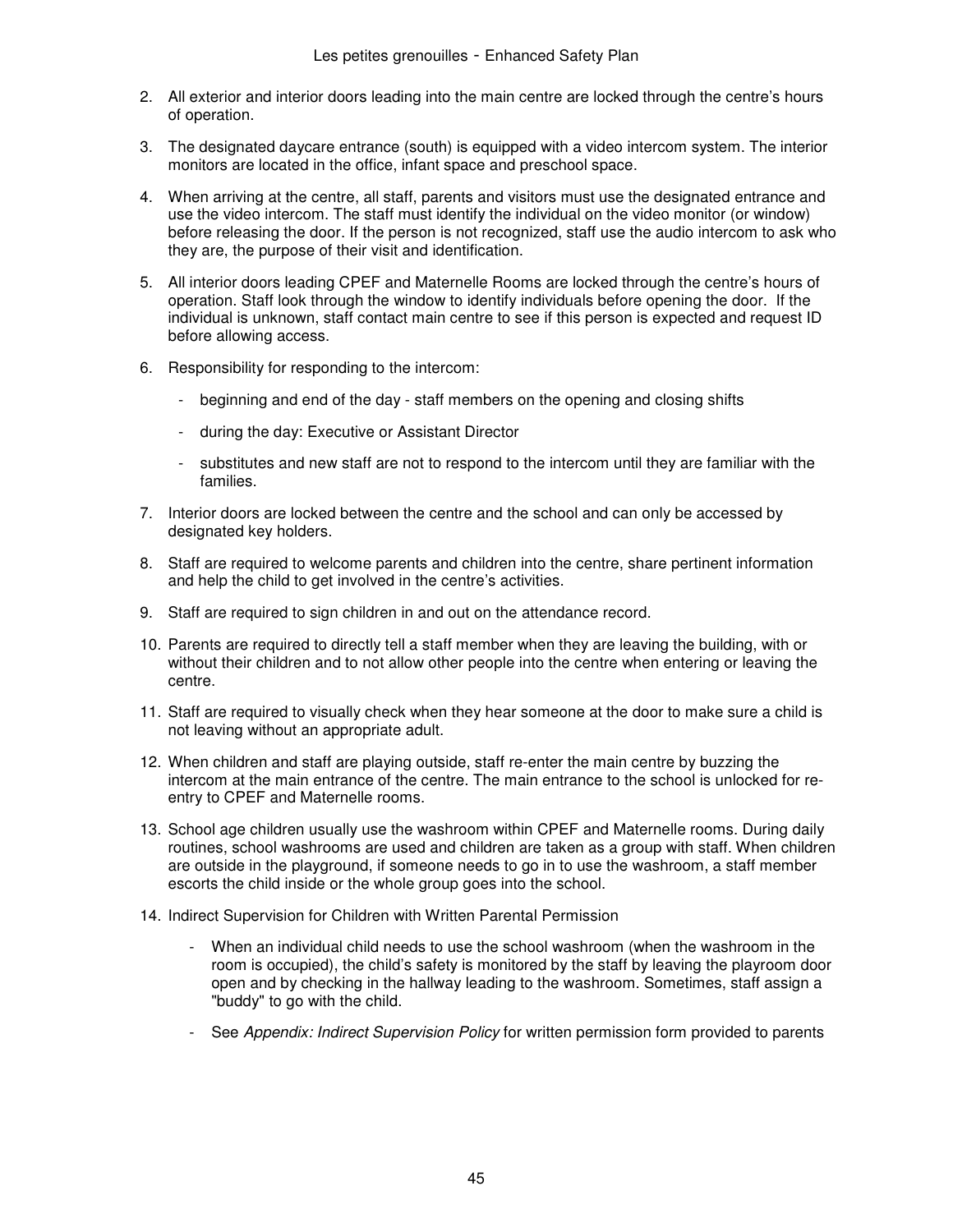2. All exterior and interior doors leading into the main centre are locked through the centre's hours of operation.

3. The designated daycare entrance (south) is equipped with a video intercom system. The interior monitors are located in the office, infant space and preschool space.

4. When arriving at the centre, all staff, parents and visitors must use the designated entrance and use the video intercom. The staff must identify the individual on the video monitor (or window) before releasing the door. If the person is not recognized, staff use the audio intercom to ask who they are, the purpose of their visit and identification.

5. All interior doors leading CPEF and Maternelle Rooms are locked through the centre's hours of operation. Staff look through the window to identify individuals before opening the door. If the individual is unknown, staff contact main centre to see if this person is expected and request ID before allowing access.

6. Responsibility for responding to the intercom:
   - beginning and end of the day - staff members on the opening and closing shifts
   - during the day: Executive or Assistant Director
   - substitutes and new staff are not to respond to the intercom until they are familiar with the families.

7. Interior doors are locked between the centre and the school and can only be accessed by designated key holders.

8. Staff are required to welcome parents and children into the centre, share pertinent information and help the child to get involved in the centre's activities.

9. Staff are required to sign children in and out on the attendance record.

10. Parents are required to directly tell a staff member when they are leaving the building, with or without their children and to not allow other people into the centre when entering or leaving the centre.

11. Staff are required to visually check when they hear someone at the door to make sure a child is not leaving without an appropriate adult.

12. When children and staff are playing outside, staff re-enter the main centre by buzzing the intercom at the main entrance of the centre. The main entrance to the school is unlocked for re-entry to CPEF and Maternelle rooms.

13. School age children usually use the washroom within CPEF and Maternelle rooms. During daily routines, school washrooms are used and children are taken as a group with staff. When children are outside in the playground, if someone needs to go in to use the washroom, a staff member escorts the child inside or the whole group goes into the school.

14. Indirect Supervision for Children with Written Parental Permission
    - When an individual child needs to use the school washroom (when the washroom in the room is occupied), the child's safety is monitored by the staff by leaving the playroom door open and by checking in the hallway leading to the washroom. Sometimes, staff assign a "buddy" to go with the child.
    - See *Appendix: Indirect Supervision Policy* for written permission form provided to parents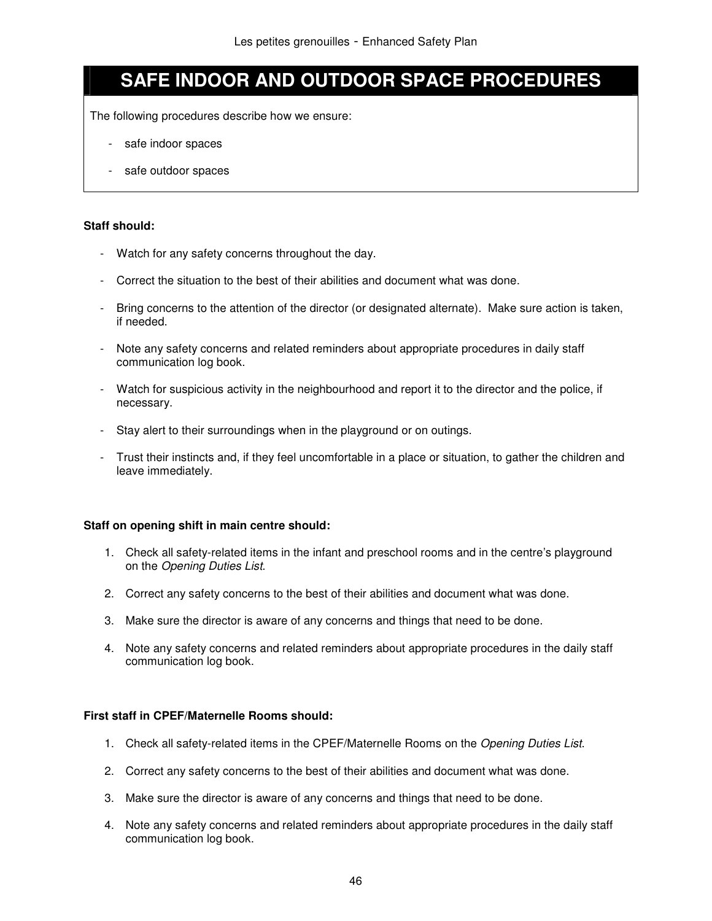# SAFE INDOOR AND OUTDOOR SPACE PROCEDURES

The following procedures describe how we ensure:

- safe indoor spaces
- safe outdoor spaces

**Staff should:**

- Watch for any safety concerns throughout the day.
- Correct the situation to the best of their abilities and document what was done.
- Bring concerns to the attention of the director (or designated alternate). Make sure action is taken, if needed.
- Note any safety concerns and related reminders about appropriate procedures in daily staff communication log book.
- Watch for suspicious activity in the neighbourhood and report it to the director and the police, if necessary.
- Stay alert to their surroundings when in the playground or on outings.
- Trust their instincts and, if they feel uncomfortable in a place or situation, to gather the children and leave immediately.

**Staff on opening shift in main centre should:**

1. Check all safety-related items in the infant and preschool rooms and in the centre's playground on the *Opening Duties List*.
2. Correct any safety concerns to the best of their abilities and document what was done.
3. Make sure the director is aware of any concerns and things that need to be done.
4. Note any safety concerns and related reminders about appropriate procedures in the daily staff communication log book.

**First staff in CPEF/Maternelle Rooms should:**

1. Check all safety-related items in the CPEF/Maternelle Rooms on the *Opening Duties List*.
2. Correct any safety concerns to the best of their abilities and document what was done.
3. Make sure the director is aware of any concerns and things that need to be done.
4. Note any safety concerns and related reminders about appropriate procedures in the daily staff communication log book.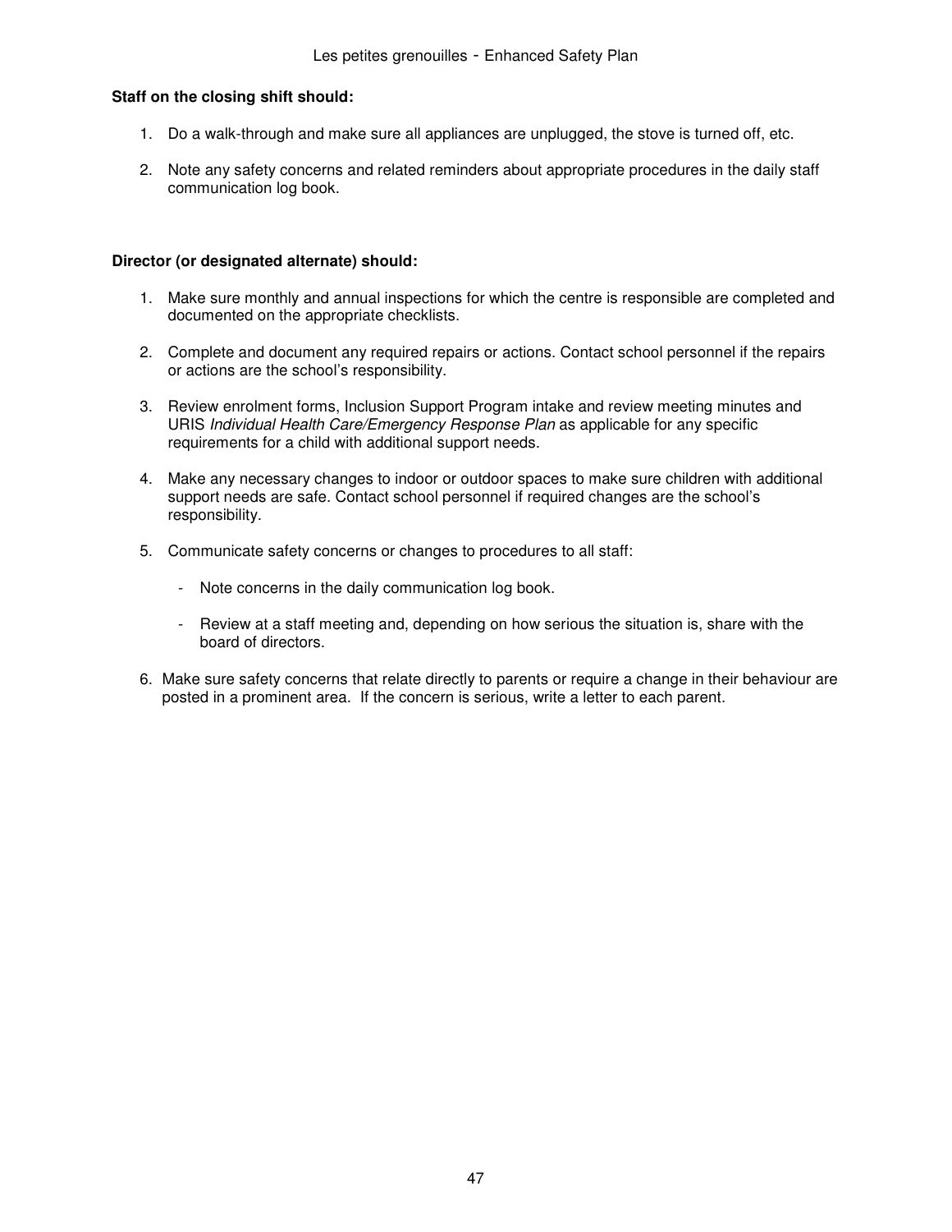**Staff on the closing shift should:**

1. Do a walk-through and make sure all appliances are unplugged, the stove is turned off, etc.

2. Note any safety concerns and related reminders about appropriate procedures in the daily staff communication log book.

**Director (or designated alternate) should:**

1. Make sure monthly and annual inspections for which the centre is responsible are completed and documented on the appropriate checklists.

2. Complete and document any required repairs or actions. Contact school personnel if the repairs or actions are the school's responsibility.

3. Review enrolment forms, Inclusion Support Program intake and review meeting minutes and URIS *Individual Health Care/Emergency Response Plan* as applicable for any specific requirements for a child with additional support needs.

4. Make any necessary changes to indoor or outdoor spaces to make sure children with additional support needs are safe. Contact school personnel if required changes are the school's responsibility.

5. Communicate safety concerns or changes to procedures to all staff:

   - Note concerns in the daily communication log book.

   - Review at a staff meeting and, depending on how serious the situation is, share with the board of directors.

6. Make sure safety concerns that relate directly to parents or require a change in their behaviour are posted in a prominent area. If the concern is serious, write a letter to each parent.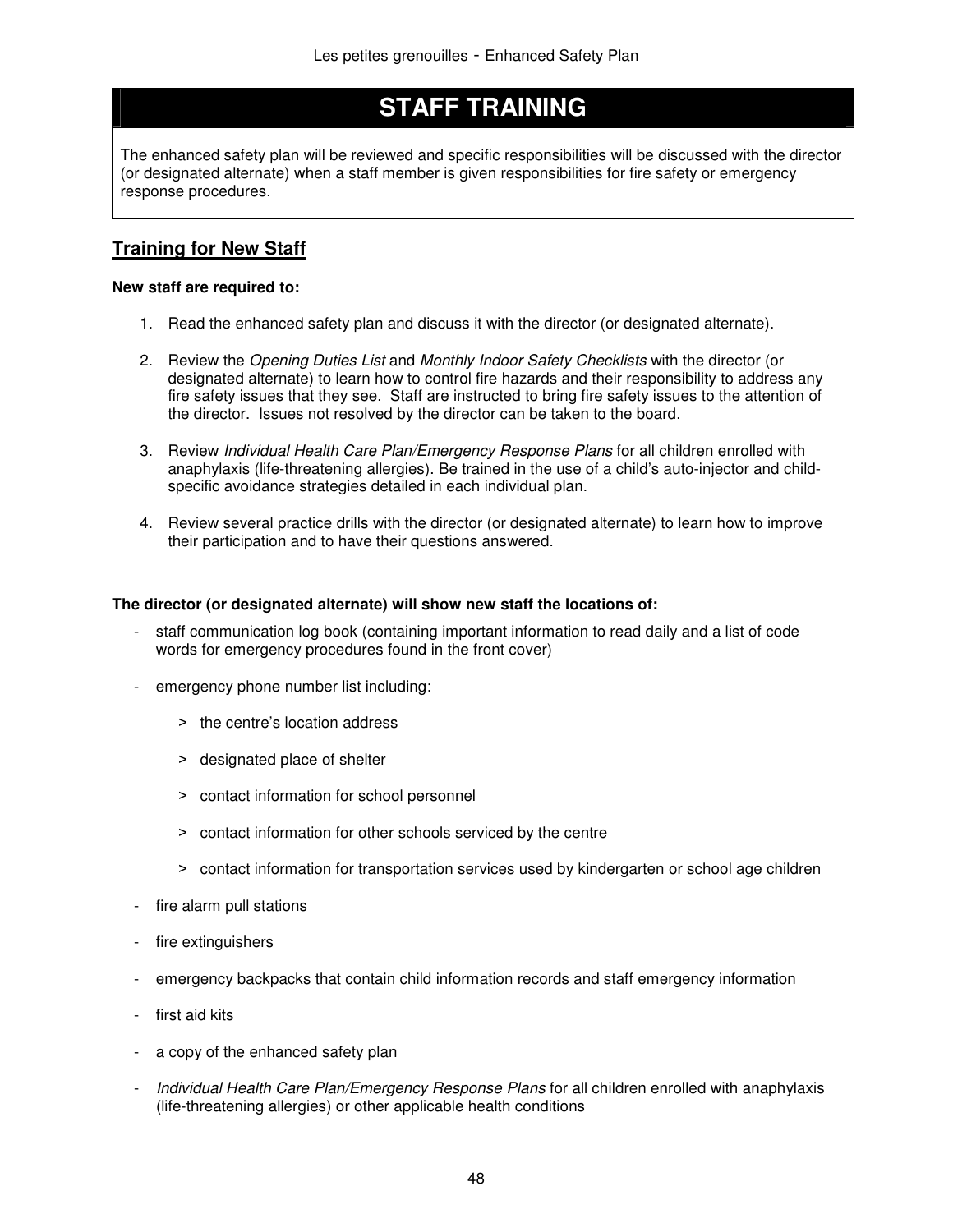# STAFF TRAINING

The enhanced safety plan will be reviewed and specific responsibilities will be discussed with the director (or designated alternate) when a staff member is given responsibilities for fire safety or emergency response procedures.

## Training for New Staff

**New staff are required to:**

1. Read the enhanced safety plan and discuss it with the director (or designated alternate).

2. Review the *Opening Duties List* and *Monthly Indoor Safety Checklists* with the director (or designated alternate) to learn how to control fire hazards and their responsibility to address any fire safety issues that they see. Staff are instructed to bring fire safety issues to the attention of the director. Issues not resolved by the director can be taken to the board.

3. Review *Individual Health Care Plan/Emergency Response Plans* for all children enrolled with anaphylaxis (life-threatening allergies). Be trained in the use of a child's auto-injector and child-specific avoidance strategies detailed in each individual plan.

4. Review several practice drills with the director (or designated alternate) to learn how to improve their participation and to have their questions answered.

**The director (or designated alternate) will show new staff the locations of:**

- staff communication log book (containing important information to read daily and a list of code words for emergency procedures found in the front cover)
- emergency phone number list including:
  - the centre's location address
  - designated place of shelter
  - contact information for school personnel
  - contact information for other schools serviced by the centre
  - contact information for transportation services used by kindergarten or school age children
- fire alarm pull stations
- fire extinguishers
- emergency backpacks that contain child information records and staff emergency information
- first aid kits
- a copy of the enhanced safety plan
- *Individual Health Care Plan/Emergency Response Plans* for all children enrolled with anaphylaxis (life-threatening allergies) or other applicable health conditions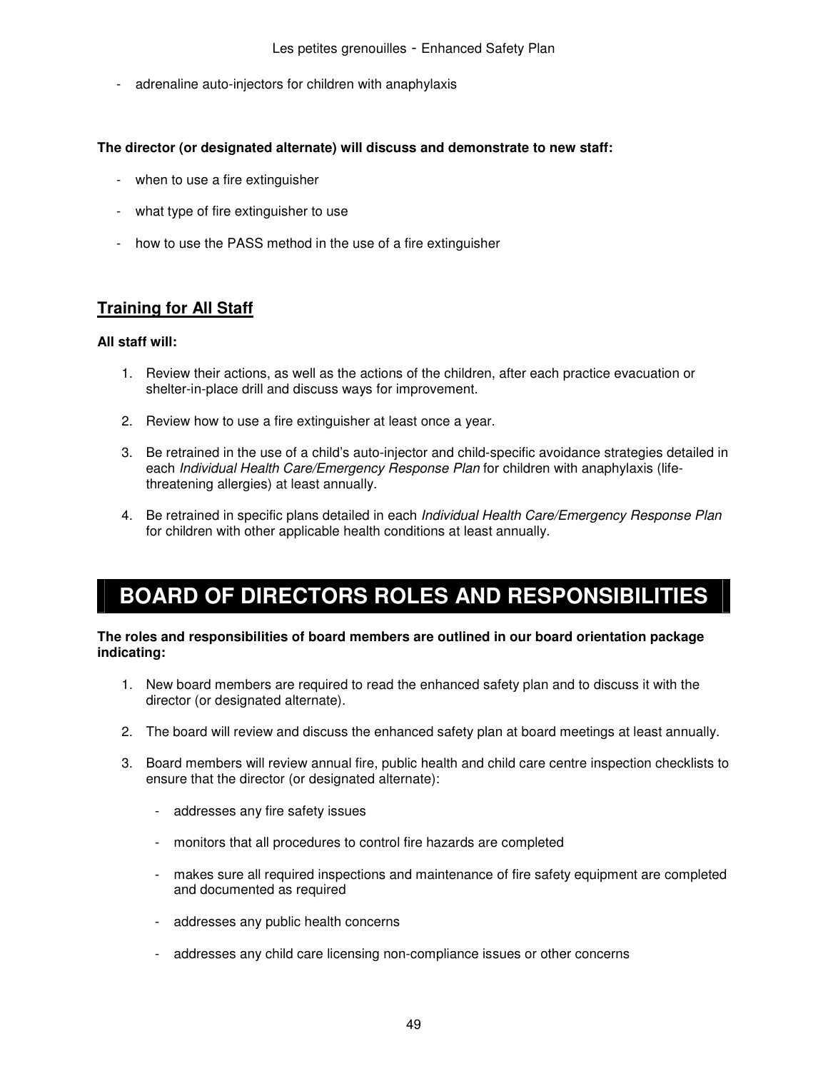- adrenaline auto-injectors for children with anaphylaxis

**The director (or designated alternate) will discuss and demonstrate to new staff:**

- when to use a fire extinguisher
- what type of fire extinguisher to use
- how to use the PASS method in the use of a fire extinguisher

## Training for All Staff

**All staff will:**

1. Review their actions, as well as the actions of the children, after each practice evacuation or shelter-in-place drill and discuss ways for improvement.
2. Review how to use a fire extinguisher at least once a year.
3. Be retrained in the use of a child's auto-injector and child-specific avoidance strategies detailed in each *Individual Health Care/Emergency Response Plan* for children with anaphylaxis (life-threatening allergies) at least annually.
4. Be retrained in specific plans detailed in each *Individual Health Care/Emergency Response Plan* for children with other applicable health conditions at least annually.

# BOARD OF DIRECTORS ROLES AND RESPONSIBILITIES

**The roles and responsibilities of board members are outlined in our board orientation package indicating:**

1. New board members are required to read the enhanced safety plan and to discuss it with the director (or designated alternate).
2. The board will review and discuss the enhanced safety plan at board meetings at least annually.
3. Board members will review annual fire, public health and child care centre inspection checklists to ensure that the director (or designated alternate):
   - addresses any fire safety issues
   - monitors that all procedures to control fire hazards are completed
   - makes sure all required inspections and maintenance of fire safety equipment are completed and documented as required
   - addresses any public health concerns
   - addresses any child care licensing non-compliance issues or other concerns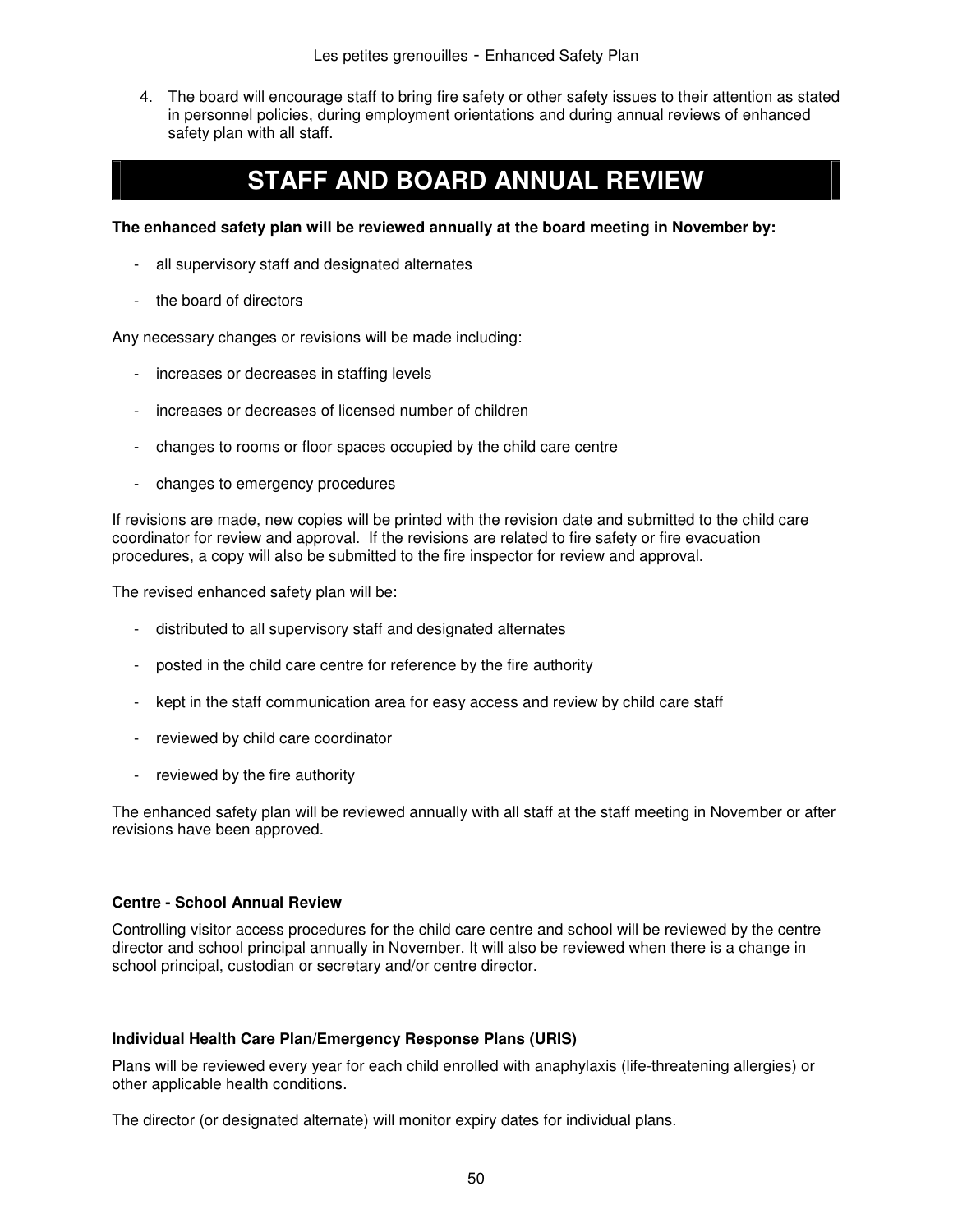4. The board will encourage staff to bring fire safety or other safety issues to their attention as stated in personnel policies, during employment orientations and during annual reviews of enhanced safety plan with all staff.

## STAFF AND BOARD ANNUAL REVIEW

**The enhanced safety plan will be reviewed annually at the board meeting in November by:**

- all supervisory staff and designated alternates
- the board of directors

Any necessary changes or revisions will be made including:

- increases or decreases in staffing levels
- increases or decreases of licensed number of children
- changes to rooms or floor spaces occupied by the child care centre
- changes to emergency procedures

If revisions are made, new copies will be printed with the revision date and submitted to the child care coordinator for review and approval. If the revisions are related to fire safety or fire evacuation procedures, a copy will also be submitted to the fire inspector for review and approval.

The revised enhanced safety plan will be:

- distributed to all supervisory staff and designated alternates
- posted in the child care centre for reference by the fire authority
- kept in the staff communication area for easy access and review by child care staff
- reviewed by child care coordinator
- reviewed by the fire authority

The enhanced safety plan will be reviewed annually with all staff at the staff meeting in November or after revisions have been approved.

### Centre - School Annual Review

Controlling visitor access procedures for the child care centre and school will be reviewed by the centre director and school principal annually in November. It will also be reviewed when there is a change in school principal, custodian or secretary and/or centre director.

### Individual Health Care Plan/Emergency Response Plans (URIS)

Plans will be reviewed every year for each child enrolled with anaphylaxis (life-threatening allergies) or other applicable health conditions.

The director (or designated alternate) will monitor expiry dates for individual plans.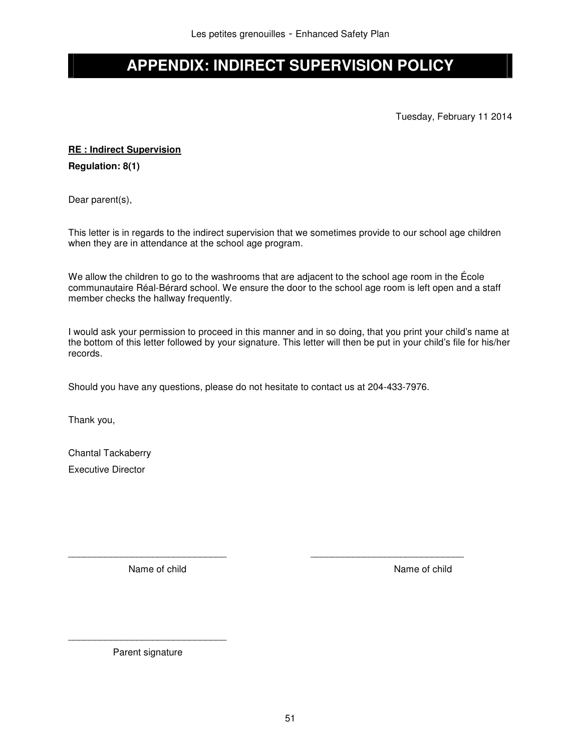# APPENDIX: INDIRECT SUPERVISION POLICY

Tuesday, February 11 2014

**RE : Indirect Supervision**

**Regulation: 8(1)**

Dear parent(s),

This letter is in regards to the indirect supervision that we sometimes provide to our school age children when they are in attendance at the school age program.

We allow the children to go to the washrooms that are adjacent to the school age room in the École communautaire Réal-Bérard school. We ensure the door to the school age room is left open and a staff member checks the hallway frequently.

I would ask your permission to proceed in this manner and in so doing, that you print your child's name at the bottom of this letter followed by your signature. This letter will then be put in your child's file for his/her records.

Should you have any questions, please do not hesitate to contact us at 204-433-7976.

Thank you,

Chantal Tackaberry

Executive Director

______________________________ ______________________________

Name of child Name of child

______________________________

Parent signature